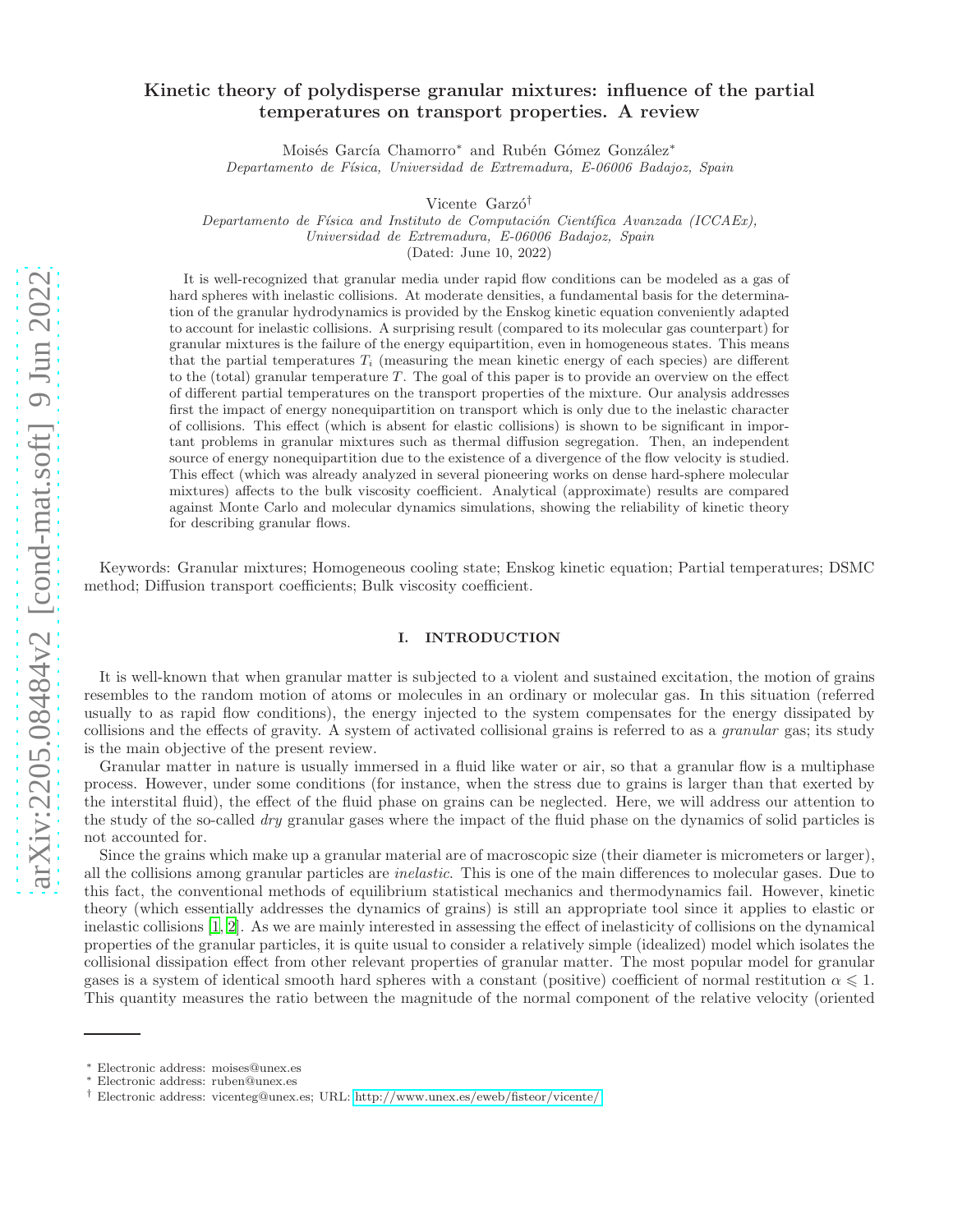# Kinetic theory of polydisperse granular mixtures: influence of the partial temperatures on transport properties. A review

Moisés García Chamorro* and Rubén Gómez González*

*Departamento de Física, Universidad de Extremadura, E-06006 Badajoz, Spain*

Vicente Garzó†

*Departamento de Física and Instituto de Computación Científica Avanzada (ICCAEx), Universidad de Extremadura, E-06006 Badajoz, Spain*

(Dated: June 10, 2022)

It is well-recognized that granular media under rapid flow conditions can be modeled as a gas of hard spheres with inelastic collisions. At moderate densities, a fundamental basis for the determination of the granular hydrodynamics is provided by the Enskog kinetic equation conveniently adapted to account for inelastic collisions. A surprising result (compared to its molecular gas counterpart) for granular mixtures is the failure of the energy equipartition, even in homogeneous states. This means that the partial temperatures $T_i$ (measuring the mean kinetic energy of each species) are different to the (total) granular temperature $T$. The goal of this paper is to provide an overview on the effect of different partial temperatures on the transport properties of the mixture. Our analysis addresses first the impact of energy nonequipartition on transport which is only due to the inelastic character of collisions. This effect (which is absent for elastic collisions) is shown to be significant in important problems in granular mixtures such as thermal diffusion segregation. Then, an independent source of energy nonequipartition due to the existence of a divergence of the flow velocity is studied. This effect (which was already analyzed in several pioneering works on dense hard-sphere molecular mixtures) affects to the bulk viscosity coefficient. Analytical (approximate) results are compared against Monte Carlo and molecular dynamics simulations, showing the reliability of kinetic theory for describing granular flows.

Keywords: Granular mixtures; Homogeneous cooling state; Enskog kinetic equation; Partial temperatures; DSMC method; Diffusion transport coefficients; Bulk viscosity coefficient.

## I. INTRODUCTION

It is well-known that when granular matter is subjected to a violent and sustained excitation, the motion of grains resembles to the random motion of atoms or molecules in an ordinary or molecular gas. In this situation (referred usually to as rapid flow conditions), the energy injected to the system compensates for the energy dissipated by collisions and the effects of gravity. A system of activated collisional grains is referred to as a *granular* gas; its study is the main objective of the present review.

Granular matter in nature is usually immersed in a fluid like water or air, so that a granular flow is a multiphase process. However, under some conditions (for instance, when the stress due to grains is larger than that exerted by the interstitial fluid), the effect of the fluid phase on grains can be neglected. Here, we will address our attention to the study of the so-called *dry* granular gases where the impact of the fluid phase on the dynamics of solid particles is not accounted for.

Since the grains which make up a granular material are of macroscopic size (their diameter is micrometers or larger), all the collisions among granular particles are *inelastic*. This is one of the main differences to molecular gases. Due to this fact, the conventional methods of equilibrium statistical mechanics and thermodynamics fail. However, kinetic theory (which essentially addresses the dynamics of grains) is still an appropriate tool since it applies to elastic or inelastic collisions [1, 2]. As we are mainly interested in assessing the effect of inelasticity of collisions on the dynamical properties of the granular particles, it is quite usual to consider a relatively simple (idealized) model which isolates the collisional dissipation effect from other relevant properties of granular matter. The most popular model for granular gases is a system of identical smooth hard spheres with a constant (positive) coefficient of normal restitution $\alpha \leqslant 1$. This quantity measures the ratio between the magnitude of the normal component of the relative velocity (oriented

---

* Electronic address: moises@unex.es
* Electronic address: ruben@unex.es
† Electronic address: vicenteg@unex.es; URL: http://www.unex.es/eweb/fisteor/vicente/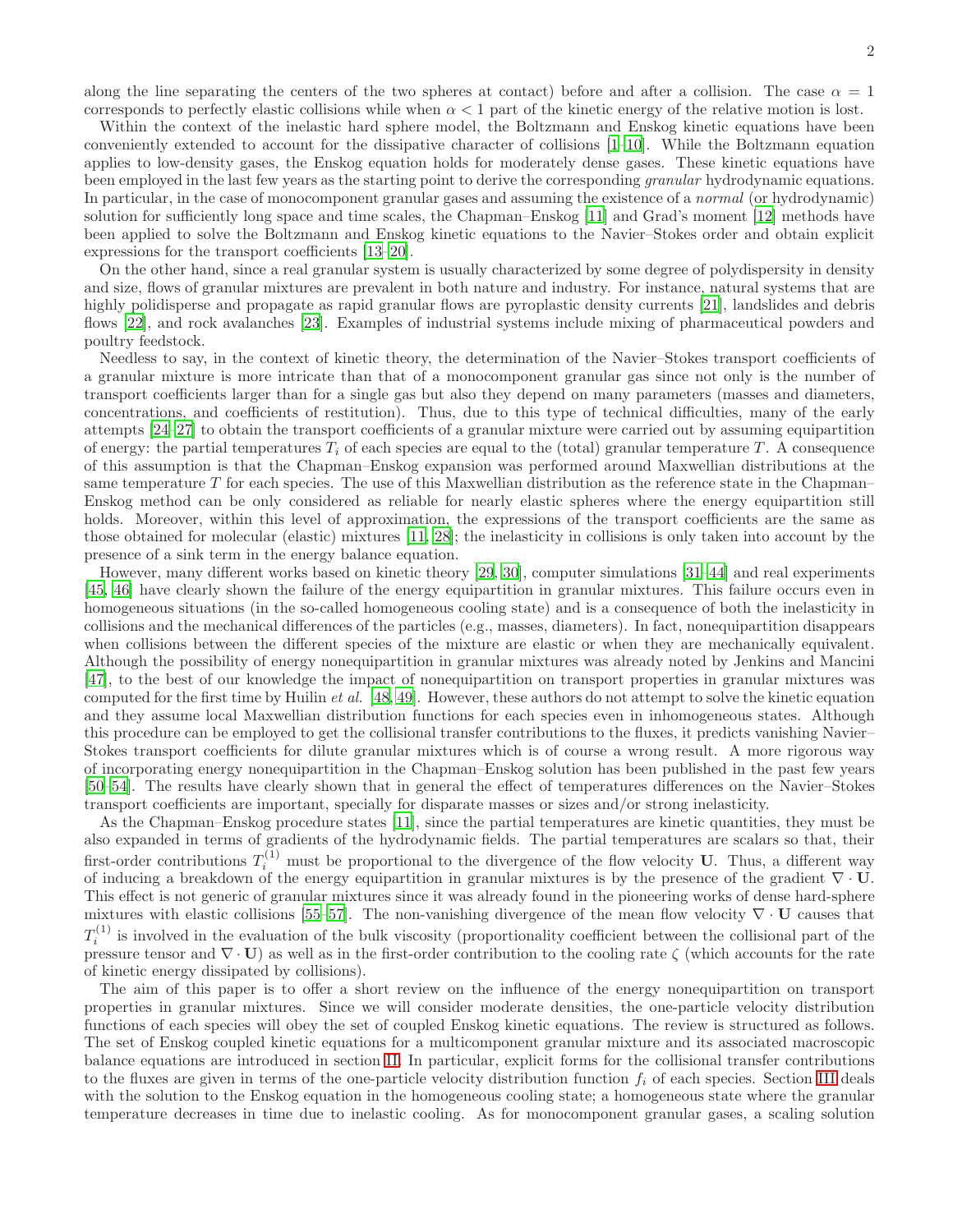along the line separating the centers of the two spheres at contact) before and after a collision. The case $\alpha = 1$ corresponds to perfectly elastic collisions while when $\alpha < 1$ part of the kinetic energy of the relative motion is lost.

Within the context of the inelastic hard sphere model, the Boltzmann and Enskog kinetic equations have been conveniently extended to account for the dissipative character of collisions [1–10]. While the Boltzmann equation applies to low-density gases, the Enskog equation holds for moderately dense gases. These kinetic equations have been employed in the last few years as the starting point to derive the corresponding *granular* hydrodynamic equations. In particular, in the case of monocomponent granular gases and assuming the existence of a *normal* (or hydrodynamic) solution for sufficiently long space and time scales, the Chapman–Enskog [11] and Grad's moment [12] methods have been applied to solve the Boltzmann and Enskog kinetic equations to the Navier–Stokes order and obtain explicit expressions for the transport coefficients [13–20].

On the other hand, since a real granular system is usually characterized by some degree of polydispersity in density and size, flows of granular mixtures are prevalent in both nature and industry. For instance, natural systems that are highly polidisperse and propagate as rapid granular flows are pyroplastic density currents [21], landslides and debris flows [22], and rock avalanches [23]. Examples of industrial systems include mixing of pharmaceutical powders and poultry feedstock.

Needless to say, in the context of kinetic theory, the determination of the Navier–Stokes transport coefficients of a granular mixture is more intricate than that of a monocomponent granular gas since not only is the number of transport coefficients larger than for a single gas but also they depend on many parameters (masses and diameters, concentrations, and coefficients of restitution). Thus, due to this type of technical difficulties, many of the early attempts [24–27] to obtain the transport coefficients of a granular mixture were carried out by assuming equipartition of energy: the partial temperatures $T_i$ of each species are equal to the (total) granular temperature $T$. A consequence of this assumption is that the Chapman–Enskog expansion was performed around Maxwellian distributions at the same temperature $T$ for each species. The use of this Maxwellian distribution as the reference state in the Chapman–Enskog method can be only considered as reliable for nearly elastic spheres where the energy equipartition still holds. Moreover, within this level of approximation, the expressions of the transport coefficients are the same as those obtained for molecular (elastic) mixtures [11, 28]; the inelasticity in collisions is only taken into account by the presence of a sink term in the energy balance equation.

However, many different works based on kinetic theory [29, 30], computer simulations [31–44] and real experiments [45, 46] have clearly shown the failure of the energy equipartition in granular mixtures. This failure occurs even in homogeneous situations (in the so-called homogeneous cooling state) and is a consequence of both the inelasticity in collisions and the mechanical differences of the particles (e.g., masses, diameters). In fact, nonequipartition disappears when collisions between the different species of the mixture are elastic or when they are mechanically equivalent. Although the possibility of energy nonequipartition in granular mixtures was already noted by Jenkins and Mancini [47], to the best of our knowledge the impact of nonequipartition on transport properties in granular mixtures was computed for the first time by Huilin *et al.* [48, 49]. However, these authors do not attempt to solve the kinetic equation and they assume local Maxwellian distribution functions for each species even in inhomogeneous states. Although this procedure can be employed to get the collisional transfer contributions to the fluxes, it predicts vanishing Navier–Stokes transport coefficients for dilute granular mixtures which is of course a wrong result. A more rigorous way of incorporating energy nonequipartition in the Chapman–Enskog solution has been published in the past few years [50–54]. The results have clearly shown that in general the effect of temperatures differences on the Navier–Stokes transport coefficients are important, specially for disparate masses or sizes and/or strong inelasticity.

As the Chapman–Enskog procedure states [11], since the partial temperatures are kinetic quantities, they must be also expanded in terms of gradients of the hydrodynamic fields. The partial temperatures are scalars so that, their first-order contributions $T_i^{(1)}$ must be proportional to the divergence of the flow velocity $\mathbf{U}$. Thus, a different way of inducing a breakdown of the energy equipartition in granular mixtures is by the presence of the gradient $\nabla \cdot \mathbf{U}$. This effect is not generic of granular mixtures since it was already found in the pioneering works of dense hard-sphere mixtures with elastic collisions [55–57]. The non-vanishing divergence of the mean flow velocity $\nabla \cdot \mathbf{U}$ causes that $T_i^{(1)}$ is involved in the evaluation of the bulk viscosity (proportionality coefficient between the collisional part of the pressure tensor and $\nabla \cdot \mathbf{U}$) as well as in the first-order contribution to the cooling rate $\zeta$ (which accounts for the rate of kinetic energy dissipated by collisions).

The aim of this paper is to offer a short review on the influence of the energy nonequipartition on transport properties in granular mixtures. Since we will consider moderate densities, the one-particle velocity distribution functions of each species will obey the set of coupled Enskog kinetic equations. The review is structured as follows. The set of Enskog coupled kinetic equations for a multicomponent granular mixture and its associated macroscopic balance equations are introduced in section II. In particular, explicit forms for the collisional transfer contributions to the fluxes are given in terms of the one-particle velocity distribution function $f_i$ of each species. Section III deals with the solution to the Enskog equation in the homogeneous cooling state; a homogeneous state where the granular temperature decreases in time due to inelastic cooling. As for monocomponent granular gases, a scaling solution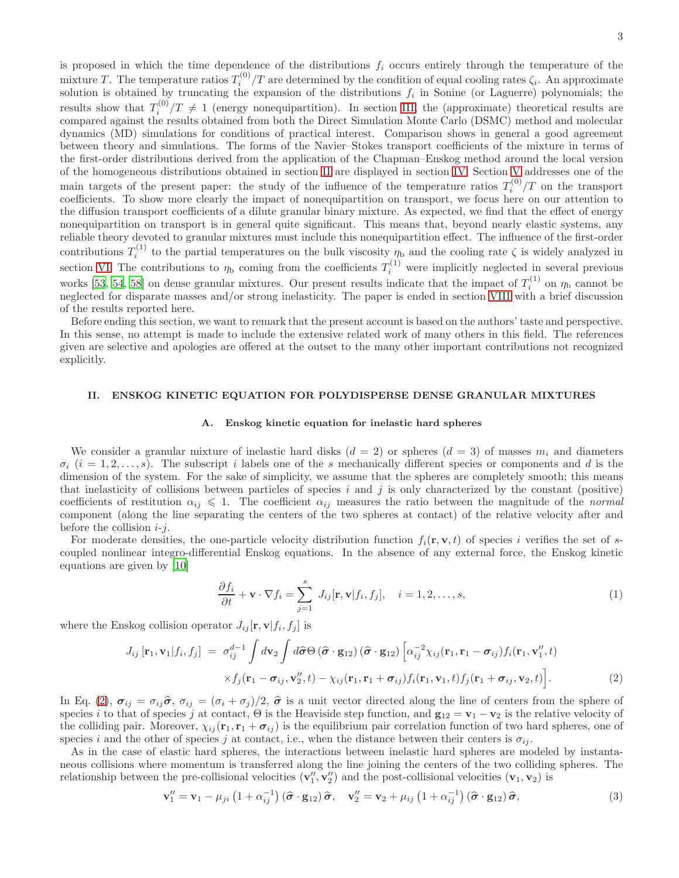is proposed in which the time dependence of the distributions $f_i$ occurs entirely through the temperature of the mixture $T$. The temperature ratios $T_i^{(0)}/T$ are determined by the condition of equal cooling rates $\zeta_i$. An approximate solution is obtained by truncating the expansion of the distributions $f_i$ in Sonine (or Laguerre) polynomials; the results show that $T_i^{(0)}/T \neq 1$ (energy nonequipartition). In section III, the (approximate) theoretical results are compared against the results obtained from both the Direct Simulation Monte Carlo (DSMC) method and molecular dynamics (MD) simulations for conditions of practical interest. Comparison shows in general a good agreement between theory and simulations. The forms of the Navier–Stokes transport coefficients of the mixture in terms of the first-order distributions derived from the application of the Chapman–Enskog method around the local version of the homogeneous distributions obtained in section II are displayed in section IV. Section V addresses one of the main targets of the present paper: the study of the influence of the temperature ratios $T_i^{(0)}/T$ on the transport coefficients. To show more clearly the impact of nonequipartition on transport, we focus here on our attention to the diffusion transport coefficients of a dilute granular binary mixture. As expected, we find that the effect of energy nonequipartition on transport is in general quite significant. This means that, beyond nearly elastic systems, any reliable theory devoted to granular mixtures must include this nonequipartition effect. The influence of the first-order contributions $T_i^{(1)}$ to the partial temperatures on the bulk viscosity $\eta_{\text{b}}$ and the cooling rate $\zeta$ is widely analyzed in section VI. The contributions to $\eta_{\text{b}}$ coming from the coefficients $T_i^{(1)}$ were implicitly neglected in several previous works [53, 54, 58] on dense granular mixtures. Our present results indicate that the impact of $T_i^{(1)}$ on $\eta_{\text{b}}$ cannot be neglected for disparate masses and/or strong inelasticity. The paper is ended in section VIII with a brief discussion of the results reported here.

Before ending this section, we want to remark that the present account is based on the authors' taste and perspective. In this sense, no attempt is made to include the extensive related work of many others in this field. The references given are selective and apologies are offered at the outset to the many other important contributions not recognized explicitly.

## II. ENSKOG KINETIC EQUATION FOR POLYDISPERSE DENSE GRANULAR MIXTURES

### A. Enskog kinetic equation for inelastic hard spheres

We consider a granular mixture of inelastic hard disks ($d=2$) or spheres ($d=3$) of masses $m_i$ and diameters $\sigma_i$ ($i=1,2,\ldots,s$). The subscript $i$ labels one of the $s$ mechanically different species or components and $d$ is the dimension of the system. For the sake of simplicity, we assume that the spheres are completely smooth; this means that inelasticity of collisions between particles of species $i$ and $j$ is only characterized by the constant (positive) coefficients of restitution $\alpha_{ij} \leqslant 1$. The coefficient $\alpha_{ij}$ measures the ratio between the magnitude of the *normal* component (along the line separating the centers of the two spheres at contact) of the relative velocity after and before the collision $i$-$j$.

For moderate densities, the one-particle velocity distribution function $f_i(\mathbf{r},\mathbf{v},t)$ of species $i$ verifies the set of $s$-coupled nonlinear integro-differential Enskog equations. In the absence of any external force, the Enskog kinetic equations are given by [10]

$$\frac{\partial f_i}{\partial t} + \mathbf{v}\cdot\nabla f_i = \sum_{j=1}^{s} J_{ij}[\mathbf{r},\mathbf{v}|f_i,f_j], \quad i=1,2,\ldots,s, \tag{1}$$

where the Enskog collision operator $J_{ij}[\mathbf{r},\mathbf{v}|f_i,f_j]$ is

$$\begin{aligned} J_{ij}\left[\mathbf{r}_1,\mathbf{v}_1|f_i,f_j\right] \;=\; & \sigma_{ij}^{d-1}\int d\mathbf{v}_2\int d\widehat{\boldsymbol{\sigma}}\,\Theta\left(\widehat{\boldsymbol{\sigma}}\cdot\mathbf{g}_{12}\right)\left(\widehat{\boldsymbol{\sigma}}\cdot\mathbf{g}_{12}\right)\Big[\alpha_{ij}^{-2}\chi_{ij}(\mathbf{r}_1,\mathbf{r}_1-\boldsymbol{\sigma}_{ij})f_i(\mathbf{r}_1,\mathbf{v}_1'',t) \\ & \times f_j(\mathbf{r}_1-\boldsymbol{\sigma}_{ij},\mathbf{v}_2'',t)-\chi_{ij}(\mathbf{r}_1,\mathbf{r}_1+\boldsymbol{\sigma}_{ij})f_i(\mathbf{r}_1,\mathbf{v}_1,t)f_j(\mathbf{r}_1+\boldsymbol{\sigma}_{ij},\mathbf{v}_2,t)\Big]. \end{aligned} \tag{2}$$

In Eq. (2), $\boldsymbol{\sigma}_{ij}=\sigma_{ij}\widehat{\boldsymbol{\sigma}}$, $\sigma_{ij}=(\sigma_i+\sigma_j)/2$, $\widehat{\boldsymbol{\sigma}}$ is a unit vector directed along the line of centers from the sphere of species $i$ to that of species $j$ at contact, $\Theta$ is the Heaviside step function, and $\mathbf{g}_{12}=\mathbf{v}_1-\mathbf{v}_2$ is the relative velocity of the colliding pair. Moreover, $\chi_{ij}(\mathbf{r}_1,\mathbf{r}_1+\boldsymbol{\sigma}_{ij})$ is the equilibrium pair correlation function of two hard spheres, one of species $i$ and the other of species $j$ at contact, i.e., when the distance between their centers is $\sigma_{ij}$.

As in the case of elastic hard spheres, the interactions between inelastic hard spheres are modeled by instantaneous collisions where momentum is transferred along the line joining the centers of the two colliding spheres. The relationship between the pre-collisional velocities $(\mathbf{v}_1'',\mathbf{v}_2'')$ and the post-collisional velocities $(\mathbf{v}_1,\mathbf{v}_2)$ is

$$\mathbf{v}_1''=\mathbf{v}_1-\mu_{ji}\left(1+\alpha_{ij}^{-1}\right)\left(\widehat{\boldsymbol{\sigma}}\cdot\mathbf{g}_{12}\right)\widehat{\boldsymbol{\sigma}}, \quad \mathbf{v}_2''=\mathbf{v}_2+\mu_{ij}\left(1+\alpha_{ij}^{-1}\right)\left(\widehat{\boldsymbol{\sigma}}\cdot\mathbf{g}_{12}\right)\widehat{\boldsymbol{\sigma}}, \tag{3}$$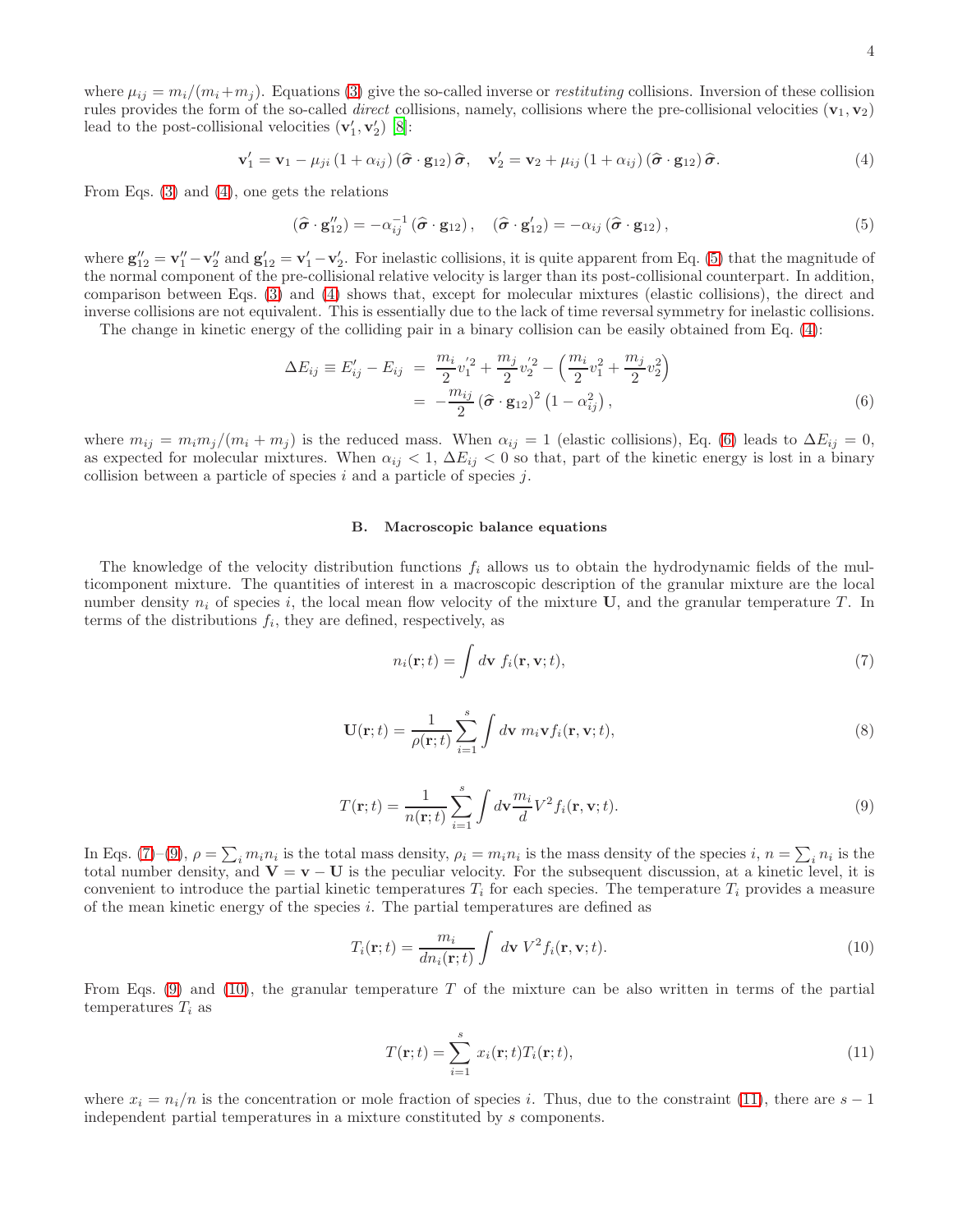where $\mu_{ij} = m_i/(m_i+m_j)$. Equations (3) give the so-called inverse or *restituting* collisions. Inversion of these collision rules provides the form of the so-called *direct* collisions, namely, collisions where the pre-collisional velocities $(\mathbf{v}_1, \mathbf{v}_2)$ lead to the post-collisional velocities $(\mathbf{v}_1', \mathbf{v}_2')$ [8]:

$$\mathbf{v}_1' = \mathbf{v}_1 - \mu_{ji}\,(1+\alpha_{ij})\,(\widehat{\boldsymbol{\sigma}}\cdot\mathbf{g}_{12})\,\widehat{\boldsymbol{\sigma}}, \quad \mathbf{v}_2' = \mathbf{v}_2 + \mu_{ij}\,(1+\alpha_{ij})\,(\widehat{\boldsymbol{\sigma}}\cdot\mathbf{g}_{12})\,\widehat{\boldsymbol{\sigma}}. \tag{4}$$

From Eqs. (3) and (4), one gets the relations

$$(\widehat{\boldsymbol{\sigma}}\cdot\mathbf{g}_{12}'') = -\alpha_{ij}^{-1}\,(\widehat{\boldsymbol{\sigma}}\cdot\mathbf{g}_{12}), \quad (\widehat{\boldsymbol{\sigma}}\cdot\mathbf{g}_{12}') = -\alpha_{ij}\,(\widehat{\boldsymbol{\sigma}}\cdot\mathbf{g}_{12}), \tag{5}$$

where $\mathbf{g}_{12}'' = \mathbf{v}_1'' - \mathbf{v}_2''$ and $\mathbf{g}_{12}' = \mathbf{v}_1' - \mathbf{v}_2'$. For inelastic collisions, it is quite apparent from Eq. (5) that the magnitude of the normal component of the pre-collisional relative velocity is larger than its post-collisional counterpart. In addition, comparison between Eqs. (3) and (4) shows that, except for molecular mixtures (elastic collisions), the direct and inverse collisions are not equivalent. This is essentially due to the lack of time reversal symmetry for inelastic collisions.

The change in kinetic energy of the colliding pair in a binary collision can be easily obtained from Eq. (4):

$$\begin{aligned}\Delta E_{ij} \equiv E_{ij}' - E_{ij} &= \frac{m_i}{2}v_1'^2 + \frac{m_j}{2}v_2'^2 - \left(\frac{m_i}{2}v_1^2 + \frac{m_j}{2}v_2^2\right) \\ &= -\frac{m_{ij}}{2}\,(\widehat{\boldsymbol{\sigma}}\cdot\mathbf{g}_{12})^2\left(1-\alpha_{ij}^2\right),\end{aligned} \tag{6}$$

where $m_{ij} = m_i m_j/(m_i + m_j)$ is the reduced mass. When $\alpha_{ij} = 1$ (elastic collisions), Eq. (6) leads to $\Delta E_{ij} = 0$, as expected for molecular mixtures. When $\alpha_{ij} < 1$, $\Delta E_{ij} < 0$ so that, part of the kinetic energy is lost in a binary collision between a particle of species $i$ and a particle of species $j$.

### B. Macroscopic balance equations

The knowledge of the velocity distribution functions $f_i$ allows us to obtain the hydrodynamic fields of the multicomponent mixture. The quantities of interest in a macroscopic description of the granular mixture are the local number density $n_i$ of species $i$, the local mean flow velocity of the mixture $\mathbf{U}$, and the granular temperature $T$. In terms of the distributions $f_i$, they are defined, respectively, as

$$n_i(\mathbf{r};t) = \int d\mathbf{v}\; f_i(\mathbf{r},\mathbf{v};t), \tag{7}$$

$$\mathbf{U}(\mathbf{r};t) = \frac{1}{\rho(\mathbf{r};t)}\sum_{i=1}^{s}\int d\mathbf{v}\; m_i\mathbf{v} f_i(\mathbf{r},\mathbf{v};t), \tag{8}$$

$$T(\mathbf{r};t) = \frac{1}{n(\mathbf{r};t)}\sum_{i=1}^{s}\int d\mathbf{v}\frac{m_i}{d}V^2 f_i(\mathbf{r},\mathbf{v};t). \tag{9}$$

In Eqs. (7)–(9), $\rho = \sum_i m_i n_i$ is the total mass density, $\rho_i = m_i n_i$ is the mass density of the species $i$, $n = \sum_i n_i$ is the total number density, and $\mathbf{V} = \mathbf{v} - \mathbf{U}$ is the peculiar velocity. For the subsequent discussion, at a kinetic level, it is convenient to introduce the partial kinetic temperatures $T_i$ for each species. The temperature $T_i$ provides a measure of the mean kinetic energy of the species $i$. The partial temperatures are defined as

$$T_i(\mathbf{r};t) = \frac{m_i}{d n_i(\mathbf{r};t)}\int\; d\mathbf{v}\; V^2 f_i(\mathbf{r},\mathbf{v};t). \tag{10}$$

From Eqs. (9) and (10), the granular temperature $T$ of the mixture can be also written in terms of the partial temperatures $T_i$ as

$$T(\mathbf{r};t) = \sum_{i=1}^{s} x_i(\mathbf{r};t) T_i(\mathbf{r};t), \tag{11}$$

where $x_i = n_i/n$ is the concentration or mole fraction of species $i$. Thus, due to the constraint (11), there are $s-1$ independent partial temperatures in a mixture constituted by $s$ components.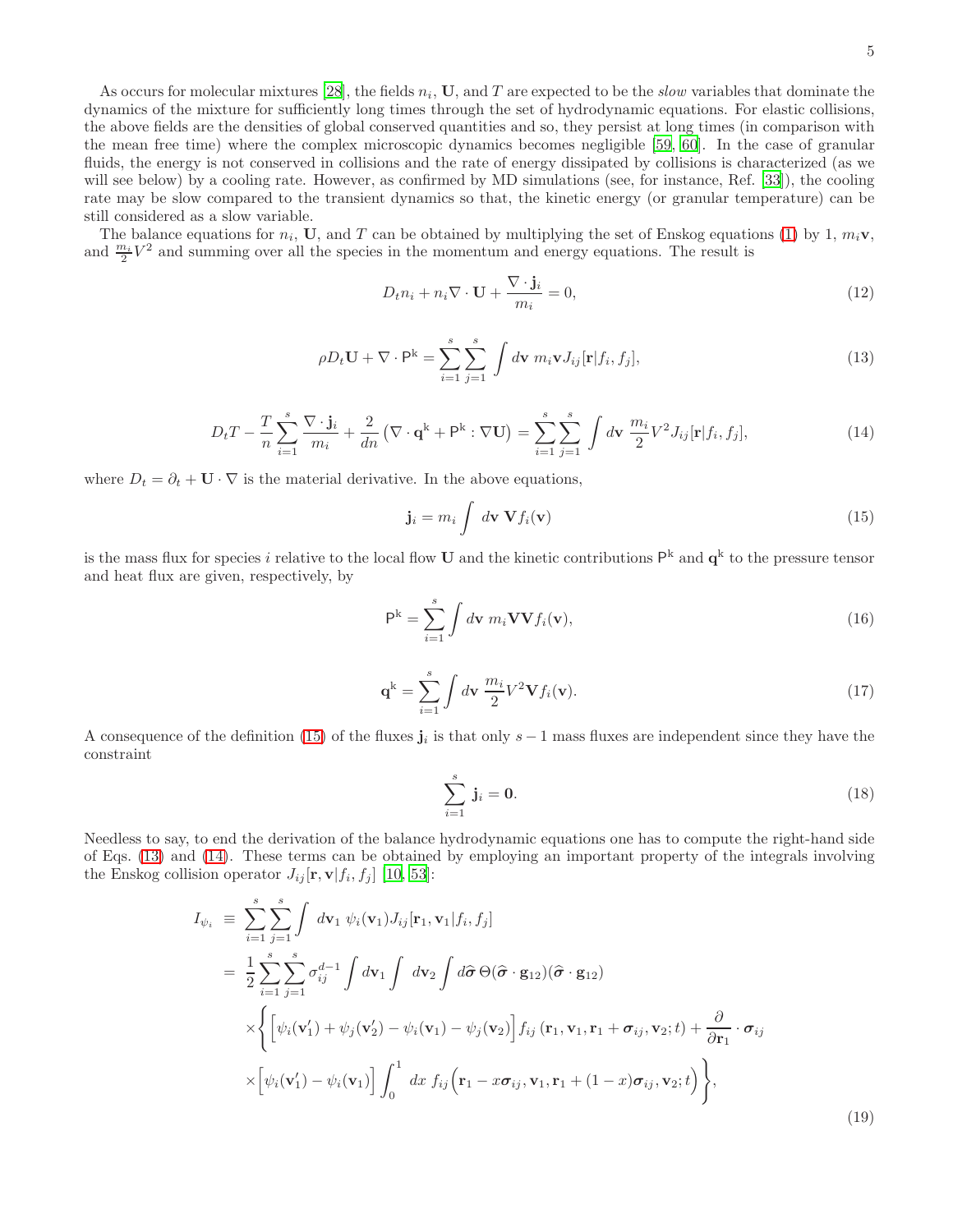As occurs for molecular mixtures [28], the fields $n_i$, $\mathbf{U}$, and $T$ are expected to be the *slow* variables that dominate the dynamics of the mixture for sufficiently long times through the set of hydrodynamic equations. For elastic collisions, the above fields are the densities of global conserved quantities and so, they persist at long times (in comparison with the mean free time) where the complex microscopic dynamics becomes negligible [59, 60]. In the case of granular fluids, the energy is not conserved in collisions and the rate of energy dissipated by collisions is characterized (as we will see below) by a cooling rate. However, as confirmed by MD simulations (see, for instance, Ref. [33]), the cooling rate may be slow compared to the transient dynamics so that, the kinetic energy (or granular temperature) can be still considered as a slow variable.

The balance equations for $n_i$, $\mathbf{U}$, and $T$ can be obtained by multiplying the set of Enskog equations (1) by 1, $m_i\mathbf{v}$, and $\frac{m_i}{2}V^2$ and summing over all the species in the momentum and energy equations. The result is

$$D_t n_i + n_i \nabla\cdot\mathbf{U} + \frac{\nabla\cdot\mathbf{j}_i}{m_i} = 0, \tag{12}$$

$$\rho D_t \mathbf{U} + \nabla\cdot\mathsf{P}^{\text{k}} = \sum_{i=1}^s \sum_{j=1}^s \int d\mathbf{v}\; m_i \mathbf{v} J_{ij}[\mathbf{r}|f_i,f_j], \tag{13}$$

$$D_t T - \frac{T}{n}\sum_{i=1}^s \frac{\nabla\cdot\mathbf{j}_i}{m_i} + \frac{2}{dn}\left(\nabla\cdot\mathbf{q}^{\text{k}} + \mathsf{P}^{\text{k}}:\nabla\mathbf{U}\right) = \sum_{i=1}^s \sum_{j=1}^s \int d\mathbf{v}\; \frac{m_i}{2}V^2 J_{ij}[\mathbf{r}|f_i,f_j], \tag{14}$$

where $D_t = \partial_t + \mathbf{U}\cdot\nabla$ is the material derivative. In the above equations,

$$\mathbf{j}_i = m_i \int d\mathbf{v}\; \mathbf{V} f_i(\mathbf{v}) \tag{15}$$

is the mass flux for species $i$ relative to the local flow $\mathbf{U}$ and the kinetic contributions $\mathsf{P}^{\text{k}}$ and $\mathbf{q}^{\text{k}}$ to the pressure tensor and heat flux are given, respectively, by

$$\mathsf{P}^{\text{k}} = \sum_{i=1}^s \int d\mathbf{v}\; m_i \mathbf{V}\mathbf{V} f_i(\mathbf{v}), \tag{16}$$

$$\mathbf{q}^{\text{k}} = \sum_{i=1}^s \int d\mathbf{v}\; \frac{m_i}{2} V^2 \mathbf{V} f_i(\mathbf{v}). \tag{17}$$

A consequence of the definition (15) of the fluxes $\mathbf{j}_i$ is that only $s-1$ mass fluxes are independent since they have the constraint

$$\sum_{i=1}^s \mathbf{j}_i = \mathbf{0}. \tag{18}$$

Needless to say, to end the derivation of the balance hydrodynamic equations one has to compute the right-hand side of Eqs. (13) and (14). These terms can be obtained by employing an important property of the integrals involving the Enskog collision operator $J_{ij}[\mathbf{r},\mathbf{v}|f_i,f_j]$ [10, 53]:

$$
\begin{aligned}
I_{\psi_i} \equiv\; & \sum_{i=1}^s \sum_{j=1}^s \int d\mathbf{v}_1\; \psi_i(\mathbf{v}_1) J_{ij}[\mathbf{r}_1,\mathbf{v}_1|f_i,f_j] \\
=\; & \frac{1}{2}\sum_{i=1}^s \sum_{j=1}^s \sigma_{ij}^{d-1} \int d\mathbf{v}_1 \int d\mathbf{v}_2 \int d\widehat{\boldsymbol{\sigma}}\, \Theta(\widehat{\boldsymbol{\sigma}}\cdot\mathbf{g}_{12})(\widehat{\boldsymbol{\sigma}}\cdot\mathbf{g}_{12}) \\
& \times\Bigg\{ \Big[\psi_i(\mathbf{v}_1') + \psi_j(\mathbf{v}_2') - \psi_i(\mathbf{v}_1) - \psi_j(\mathbf{v}_2)\Big] f_{ij}\left(\mathbf{r}_1,\mathbf{v}_1,\mathbf{r}_1+\boldsymbol{\sigma}_{ij},\mathbf{v}_2;t\right) + \frac{\partial}{\partial \mathbf{r}_1}\cdot\boldsymbol{\sigma}_{ij} \\
& \times \Big[\psi_i(\mathbf{v}_1') - \psi_i(\mathbf{v}_1)\Big] \int_0^1 dx\; f_{ij}\Big(\mathbf{r}_1 - x\boldsymbol{\sigma}_{ij},\mathbf{v}_1,\mathbf{r}_1+(1-x)\boldsymbol{\sigma}_{ij},\mathbf{v}_2;t\Big)\Bigg\},
\end{aligned}
\tag{19}
$$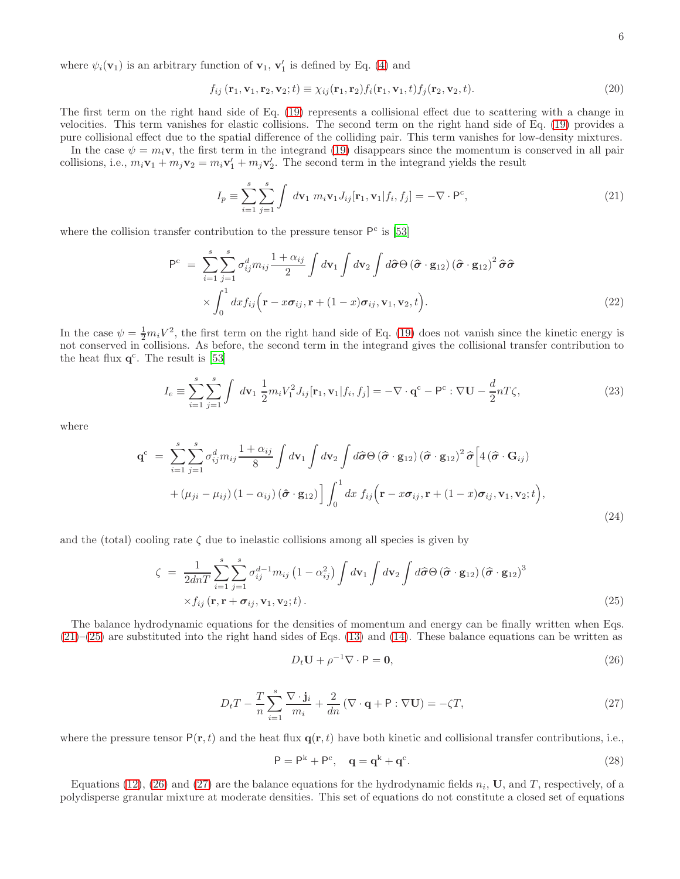where $\psi_i(\mathbf{v}_1)$ is an arbitrary function of $\mathbf{v}_1$, $\mathbf{v}_1'$ is defined by Eq. (4) and

$$f_{ij}\left(\mathbf{r}_1, \mathbf{v}_1, \mathbf{r}_2, \mathbf{v}_2; t\right) \equiv \chi_{ij}(\mathbf{r}_1, \mathbf{r}_2) f_i(\mathbf{r}_1, \mathbf{v}_1, t) f_j(\mathbf{r}_2, \mathbf{v}_2, t). \tag{20}$$

The first term on the right hand side of Eq. (19) represents a collisional effect due to scattering with a change in velocities. This term vanishes for elastic collisions. The second term on the right hand side of Eq. (19) provides a pure collisional effect due to the spatial difference of the colliding pair. This term vanishes for low-density mixtures.

In the case $\psi = m_i \mathbf{v}$, the first term in the integrand (19) disappears since the momentum is conserved in all pair collisions, i.e., $m_i \mathbf{v}_1 + m_j \mathbf{v}_2 = m_i \mathbf{v}_1' + m_j \mathbf{v}_2'$. The second term in the integrand yields the result

$$I_p \equiv \sum_{i=1}^{s} \sum_{j=1}^{s} \int \, d\mathbf{v}_1 \; m_i \mathbf{v}_1 J_{ij}[\mathbf{r}_1, \mathbf{v}_1 | f_i, f_j] = -\nabla \cdot \mathsf{P}^{\text{c}}, \tag{21}$$

where the collision transfer contribution to the pressure tensor $\mathsf{P}^{\text{c}}$ is [53]

$$\begin{aligned}
\mathsf{P}^{\text{c}} \; &= \; \sum_{i=1}^{s} \sum_{j=1}^{s} \sigma_{ij}^{d} m_{ij} \frac{1+\alpha_{ij}}{2} \int d\mathbf{v}_1 \int d\mathbf{v}_2 \int d\widehat{\boldsymbol{\sigma}} \Theta\left(\widehat{\boldsymbol{\sigma}} \cdot \mathbf{g}_{12}\right) \left(\widehat{\boldsymbol{\sigma}} \cdot \mathbf{g}_{12}\right)^2 \widehat{\boldsymbol{\sigma}} \widehat{\boldsymbol{\sigma}} \\
&\quad \times \int_0^1 dx f_{ij}\Big(\mathbf{r} - x\boldsymbol{\sigma}_{ij}, \mathbf{r} + (1-x)\boldsymbol{\sigma}_{ij}, \mathbf{v}_1, \mathbf{v}_2, t\Big).
\end{aligned} \tag{22}$$

In the case $\psi = \frac{1}{2} m_i V^2$, the first term on the right hand side of Eq. (19) does not vanish since the kinetic energy is not conserved in collisions. As before, the second term in the integrand gives the collisional transfer contribution to the heat flux $\mathbf{q}^{\text{c}}$. The result is [53]

$$I_e \equiv \sum_{i=1}^{s} \sum_{j=1}^{s} \int \, d\mathbf{v}_1 \; \frac{1}{2} m_i V_1^2 J_{ij}[\mathbf{r}_1, \mathbf{v}_1 | f_i, f_j] = -\nabla \cdot \mathbf{q}^{\text{c}} - \mathsf{P}^{\text{c}} : \nabla \mathbf{U} - \frac{d}{2} n T \zeta, \tag{23}$$

where

$$\begin{aligned}
\mathbf{q}^{\text{c}} \; &= \; \sum_{i=1}^{s} \sum_{j=1}^{s} \sigma_{ij}^{d} m_{ij} \frac{1+\alpha_{ij}}{8} \int d\mathbf{v}_1 \int d\mathbf{v}_2 \int d\widehat{\boldsymbol{\sigma}} \Theta\left(\widehat{\boldsymbol{\sigma}} \cdot \mathbf{g}_{12}\right) \left(\widehat{\boldsymbol{\sigma}} \cdot \mathbf{g}_{12}\right)^2 \widehat{\boldsymbol{\sigma}} \Big[ 4 \left(\widehat{\boldsymbol{\sigma}} \cdot \mathbf{G}_{ij}\right) \\
&\quad + \left(\mu_{ji} - \mu_{ij}\right)\left(1 - \alpha_{ij}\right)\left(\widehat{\boldsymbol{\sigma}} \cdot \mathbf{g}_{12}\right) \Big] \int_0^1 dx \; f_{ij}\Big(\mathbf{r} - x\boldsymbol{\sigma}_{ij}, \mathbf{r} + (1-x)\boldsymbol{\sigma}_{ij}, \mathbf{v}_1, \mathbf{v}_2; t\Big),
\end{aligned} \tag{24}$$

and the (total) cooling rate $\zeta$ due to inelastic collisions among all species is given by

$$\begin{aligned}
\zeta \; &= \; \frac{1}{2dnT} \sum_{i=1}^{s} \sum_{j=1}^{s} \sigma_{ij}^{d-1} m_{ij} \left(1 - \alpha_{ij}^2\right) \int d\mathbf{v}_1 \int d\mathbf{v}_2 \int d\widehat{\boldsymbol{\sigma}} \Theta\left(\widehat{\boldsymbol{\sigma}} \cdot \mathbf{g}_{12}\right) \left(\widehat{\boldsymbol{\sigma}} \cdot \mathbf{g}_{12}\right)^3 \\
&\quad \times f_{ij}\left(\mathbf{r}, \mathbf{r} + \boldsymbol{\sigma}_{ij}, \mathbf{v}_1, \mathbf{v}_2; t\right).
\end{aligned} \tag{25}$$

The balance hydrodynamic equations for the densities of momentum and energy can be finally written when Eqs. (21)–(25) are substituted into the right hand sides of Eqs. (13) and (14). These balance equations can be written as

$$D_t \mathbf{U} + \rho^{-1} \nabla \cdot \mathsf{P} = \mathbf{0}, \tag{26}$$

$$D_t T - \frac{T}{n} \sum_{i=1}^{s} \frac{\nabla \cdot \mathbf{j}_i}{m_i} + \frac{2}{dn} \left(\nabla \cdot \mathbf{q} + \mathsf{P} : \nabla \mathbf{U}\right) = -\zeta T, \tag{27}$$

where the pressure tensor $\mathsf{P}(\mathbf{r}, t)$ and the heat flux $\mathbf{q}(\mathbf{r}, t)$ have both kinetic and collisional transfer contributions, i.e.,

$$\mathsf{P} = \mathsf{P}^{\text{k}} + \mathsf{P}^{\text{c}}, \quad \mathbf{q} = \mathbf{q}^{\text{k}} + \mathbf{q}^{\text{c}}. \tag{28}$$

Equations (12), (26) and (27) are the balance equations for the hydrodynamic fields $n_i$, $\mathbf{U}$, and $T$, respectively, of a polydisperse granular mixture at moderate densities. This set of equations do not constitute a closed set of equations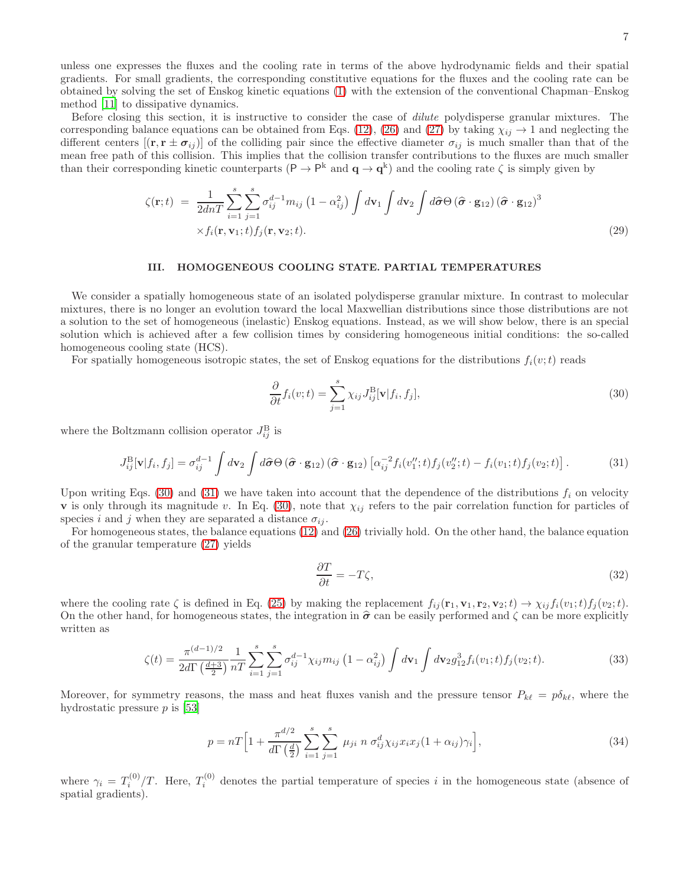unless one expresses the fluxes and the cooling rate in terms of the above hydrodynamic fields and their spatial gradients. For small gradients, the corresponding constitutive equations for the fluxes and the cooling rate can be obtained by solving the set of Enskog kinetic equations (1) with the extension of the conventional Chapman–Enskog method [11] to dissipative dynamics.

Before closing this section, it is instructive to consider the case of *dilute* polydisperse granular mixtures. The corresponding balance equations can be obtained from Eqs. (12), (26) and (27) by taking $\chi_{ij} \to 1$ and neglecting the different centers $[(\mathbf{r}, \mathbf{r} \pm \boldsymbol{\sigma}_{ij})]$ of the colliding pair since the effective diameter $\sigma_{ij}$ is much smaller than that of the mean free path of this collision. This implies that the collision transfer contributions to the fluxes are much smaller than their corresponding kinetic counterparts ($\mathsf{P} \to \mathsf{P}^{\text{k}}$ and $\mathbf{q} \to \mathbf{q}^{\text{k}}$) and the cooling rate $\zeta$ is simply given by

$$
\begin{aligned}
\zeta(\mathbf{r};t) \; &= \; \frac{1}{2dnT}\sum_{i=1}^{s}\sum_{j=1}^{s}\sigma_{ij}^{d-1}m_{ij}\left(1-\alpha_{ij}^2\right)\int d\mathbf{v}_1\int d\mathbf{v}_2\int d\widehat{\boldsymbol{\sigma}}\,\Theta\left(\widehat{\boldsymbol{\sigma}}\cdot\mathbf{g}_{12}\right)\left(\widehat{\boldsymbol{\sigma}}\cdot\mathbf{g}_{12}\right)^3 \\
&\times f_i(\mathbf{r},\mathbf{v}_1;t)f_j(\mathbf{r},\mathbf{v}_2;t).
\end{aligned}
\tag{29}
$$

## III. HOMOGENEOUS COOLING STATE. PARTIAL TEMPERATURES

We consider a spatially homogeneous state of an isolated polydisperse granular mixture. In contrast to molecular mixtures, there is no longer an evolution toward the local Maxwellian distributions since those distributions are not a solution to the set of homogeneous (inelastic) Enskog equations. Instead, as we will show below, there is an special solution which is achieved after a few collision times by considering homogeneous initial conditions: the so-called homogeneous cooling state (HCS).

For spatially homogeneous isotropic states, the set of Enskog equations for the distributions $f_i(v;t)$ reads

$$
\frac{\partial}{\partial t}f_i(v;t)=\sum_{j=1}^{s}\chi_{ij}J_{ij}^{\text{B}}[\mathbf{v}|f_i,f_j],
\tag{30}
$$

where the Boltzmann collision operator $J_{ij}^{\text{B}}$ is

$$
J_{ij}^{\text{B}}[\mathbf{v}|f_i,f_j]=\sigma_{ij}^{d-1}\int d\mathbf{v}_2\int d\widehat{\boldsymbol{\sigma}}\,\Theta\left(\widehat{\boldsymbol{\sigma}}\cdot\mathbf{g}_{12}\right)\left(\widehat{\boldsymbol{\sigma}}\cdot\mathbf{g}_{12}\right)\left[\alpha_{ij}^{-2}f_i(v_1'';t)f_j(v_2'';t)-f_i(v_1;t)f_j(v_2;t)\right].
\tag{31}
$$

Upon writing Eqs. (30) and (31) we have taken into account that the dependence of the distributions $f_i$ on velocity $\mathbf{v}$ is only through its magnitude $v$. In Eq. (30), note that $\chi_{ij}$ refers to the pair correlation function for particles of species $i$ and $j$ when they are separated a distance $\sigma_{ij}$.

For homogeneous states, the balance equations (12) and (26) trivially hold. On the other hand, the balance equation of the granular temperature (27) yields

$$
\frac{\partial T}{\partial t}=-T\zeta,
\tag{32}
$$

where the cooling rate $\zeta$ is defined in Eq. (25) by making the replacement $f_{ij}(\mathbf{r}_1,\mathbf{v}_1,\mathbf{r}_2,\mathbf{v}_2;t) \to \chi_{ij}f_i(v_1;t)f_j(v_2;t)$. On the other hand, for homogeneous states, the integration in $\widehat{\boldsymbol{\sigma}}$ can be easily performed and $\zeta$ can be more explicitly written as

$$
\zeta(t)=\frac{\pi^{(d-1)/2}}{2d\Gamma\left(\frac{d+3}{2}\right)}\frac{1}{nT}\sum_{i=1}^{s}\sum_{j=1}^{s}\sigma_{ij}^{d-1}\chi_{ij}m_{ij}\left(1-\alpha_{ij}^2\right)\int d\mathbf{v}_1\int d\mathbf{v}_2 g_{12}^3 f_i(v_1;t)f_j(v_2;t).
\tag{33}
$$

Moreover, for symmetry reasons, the mass and heat fluxes vanish and the pressure tensor $P_{k\ell}=p\delta_{k\ell}$, where the hydrostatic pressure $p$ is [53]

$$
p=nT\Big[1+\frac{\pi^{d/2}}{d\Gamma\left(\frac{d}{2}\right)}\sum_{i=1}^{s}\sum_{j=1}^{s}\;\mu_{ji}\;n\;\sigma_{ij}^{d}\chi_{ij}x_ix_j(1+\alpha_{ij})\gamma_i\Big],
\tag{34}
$$

where $\gamma_i=T_i^{(0)}/T$. Here, $T_i^{(0)}$ denotes the partial temperature of species $i$ in the homogeneous state (absence of spatial gradients).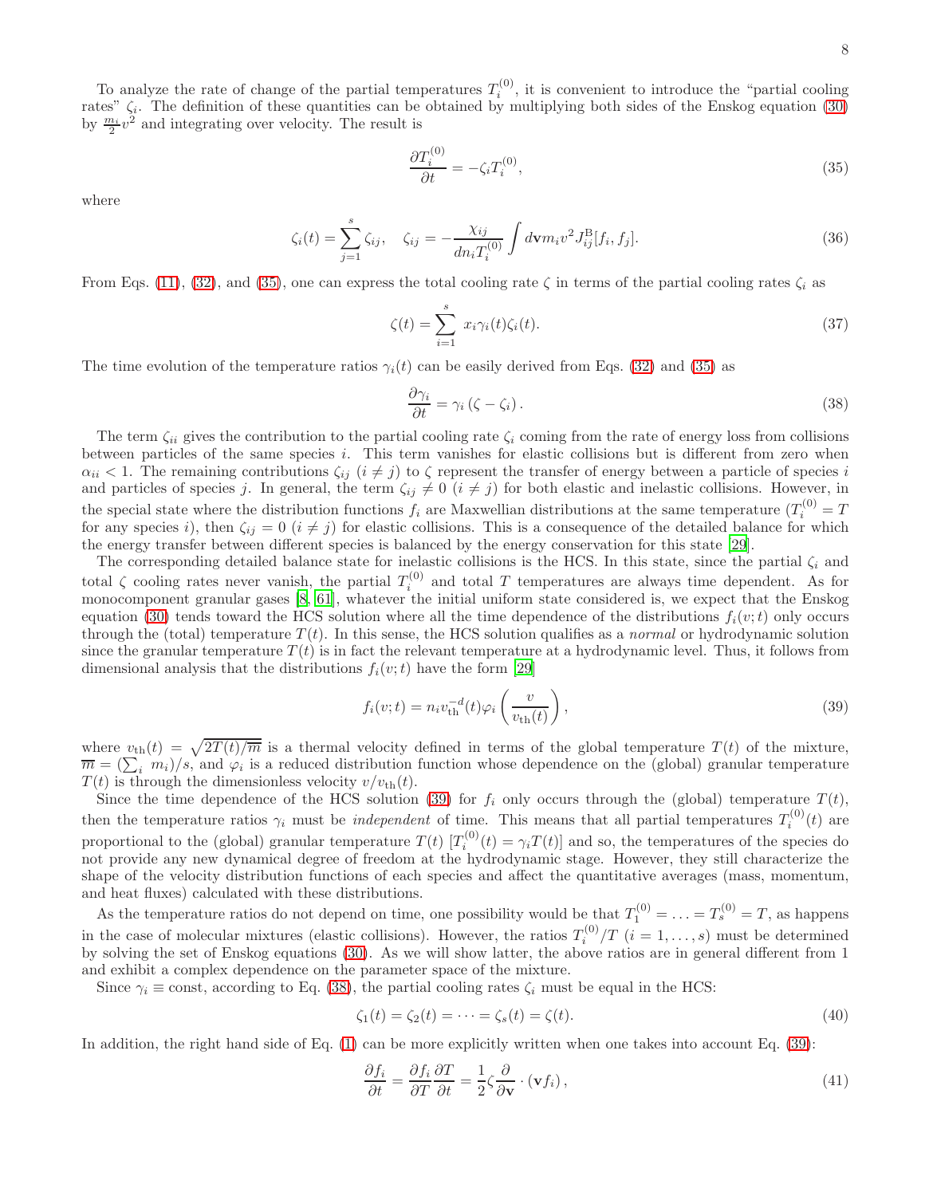To analyze the rate of change of the partial temperatures $T_i^{(0)}$, it is convenient to introduce the "partial cooling rates" $\zeta_i$. The definition of these quantities can be obtained by multiplying both sides of the Enskog equation (30) by $\frac{m_i}{2}v^2$ and integrating over velocity. The result is

$$\frac{\partial T_i^{(0)}}{\partial t} = -\zeta_i T_i^{(0)}, \tag{35}$$

where

$$\zeta_i(t) = \sum_{j=1}^{s} \zeta_{ij}, \quad \zeta_{ij} = -\frac{\chi_{ij}}{dn_i T_i^{(0)}} \int d\mathbf{v} m_i v^2 J_{ij}^{\rm B}[f_i, f_j]. \tag{36}$$

From Eqs. (11), (32), and (35), one can express the total cooling rate $\zeta$ in terms of the partial cooling rates $\zeta_i$ as

$$\zeta(t) = \sum_{i=1}^{s} x_i \gamma_i(t) \zeta_i(t). \tag{37}$$

The time evolution of the temperature ratios $\gamma_i(t)$ can be easily derived from Eqs. (32) and (35) as

$$\frac{\partial \gamma_i}{\partial t} = \gamma_i \left(\zeta - \zeta_i\right). \tag{38}$$

The term $\zeta_{ii}$ gives the contribution to the partial cooling rate $\zeta_i$ coming from the rate of energy loss from collisions between particles of the same species $i$. This term vanishes for elastic collisions but is different from zero when $\alpha_{ii} < 1$. The remaining contributions $\zeta_{ij}$ $(i \neq j)$ to $\zeta$ represent the transfer of energy between a particle of species $i$ and particles of species $j$. In general, the term $\zeta_{ij} \neq 0$ $(i \neq j)$ for both elastic and inelastic collisions. However, in the special state where the distribution functions $f_i$ are Maxwellian distributions at the same temperature ($T_i^{(0)} = T$ for any species $i$), then $\zeta_{ij} = 0$ $(i \neq j)$ for elastic collisions. This is a consequence of the detailed balance for which the energy transfer between different species is balanced by the energy conservation for this state [29].

The corresponding detailed balance state for inelastic collisions is the HCS. In this state, since the partial $\zeta_i$ and total $\zeta$ cooling rates never vanish, the partial $T_i^{(0)}$ and total $T$ temperatures are always time dependent. As for monocomponent granular gases [8, 61], whatever the initial uniform state considered is, we expect that the Enskog equation (30) tends toward the HCS solution where all the time dependence of the distributions $f_i(v;t)$ only occurs through the (total) temperature $T(t)$. In this sense, the HCS solution qualifies as a *normal* or hydrodynamic solution since the granular temperature $T(t)$ is in fact the relevant temperature at a hydrodynamic level. Thus, it follows from dimensional analysis that the distributions $f_i(v;t)$ have the form [29]

$$f_i(v;t) = n_i v_{\rm th}^{-d}(t) \varphi_i\left(\frac{v}{v_{\rm th}(t)}\right), \tag{39}$$

where $v_{\rm th}(t) = \sqrt{2T(t)/\overline{m}}$ is a thermal velocity defined in terms of the global temperature $T(t)$ of the mixture, $\overline{m} = (\sum_i m_i)/s$, and $\varphi_i$ is a reduced distribution function whose dependence on the (global) granular temperature $T(t)$ is through the dimensionless velocity $v/v_{\rm th}(t)$.

Since the time dependence of the HCS solution (39) for $f_i$ only occurs through the (global) temperature $T(t)$, then the temperature ratios $\gamma_i$ must be *independent* of time. This means that all partial temperatures $T_i^{(0)}(t)$ are proportional to the (global) granular temperature $T(t)$ [$T_i^{(0)}(t) = \gamma_i T(t)$] and so, the temperatures of the species do not provide any new dynamical degree of freedom at the hydrodynamic stage. However, they still characterize the shape of the velocity distribution functions of each species and affect the quantitative averages (mass, momentum, and heat fluxes) calculated with these distributions.

As the temperature ratios do not depend on time, one possibility would be that $T_1^{(0)} = \ldots = T_s^{(0)} = T$, as happens in the case of molecular mixtures (elastic collisions). However, the ratios $T_i^{(0)}/T$ $(i = 1, \ldots, s)$ must be determined by solving the set of Enskog equations (30). As we will show latter, the above ratios are in general different from 1 and exhibit a complex dependence on the parameter space of the mixture.

Since $\gamma_i \equiv$ const, according to Eq. (38), the partial cooling rates $\zeta_i$ must be equal in the HCS:

$$\zeta_1(t) = \zeta_2(t) = \cdots = \zeta_s(t) = \zeta(t). \tag{40}$$

In addition, the right hand side of Eq. (1) can be more explicitly written when one takes into account Eq. (39):

$$\frac{\partial f_i}{\partial t} = \frac{\partial f_i}{\partial T}\frac{\partial T}{\partial t} = \frac{1}{2}\zeta \frac{\partial}{\partial \mathbf{v}} \cdot \left(\mathbf{v} f_i\right), \tag{41}$$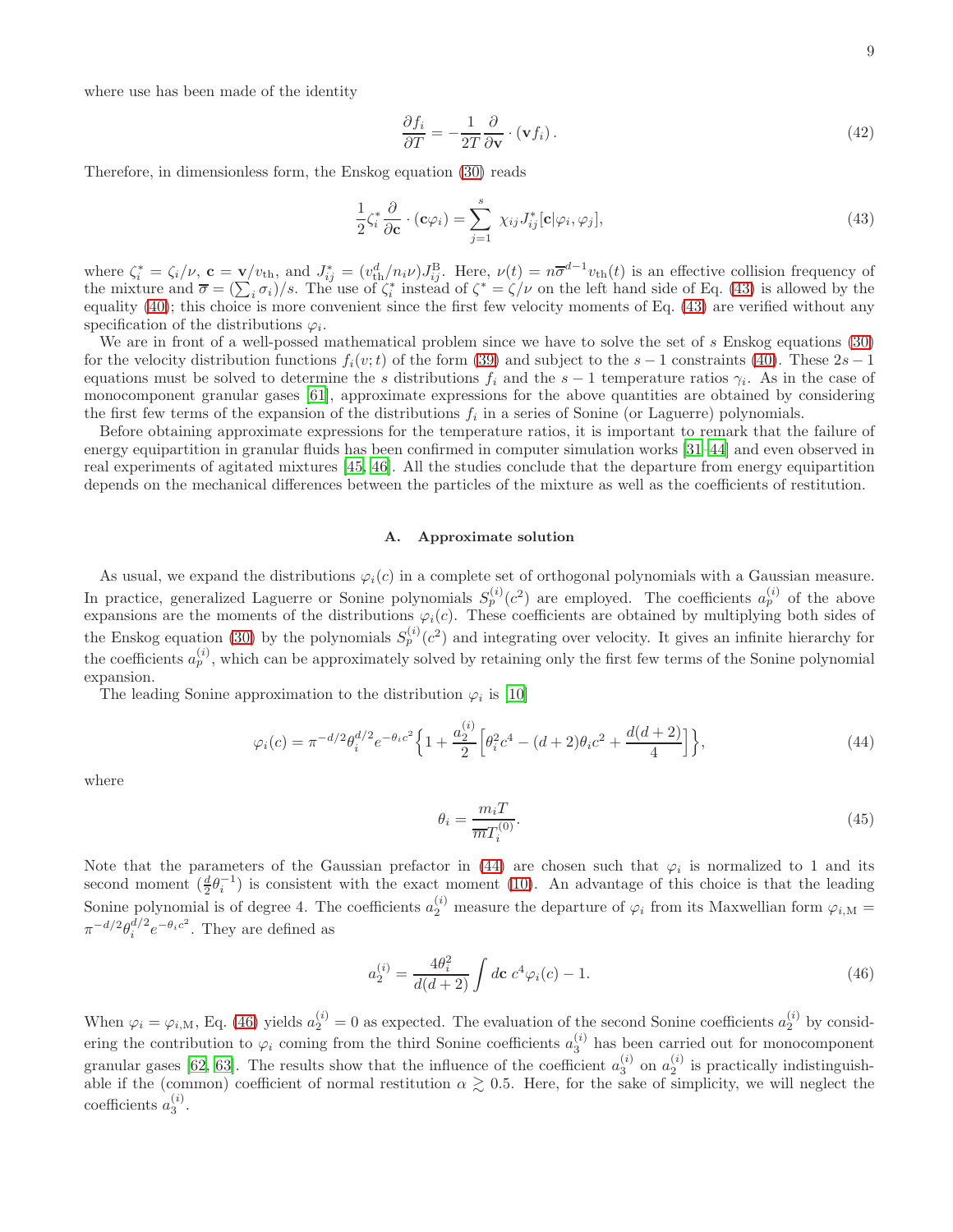where use has been made of the identity

$$
\frac{\partial f_i}{\partial T} = -\frac{1}{2T}\frac{\partial}{\partial \mathbf{v}} \cdot (\mathbf{v} f_i) \,. \tag{42}
$$

Therefore, in dimensionless form, the Enskog equation (30) reads

$$
\frac{1}{2}\zeta_i^* \frac{\partial}{\partial \mathbf{c}} \cdot (\mathbf{c}\varphi_i) = \sum_{j=1}^{s} \chi_{ij} J_{ij}^*[\mathbf{c}|\varphi_i, \varphi_j], \tag{43}
$$

where $\zeta_i^* = \zeta_i/\nu$, $\mathbf{c} = \mathbf{v}/v_{\text{th}}$, and $J_{ij}^* = (v_{\text{th}}^d/n_i\nu)J_{ij}^{\text{B}}$. Here, $\nu(t) = n\overline{\sigma}^{d-1}v_{\text{th}}(t)$ is an effective collision frequency of the mixture and $\overline{\sigma} = (\sum_i \sigma_i)/s$. The use of $\zeta_i^*$ instead of $\zeta^* = \zeta/\nu$ on the left hand side of Eq. (43) is allowed by the equality (40); this choice is more convenient since the first few velocity moments of Eq. (43) are verified without any specification of the distributions $\varphi_i$.

We are in front of a well-possed mathematical problem since we have to solve the set of $s$ Enskog equations (30) for the velocity distribution functions $f_i(v;t)$ of the form (39) and subject to the $s-1$ constraints (40). These $2s-1$ equations must be solved to determine the $s$ distributions $f_i$ and the $s-1$ temperature ratios $\gamma_i$. As in the case of monocomponent granular gases [61], approximate expressions for the above quantities are obtained by considering the first few terms of the expansion of the distributions $f_i$ in a series of Sonine (or Laguerre) polynomials.

Before obtaining approximate expressions for the temperature ratios, it is important to remark that the failure of energy equipartition in granular fluids has been confirmed in computer simulation works [31–44] and even observed in real experiments of agitated mixtures [45, 46]. All the studies conclude that the departure from energy equipartition depends on the mechanical differences between the particles of the mixture as well as the coefficients of restitution.

### A. Approximate solution

As usual, we expand the distributions $\varphi_i(c)$ in a complete set of orthogonal polynomials with a Gaussian measure. In practice, generalized Laguerre or Sonine polynomials $S_p^{(i)}(c^2)$ are employed. The coefficients $a_p^{(i)}$ of the above expansions are the moments of the distributions $\varphi_i(c)$. These coefficients are obtained by multiplying both sides of the Enskog equation (30) by the polynomials $S_p^{(i)}(c^2)$ and integrating over velocity. It gives an infinite hierarchy for the coefficients $a_p^{(i)}$, which can be approximately solved by retaining only the first few terms of the Sonine polynomial expansion.

The leading Sonine approximation to the distribution $\varphi_i$ is [10]

$$
\varphi_i(c) = \pi^{-d/2}\theta_i^{d/2}e^{-\theta_i c^2}\Big\{1 + \frac{a_2^{(i)}}{2}\Big[\theta_i^2 c^4 - (d+2)\theta_i c^2 + \frac{d(d+2)}{4}\Big]\Big\}, \tag{44}
$$

where

$$
\theta_i = \frac{m_i T}{\overline{m}T_i^{(0)}}. \tag{45}
$$

Note that the parameters of the Gaussian prefactor in (44) are chosen such that $\varphi_i$ is normalized to 1 and its second moment $(\frac{d}{2}\theta_i^{-1})$ is consistent with the exact moment (10). An advantage of this choice is that the leading Sonine polynomial is of degree 4. The coefficients $a_2^{(i)}$ measure the departure of $\varphi_i$ from its Maxwellian form $\varphi_{i,\text{M}} = \pi^{-d/2}\theta_i^{d/2}e^{-\theta_i c^2}$. They are defined as

$$
a_2^{(i)} = \frac{4\theta_i^2}{d(d+2)}\int d\mathbf{c}\; c^4\varphi_i(c) - 1. \tag{46}
$$

When $\varphi_i = \varphi_{i,\text{M}}$, Eq. (46) yields $a_2^{(i)} = 0$ as expected. The evaluation of the second Sonine coefficients $a_2^{(i)}$ by considering the contribution to $\varphi_i$ coming from the third Sonine coefficients $a_3^{(i)}$ has been carried out for monocomponent granular gases [62, 63]. The results show that the influence of the coefficient $a_3^{(i)}$ on $a_2^{(i)}$ is practically indistinguishable if the (common) coefficient of normal restitution $\alpha \gtrsim 0.5$. Here, for the sake of simplicity, we will neglect the coefficients $a_3^{(i)}$.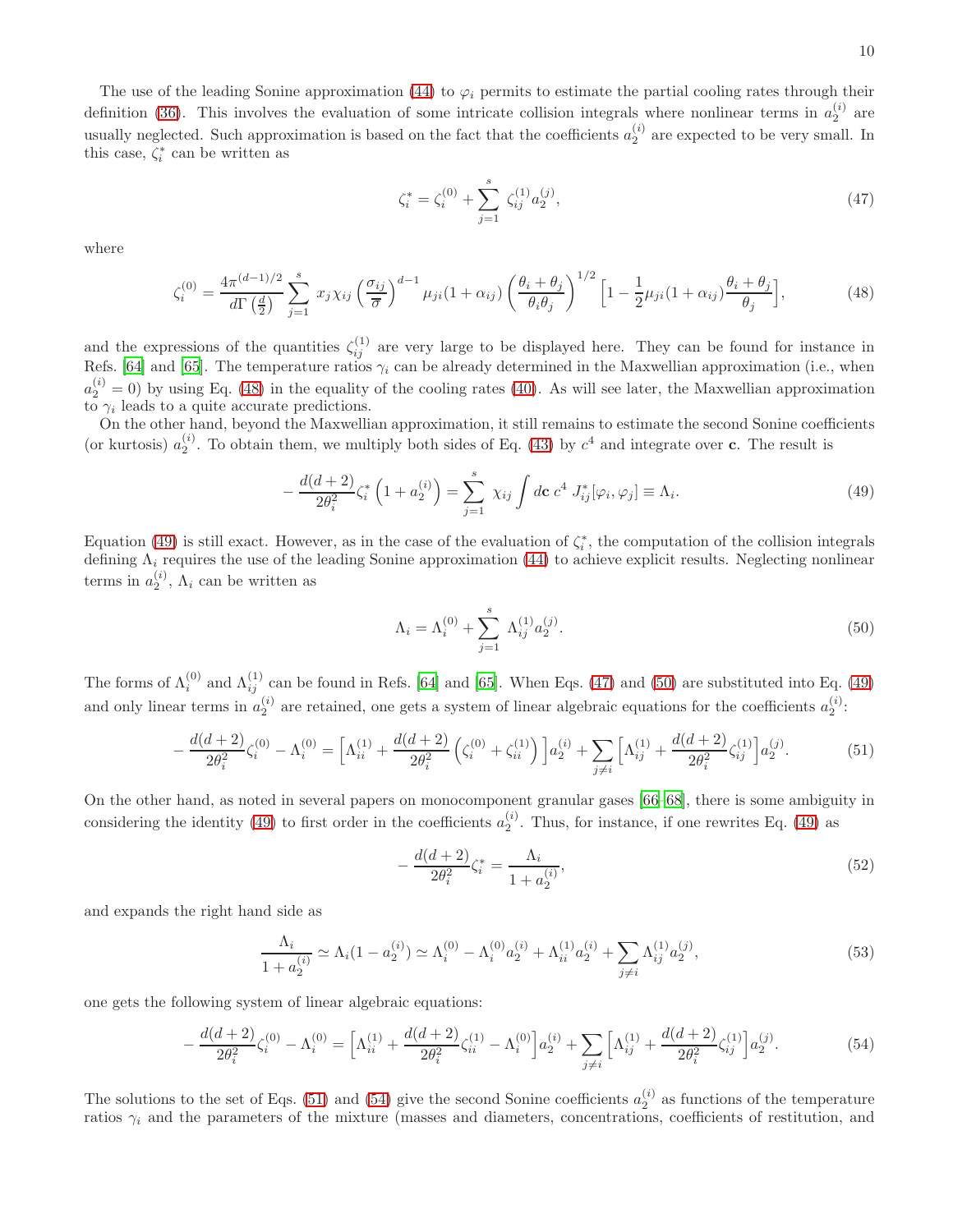The use of the leading Sonine approximation (44) to $\varphi_i$ permits to estimate the partial cooling rates through their definition (36). This involves the evaluation of some intricate collision integrals where nonlinear terms in $a_2^{(i)}$ are usually neglected. Such approximation is based on the fact that the coefficients $a_2^{(i)}$ are expected to be very small. In this case, $\zeta_i^*$ can be written as

$$\zeta_i^* = \zeta_i^{(0)} + \sum_{j=1}^{s} \zeta_{ij}^{(1)} a_2^{(j)}, \tag{47}$$

where

$$\zeta_i^{(0)} = \frac{4\pi^{(d-1)/2}}{d\Gamma\left(\frac{d}{2}\right)} \sum_{j=1}^{s} x_j \chi_{ij} \left(\frac{\sigma_{ij}}{\overline{\sigma}}\right)^{d-1} \mu_{ji}(1+\alpha_{ij}) \left(\frac{\theta_i+\theta_j}{\theta_i\theta_j}\right)^{1/2} \Big[1 - \frac{1}{2}\mu_{ji}(1+\alpha_{ij})\frac{\theta_i+\theta_j}{\theta_j}\Big], \tag{48}$$

and the expressions of the quantities $\zeta_{ij}^{(1)}$ are very large to be displayed here. They can be found for instance in Refs. [64] and [65]. The temperature ratios $\gamma_i$ can be already determined in the Maxwellian approximation (i.e., when $a_2^{(i)} = 0$) by using Eq. (48) in the equality of the cooling rates (40). As will see later, the Maxwellian approximation to $\gamma_i$ leads to a quite accurate predictions.

On the other hand, beyond the Maxwellian approximation, it still remains to estimate the second Sonine coefficients (or kurtosis) $a_2^{(i)}$. To obtain them, we multiply both sides of Eq. (43) by $c^4$ and integrate over $\mathbf{c}$. The result is

$$-\frac{d(d+2)}{2\theta_i^2}\zeta_i^* \left(1 + a_2^{(i)}\right) = \sum_{j=1}^{s} \chi_{ij} \int d\mathbf{c}\; c^4\; J_{ij}^*[\varphi_i, \varphi_j] \equiv \Lambda_i. \tag{49}$$

Equation (49) is still exact. However, as in the case of the evaluation of $\zeta_i^*$, the computation of the collision integrals defining $\Lambda_i$ requires the use of the leading Sonine approximation (44) to achieve explicit results. Neglecting nonlinear terms in $a_2^{(i)}$, $\Lambda_i$ can be written as

$$\Lambda_i = \Lambda_i^{(0)} + \sum_{j=1}^{s} \Lambda_{ij}^{(1)} a_2^{(j)}. \tag{50}$$

The forms of $\Lambda_i^{(0)}$ and $\Lambda_{ij}^{(1)}$ can be found in Refs. [64] and [65]. When Eqs. (47) and (50) are substituted into Eq. (49) and only linear terms in $a_2^{(i)}$ are retained, one gets a system of linear algebraic equations for the coefficients $a_2^{(i)}$:

$$-\frac{d(d+2)}{2\theta_i^2}\zeta_i^{(0)} - \Lambda_i^{(0)} = \Big[\Lambda_{ii}^{(1)} + \frac{d(d+2)}{2\theta_i^2}\left(\zeta_i^{(0)} + \zeta_{ii}^{(1)}\right)\Big] a_2^{(i)} + \sum_{j\neq i}\Big[\Lambda_{ij}^{(1)} + \frac{d(d+2)}{2\theta_i^2}\zeta_{ij}^{(1)}\Big] a_2^{(j)}. \tag{51}$$

On the other hand, as noted in several papers on monocomponent granular gases [66–68], there is some ambiguity in considering the identity (49) to first order in the coefficients $a_2^{(i)}$. Thus, for instance, if one rewrites Eq. (49) as

$$-\frac{d(d+2)}{2\theta_i^2}\zeta_i^* = \frac{\Lambda_i}{1 + a_2^{(i)}}, \tag{52}$$

and expands the right hand side as

$$\frac{\Lambda_i}{1 + a_2^{(i)}} \simeq \Lambda_i(1 - a_2^{(i)}) \simeq \Lambda_i^{(0)} - \Lambda_i^{(0)} a_2^{(i)} + \Lambda_{ii}^{(1)} a_2^{(i)} + \sum_{j\neq i} \Lambda_{ij}^{(1)} a_2^{(j)}, \tag{53}$$

one gets the following system of linear algebraic equations:

$$-\frac{d(d+2)}{2\theta_i^2}\zeta_i^{(0)} - \Lambda_i^{(0)} = \Big[\Lambda_{ii}^{(1)} + \frac{d(d+2)}{2\theta_i^2}\zeta_{ii}^{(1)} - \Lambda_i^{(0)}\Big] a_2^{(i)} + \sum_{j\neq i}\Big[\Lambda_{ij}^{(1)} + \frac{d(d+2)}{2\theta_i^2}\zeta_{ij}^{(1)}\Big] a_2^{(j)}. \tag{54}$$

The solutions to the set of Eqs. (51) and (54) give the second Sonine coefficients $a_2^{(i)}$ as functions of the temperature ratios $\gamma_i$ and the parameters of the mixture (masses and diameters, concentrations, coefficients of restitution, and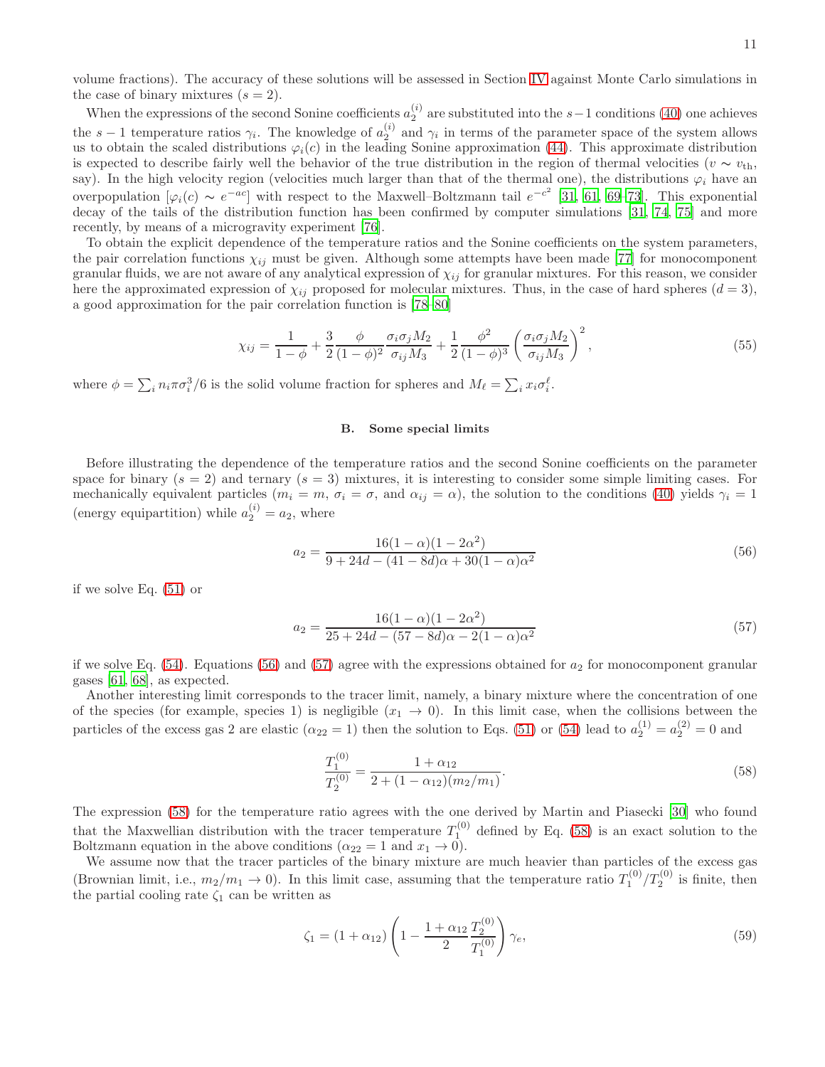volume fractions). The accuracy of these solutions will be assessed in Section IV against Monte Carlo simulations in the case of binary mixtures ($s = 2$).

When the expressions of the second Sonine coefficients $a_2^{(i)}$ are substituted into the $s-1$ conditions (40) one achieves the $s-1$ temperature ratios $\gamma_i$. The knowledge of $a_2^{(i)}$ and $\gamma_i$ in terms of the parameter space of the system allows us to obtain the scaled distributions $\varphi_i(c)$ in the leading Sonine approximation (44). This approximate distribution is expected to describe fairly well the behavior of the true distribution in the region of thermal velocities ($v \sim v_{\text{th}}$, say). In the high velocity region (velocities much larger than that of the thermal one), the distributions $\varphi_i$ have an overpopulation [$\varphi_i(c) \sim e^{-ac}$] with respect to the Maxwell–Boltzmann tail $e^{-c^2}$ [31, 61, 69–73]. This exponential decay of the tails of the distribution function has been confirmed by computer simulations [31, 74, 75] and more recently, by means of a microgravity experiment [76].

To obtain the explicit dependence of the temperature ratios and the Sonine coefficients on the system parameters, the pair correlation functions $\chi_{ij}$ must be given. Although some attempts have been made [77] for monocomponent granular fluids, we are not aware of any analytical expression of $\chi_{ij}$ for granular mixtures. For this reason, we consider here the approximated expression of $\chi_{ij}$ proposed for molecular mixtures. Thus, in the case of hard spheres ($d = 3$), a good approximation for the pair correlation function is [78–80]

$$\chi_{ij} = \frac{1}{1-\phi} + \frac{3}{2}\frac{\phi}{(1-\phi)^2}\frac{\sigma_i\sigma_j M_2}{\sigma_{ij}M_3} + \frac{1}{2}\frac{\phi^2}{(1-\phi)^3}\left(\frac{\sigma_i\sigma_j M_2}{\sigma_{ij}M_3}\right)^2, \tag{55}$$

where $\phi = \sum_i n_i \pi \sigma_i^3/6$ is the solid volume fraction for spheres and $M_\ell = \sum_i x_i \sigma_i^\ell$.

### B. Some special limits

Before illustrating the dependence of the temperature ratios and the second Sonine coefficients on the parameter space for binary ($s = 2$) and ternary ($s = 3$) mixtures, it is interesting to consider some simple limiting cases. For mechanically equivalent particles ($m_i = m$, $\sigma_i = \sigma$, and $\alpha_{ij} = \alpha$), the solution to the conditions (40) yields $\gamma_i = 1$ (energy equipartition) while $a_2^{(i)} = a_2$, where

$$a_2 = \frac{16(1-\alpha)(1-2\alpha^2)}{9 + 24d - (41-8d)\alpha + 30(1-\alpha)\alpha^2} \tag{56}$$

if we solve Eq. (51) or

$$a_2 = \frac{16(1-\alpha)(1-2\alpha^2)}{25 + 24d - (57-8d)\alpha - 2(1-\alpha)\alpha^2} \tag{57}$$

if we solve Eq. (54). Equations (56) and (57) agree with the expressions obtained for $a_2$ for monocomponent granular gases [61, 68], as expected.

Another interesting limit corresponds to the tracer limit, namely, a binary mixture where the concentration of one of the species (for example, species 1) is negligible ($x_1 \to 0$). In this limit case, when the collisions between the particles of the excess gas 2 are elastic ($\alpha_{22} = 1$) then the solution to Eqs. (51) or (54) lead to $a_2^{(1)} = a_2^{(2)} = 0$ and

$$\frac{T_1^{(0)}}{T_2^{(0)}} = \frac{1+\alpha_{12}}{2 + (1-\alpha_{12})(m_2/m_1)}. \tag{58}$$

The expression (58) for the temperature ratio agrees with the one derived by Martin and Piasecki [30] who found that the Maxwellian distribution with the tracer temperature $T_1^{(0)}$ defined by Eq. (58) is an exact solution to the Boltzmann equation in the above conditions ($\alpha_{22} = 1$ and $x_1 \to 0$).

We assume now that the tracer particles of the binary mixture are much heavier than particles of the excess gas (Brownian limit, i.e., $m_2/m_1 \to 0$). In this limit case, assuming that the temperature ratio $T_1^{(0)}/T_2^{(0)}$ is finite, then the partial cooling rate $\zeta_1$ can be written as

$$\zeta_1 = (1+\alpha_{12})\left(1 - \frac{1+\alpha_{12}}{2}\frac{T_2^{(0)}}{T_1^{(0)}}\right)\gamma_e, \tag{59}$$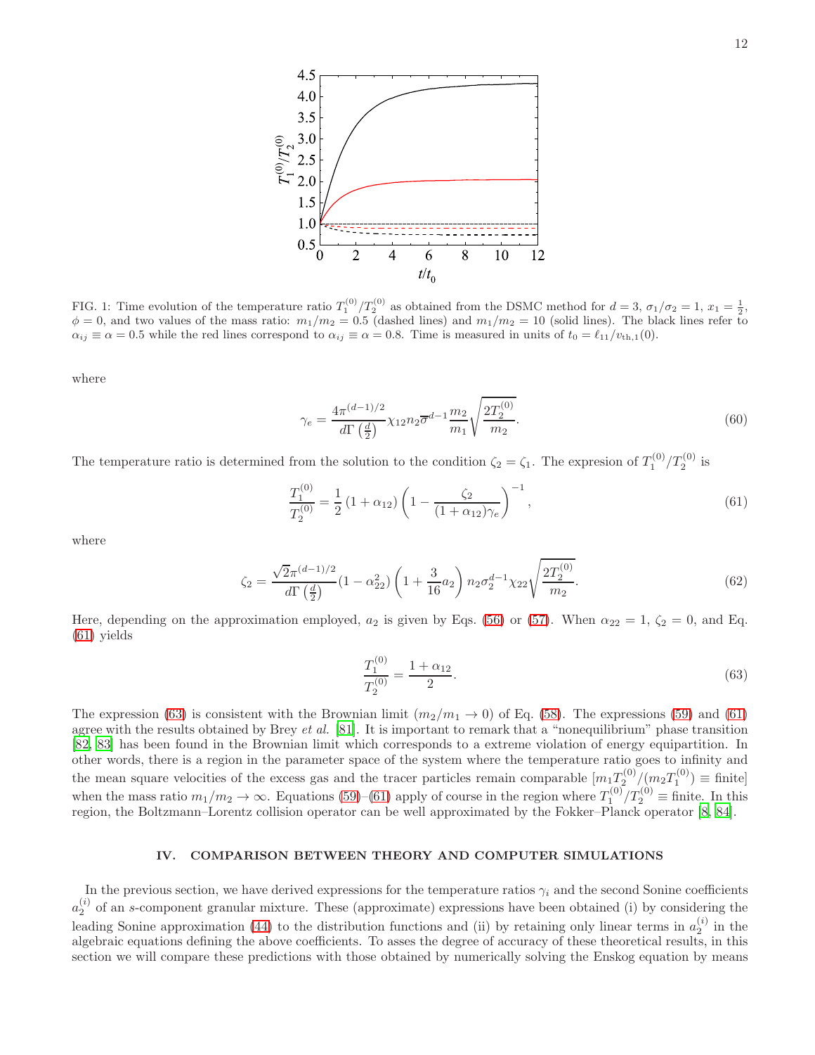FIG. 1: Time evolution of the temperature ratio $T_1^{(0)}/T_2^{(0)}$ as obtained from the DSMC method for $d=3$, $\sigma_1/\sigma_2=1$, $x_1=\frac{1}{2}$, $\phi=0$, and two values of the mass ratio: $m_1/m_2=0.5$ (dashed lines) and $m_1/m_2=10$ (solid lines). The black lines refer to $\alpha_{ij}\equiv\alpha=0.5$ while the red lines correspond to $\alpha_{ij}\equiv\alpha=0.8$. Time is measured in units of $t_0=\ell_{11}/v_{\text{th},1}(0)$.

where

$$\gamma_e=\frac{4\pi^{(d-1)/2}}{d\Gamma\left(\frac{d}{2}\right)}\chi_{12}n_2\overline{\sigma}^{d-1}\frac{m_2}{m_1}\sqrt{\frac{2T_2^{(0)}}{m_2}}. \tag{60}$$

The temperature ratio is determined from the solution to the condition $\zeta_2=\zeta_1$. The expresion of $T_1^{(0)}/T_2^{(0)}$ is

$$\frac{T_1^{(0)}}{T_2^{(0)}}=\frac{1}{2}\left(1+\alpha_{12}\right)\left(1-\frac{\zeta_2}{(1+\alpha_{12})\gamma_e}\right)^{-1}, \tag{61}$$

where

$$\zeta_2=\frac{\sqrt{2}\pi^{(d-1)/2}}{d\Gamma\left(\frac{d}{2}\right)}(1-\alpha_{22}^2)\left(1+\frac{3}{16}a_2\right)n_2\sigma_2^{d-1}\chi_{22}\sqrt{\frac{2T_2^{(0)}}{m_2}}. \tag{62}$$

Here, depending on the approximation employed, $a_2$ is given by Eqs. (56) or (57). When $\alpha_{22}=1$, $\zeta_2=0$, and Eq. (61) yields

$$\frac{T_1^{(0)}}{T_2^{(0)}}=\frac{1+\alpha_{12}}{2}. \tag{63}$$

The expression (63) is consistent with the Brownian limit ($m_2/m_1\to 0$) of Eq. (58). The expressions (59) and (61) agree with the results obtained by Brey *et al.* [81]. It is important to remark that a "nonequilibrium" phase transition [82, 83] has been found in the Brownian limit which corresponds to a extreme violation of energy equipartition. In other words, there is a region in the parameter space of the system where the temperature ratio goes to infinity and the mean square velocities of the excess gas and the tracer particles remain comparable [$m_1T_2^{(0)}/(m_2T_1^{(0)})\equiv$ finite] when the mass ratio $m_1/m_2\to\infty$. Equations (59)–(61) apply of course in the region where $T_1^{(0)}/T_2^{(0)}\equiv$ finite. In this region, the Boltzmann–Lorentz collision operator can be well approximated by the Fokker–Planck operator [8, 84].

## IV. COMPARISON BETWEEN THEORY AND COMPUTER SIMULATIONS

In the previous section, we have derived expressions for the temperature ratios $\gamma_i$ and the second Sonine coefficients $a_2^{(i)}$ of an $s$-component granular mixture. These (approximate) expressions have been obtained (i) by considering the leading Sonine approximation (44) to the distribution functions and (ii) by retaining only linear terms in $a_2^{(i)}$ in the algebraic equations defining the above coefficients. To asses the degree of accuracy of these theoretical results, in this section we will compare these predictions with those obtained by numerically solving the Enskog equation by means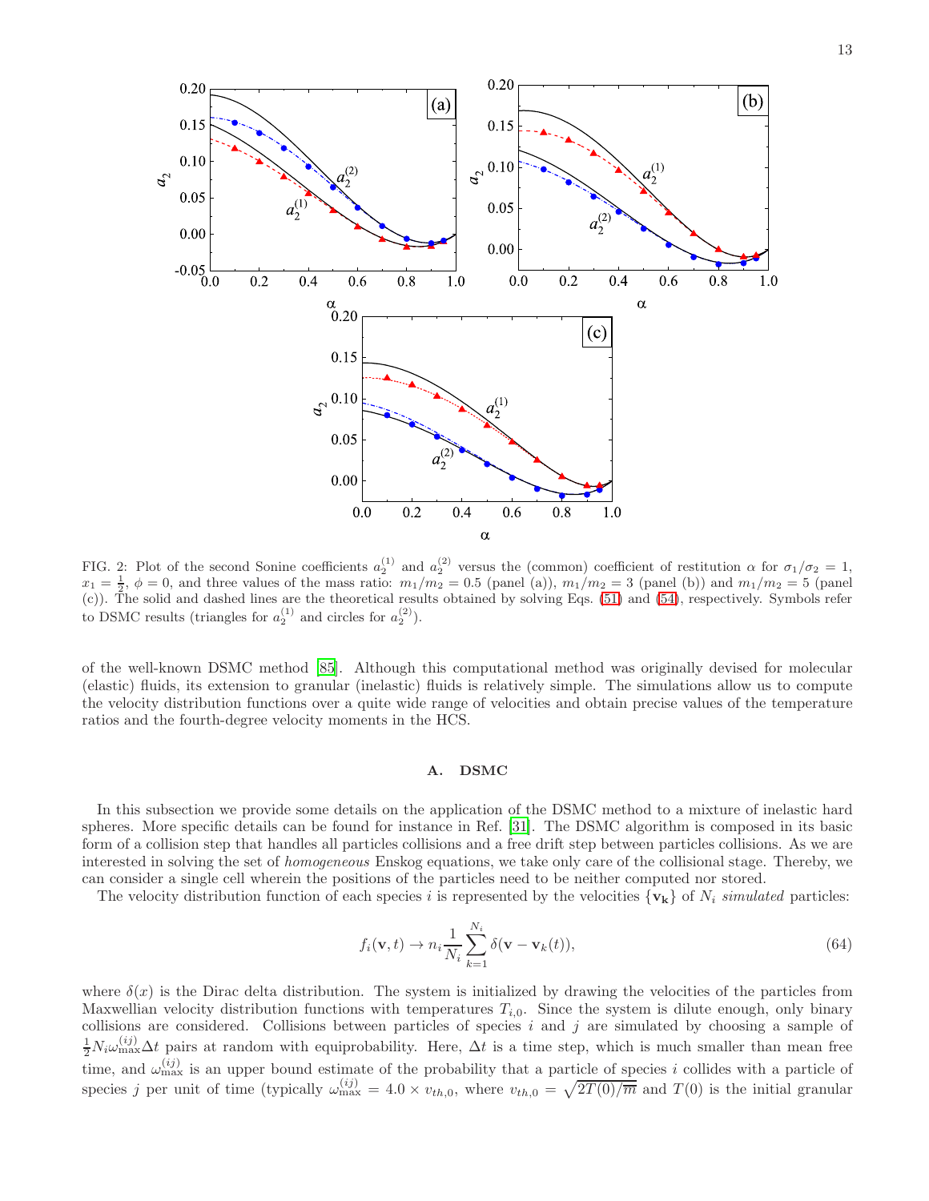FIG. 2: Plot of the second Sonine coefficients $a_2^{(1)}$ and $a_2^{(2)}$ versus the (common) coefficient of restitution $\alpha$ for $\sigma_1/\sigma_2 = 1$, $x_1 = \frac{1}{2}$, $\phi = 0$, and three values of the mass ratio: $m_1/m_2 = 0.5$ (panel (a)), $m_1/m_2 = 3$ (panel (b)) and $m_1/m_2 = 5$ (panel (c)). The solid and dashed lines are the theoretical results obtained by solving Eqs. (51) and (54), respectively. Symbols refer to DSMC results (triangles for $a_2^{(1)}$ and circles for $a_2^{(2)}$).

of the well-known DSMC method [85]. Although this computational method was originally devised for molecular (elastic) fluids, its extension to granular (inelastic) fluids is relatively simple. The simulations allow us to compute the velocity distribution functions over a quite wide range of velocities and obtain precise values of the temperature ratios and the fourth-degree velocity moments in the HCS.

## A. DSMC

In this subsection we provide some details on the application of the DSMC method to a mixture of inelastic hard spheres. More specific details can be found for instance in Ref. [31]. The DSMC algorithm is composed in its basic form of a collision step that handles all particles collisions and a free drift step between particles collisions. As we are interested in solving the set of *homogeneous* Enskog equations, we take only care of the collisional stage. Thereby, we can consider a single cell wherein the positions of the particles need to be neither computed nor stored.

The velocity distribution function of each species $i$ is represented by the velocities $\{\mathbf{v_k}\}$ of $N_i$ *simulated* particles:

$$f_i(\mathbf{v}, t) \to n_i \frac{1}{N_i} \sum_{k=1}^{N_i} \delta(\mathbf{v} - \mathbf{v}_k(t)), \tag{64}$$

where $\delta(x)$ is the Dirac delta distribution. The system is initialized by drawing the velocities of the particles from Maxwellian velocity distribution functions with temperatures $T_{i,0}$. Since the system is dilute enough, only binary collisions are considered. Collisions between particles of species $i$ and $j$ are simulated by choosing a sample of $\frac{1}{2}N_i\omega_{\text{max}}^{(ij)}\Delta t$ pairs at random with equiprobability. Here, $\Delta t$ is a time step, which is much smaller than mean free time, and $\omega_{\text{max}}^{(ij)}$ is an upper bound estimate of the probability that a particle of species $i$ collides with a particle of species $j$ per unit of time (typically $\omega_{\text{max}}^{(ij)} = 4.0 \times v_{th,0}$, where $v_{th,0} = \sqrt{2T(0)/\overline{m}}$ and $T(0)$ is the initial granular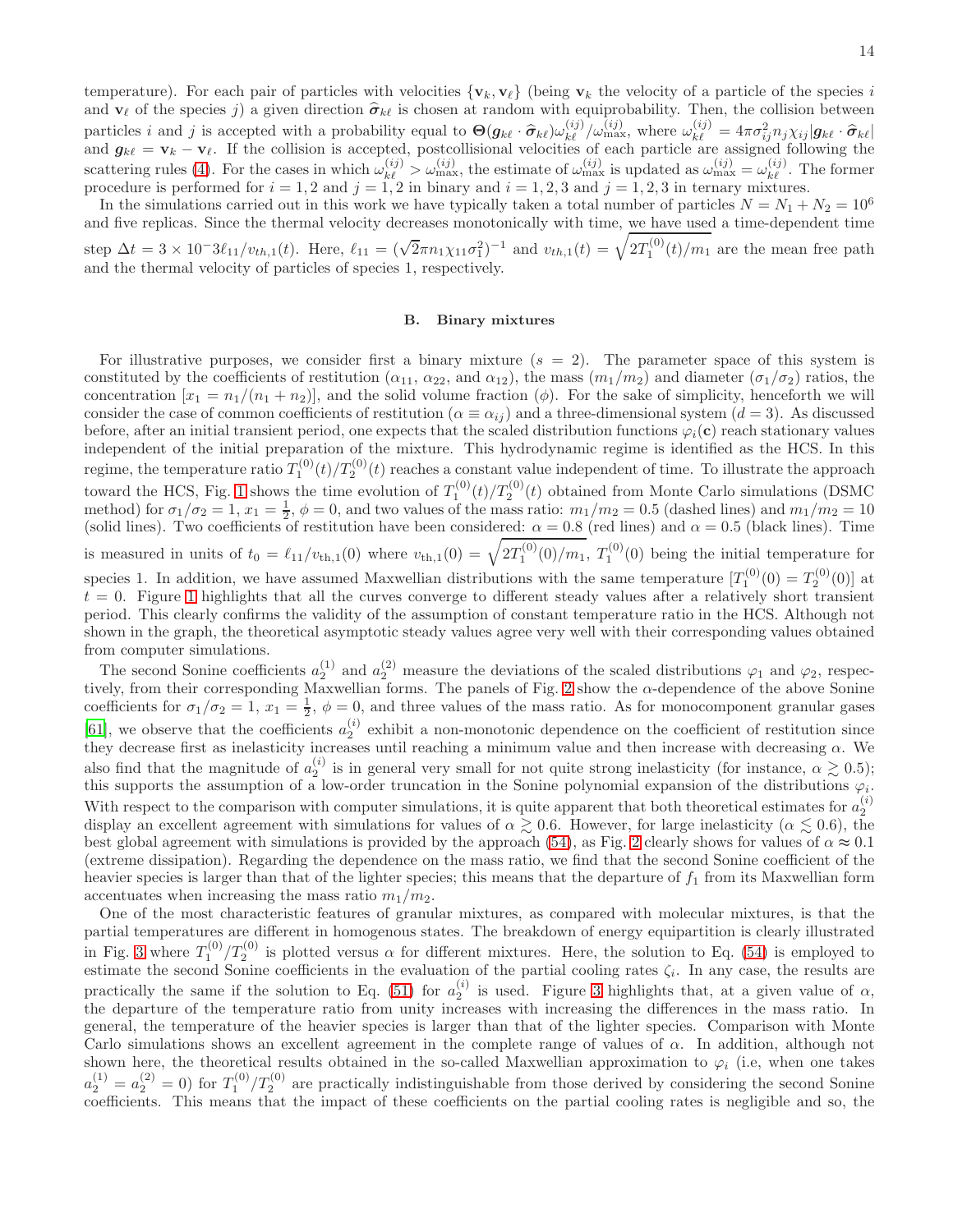temperature). For each pair of particles with velocities $\{\mathbf{v}_k, \mathbf{v}_\ell\}$ (being $\mathbf{v}_k$ the velocity of a particle of the species $i$ and $\mathbf{v}_\ell$ of the species $j$) a given direction $\widehat{\boldsymbol{\sigma}}_{k\ell}$ is chosen at random with equiprobability. Then, the collision between particles $i$ and $j$ is accepted with a probability equal to $\Theta(\boldsymbol{g}_{k\ell}\cdot\widehat{\boldsymbol{\sigma}}_{k\ell})\omega_{k\ell}^{(ij)}/\omega_{\max}^{(ij)}$, where $\omega_{k\ell}^{(ij)} = 4\pi\sigma_{ij}^2 n_j \chi_{ij}|\boldsymbol{g}_{k\ell}\cdot\widehat{\boldsymbol{\sigma}}_{k\ell}|$ and $\boldsymbol{g}_{k\ell} = \mathbf{v}_k - \mathbf{v}_\ell$. If the collision is accepted, postcollisional velocities of each particle are assigned following the scattering rules (4). For the cases in which $\omega_{k\ell}^{(ij)} > \omega_{\max}^{(ij)}$, the estimate of $\omega_{\max}^{(ij)}$ is updated as $\omega_{\max}^{(ij)} = \omega_{k\ell}^{(ij)}$. The former procedure is performed for $i=1,2$ and $j=1,2$ in binary and $i=1,2,3$ and $j=1,2,3$ in ternary mixtures.

In the simulations carried out in this work we have typically taken a total number of particles $N = N_1 + N_2 = 10^6$ and five replicas. Since the thermal velocity decreases monotonically with time, we have used a time-dependent time step $\Delta t = 3\times 10^{-3}\ell_{11}/v_{th,1}(t)$. Here, $\ell_{11} = (\sqrt{2}\pi n_1 \chi_{11}\sigma_1^2)^{-1}$ and $v_{th,1}(t) = \sqrt{2T_1^{(0)}(t)/m_1}$ are the mean free path and the thermal velocity of particles of species 1, respectively.

### B. Binary mixtures

For illustrative purposes, we consider first a binary mixture ($s=2$). The parameter space of this system is constituted by the coefficients of restitution ($\alpha_{11}$, $\alpha_{22}$, and $\alpha_{12}$), the mass ($m_1/m_2$) and diameter ($\sigma_1/\sigma_2$) ratios, the concentration [$x_1 = n_1/(n_1+n_2)$], and the solid volume fraction ($\phi$). For the sake of simplicity, henceforth we will consider the case of common coefficients of restitution ($\alpha \equiv \alpha_{ij}$) and a three-dimensional system ($d=3$). As discussed before, after an initial transient period, one expects that the scaled distribution functions $\varphi_i(\mathbf{c})$ reach stationary values independent of the initial preparation of the mixture. This hydrodynamic regime is identified as the HCS. In this regime, the temperature ratio $T_1^{(0)}(t)/T_2^{(0)}(t)$ reaches a constant value independent of time. To illustrate the approach toward the HCS, Fig. 1 shows the time evolution of $T_1^{(0)}(t)/T_2^{(0)}(t)$ obtained from Monte Carlo simulations (DSMC method) for $\sigma_1/\sigma_2 = 1$, $x_1 = \frac{1}{2}$, $\phi = 0$, and two values of the mass ratio: $m_1/m_2 = 0.5$ (dashed lines) and $m_1/m_2 = 10$ (solid lines). Two coefficients of restitution have been considered: $\alpha = 0.8$ (red lines) and $\alpha = 0.5$ (black lines). Time is measured in units of $t_0 = \ell_{11}/v_{\text{th},1}(0)$ where $v_{\text{th},1}(0) = \sqrt{2T_1^{(0)}(0)/m_1}$, $T_1^{(0)}(0)$ being the initial temperature for species 1. In addition, we have assumed Maxwellian distributions with the same temperature [$T_1^{(0)}(0) = T_2^{(0)}(0)$] at $t=0$. Figure 1 highlights that all the curves converge to different steady values after a relatively short transient period. This clearly confirms the validity of the assumption of constant temperature ratio in the HCS. Although not shown in the graph, the theoretical asymptotic steady values agree very well with their corresponding values obtained from computer simulations.

The second Sonine coefficients $a_2^{(1)}$ and $a_2^{(2)}$ measure the deviations of the scaled distributions $\varphi_1$ and $\varphi_2$, respectively, from their corresponding Maxwellian forms. The panels of Fig. 2 show the $\alpha$-dependence of the above Sonine coefficients for $\sigma_1/\sigma_2 = 1$, $x_1 = \frac{1}{2}$, $\phi = 0$, and three values of the mass ratio. As for monocomponent granular gases [61], we observe that the coefficients $a_2^{(i)}$ exhibit a non-monotonic dependence on the coefficient of restitution since they decrease first as inelasticity increases until reaching a minimum value and then increase with decreasing $\alpha$. We also find that the magnitude of $a_2^{(i)}$ is in general very small for not quite strong inelasticity (for instance, $\alpha \gtrsim 0.5$); this supports the assumption of a low-order truncation in the Sonine polynomial expansion of the distributions $\varphi_i$. With respect to the comparison with computer simulations, it is quite apparent that both theoretical estimates for $a_2^{(i)}$ display an excellent agreement with simulations for values of $\alpha \gtrsim 0.6$. However, for large inelasticity ($\alpha \lesssim 0.6$), the best global agreement with simulations is provided by the approach (54), as Fig. 2 clearly shows for values of $\alpha \approx 0.1$ (extreme dissipation). Regarding the dependence on the mass ratio, we find that the second Sonine coefficient of the heavier species is larger than that of the lighter species; this means that the departure of $f_1$ from its Maxwellian form accentuates when increasing the mass ratio $m_1/m_2$.

One of the most characteristic features of granular mixtures, as compared with molecular mixtures, is that the partial temperatures are different in homogenous states. The breakdown of energy equipartition is clearly illustrated in Fig. 3 where $T_1^{(0)}/T_2^{(0)}$ is plotted versus $\alpha$ for different mixtures. Here, the solution to Eq. (54) is employed to estimate the second Sonine coefficients in the evaluation of the partial cooling rates $\zeta_i$. In any case, the results are practically the same if the solution to Eq. (51) for $a_2^{(i)}$ is used. Figure 3 highlights that, at a given value of $\alpha$, the departure of the temperature ratio from unity increases with increasing the differences in the mass ratio. In general, the temperature of the heavier species is larger than that of the lighter species. Comparison with Monte Carlo simulations shows an excellent agreement in the complete range of values of $\alpha$. In addition, although not shown here, the theoretical results obtained in the so-called Maxwellian approximation to $\varphi_i$ (i.e, when one takes $a_2^{(1)} = a_2^{(2)} = 0$) for $T_1^{(0)}/T_2^{(0)}$ are practically indistinguishable from those derived by considering the second Sonine coefficients. This means that the impact of these coefficients on the partial cooling rates is negligible and so, the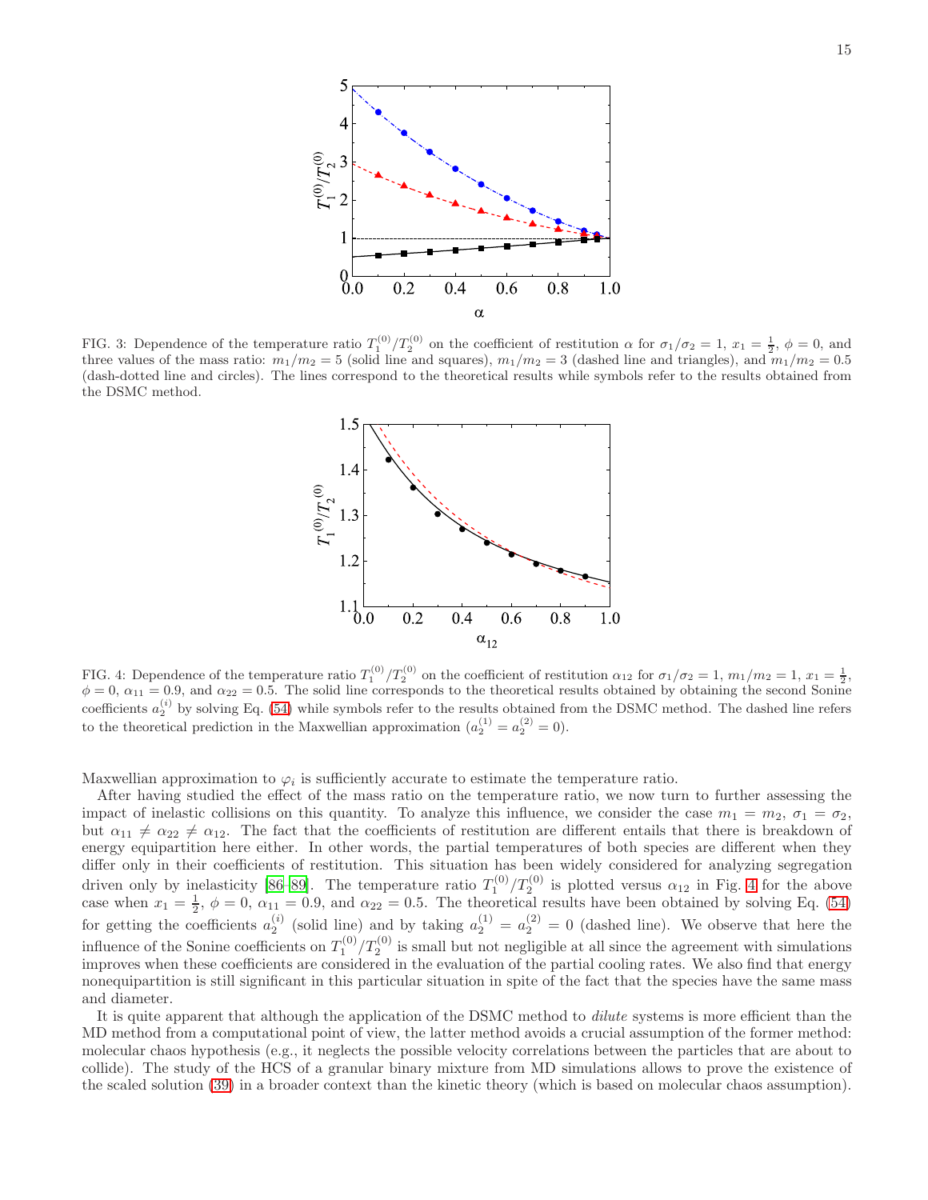FIG. 3: Dependence of the temperature ratio $T_1^{(0)}/T_2^{(0)}$ on the coefficient of restitution $\alpha$ for $\sigma_1/\sigma_2 = 1$, $x_1 = \frac{1}{2}$, $\phi = 0$, and three values of the mass ratio: $m_1/m_2 = 5$ (solid line and squares), $m_1/m_2 = 3$ (dashed line and triangles), and $m_1/m_2 = 0.5$ (dash-dotted line and circles). The lines correspond to the theoretical results while symbols refer to the results obtained from the DSMC method.

FIG. 4: Dependence of the temperature ratio $T_1^{(0)}/T_2^{(0)}$ on the coefficient of restitution $\alpha_{12}$ for $\sigma_1/\sigma_2 = 1$, $m_1/m_2 = 1$, $x_1 = \frac{1}{2}$, $\phi = 0$, $\alpha_{11} = 0.9$, and $\alpha_{22} = 0.5$. The solid line corresponds to the theoretical results obtained by obtaining the second Sonine coefficients $a_2^{(i)}$ by solving Eq. (54) while symbols refer to the results obtained from the DSMC method. The dashed line refers to the theoretical prediction in the Maxwellian approximation ($a_2^{(1)} = a_2^{(2)} = 0$).

Maxwellian approximation to $\varphi_i$ is sufficiently accurate to estimate the temperature ratio.

After having studied the effect of the mass ratio on the temperature ratio, we now turn to further assessing the impact of inelastic collisions on this quantity. To analyze this influence, we consider the case $m_1 = m_2$, $\sigma_1 = \sigma_2$, but $\alpha_{11} \neq \alpha_{22} \neq \alpha_{12}$. The fact that the coefficients of restitution are different entails that there is breakdown of energy equipartition here either. In other words, the partial temperatures of both species are different when they differ only in their coefficients of restitution. This situation has been widely considered for analyzing segregation driven only by inelasticity [86–89]. The temperature ratio $T_1^{(0)}/T_2^{(0)}$ is plotted versus $\alpha_{12}$ in Fig. 4 for the above case when $x_1 = \frac{1}{2}$, $\phi = 0$, $\alpha_{11} = 0.9$, and $\alpha_{22} = 0.5$. The theoretical results have been obtained by solving Eq. (54) for getting the coefficients $a_2^{(i)}$ (solid line) and by taking $a_2^{(1)} = a_2^{(2)} = 0$ (dashed line). We observe that here the influence of the Sonine coefficients on $T_1^{(0)}/T_2^{(0)}$ is small but not negligible at all since the agreement with simulations improves when these coefficients are considered in the evaluation of the partial cooling rates. We also find that energy nonequipartition is still significant in this particular situation in spite of the fact that the species have the same mass and diameter.

It is quite apparent that although the application of the DSMC method to *dilute* systems is more efficient than the MD method from a computational point of view, the latter method avoids a crucial assumption of the former method: molecular chaos hypothesis (e.g., it neglects the possible velocity correlations between the particles that are about to collide). The study of the HCS of a granular binary mixture from MD simulations allows to prove the existence of the scaled solution (39) in a broader context than the kinetic theory (which is based on molecular chaos assumption).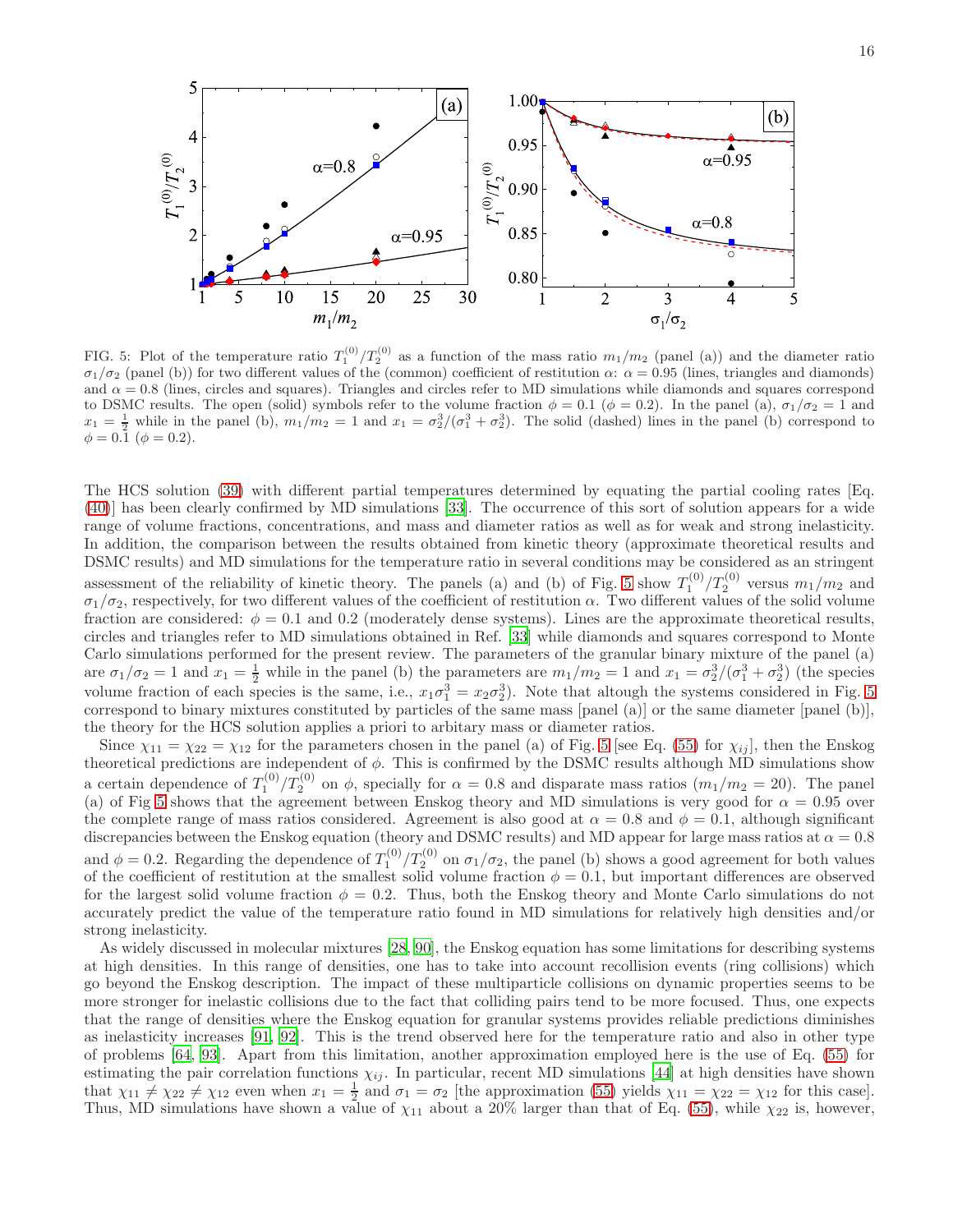FIG. 5: Plot of the temperature ratio $T_1^{(0)}/T_2^{(0)}$ as a function of the mass ratio $m_1/m_2$ (panel (a)) and the diameter ratio $\sigma_1/\sigma_2$ (panel (b)) for two different values of the (common) coefficient of restitution $\alpha$: $\alpha = 0.95$ (lines, triangles and diamonds) and $\alpha = 0.8$ (lines, circles and squares). Triangles and circles refer to MD simulations while diamonds and squares correspond to DSMC results. The open (solid) symbols refer to the volume fraction $\phi = 0.1$ ($\phi = 0.2$). In the panel (a), $\sigma_1/\sigma_2 = 1$ and $x_1 = \frac{1}{2}$ while in the panel (b), $m_1/m_2 = 1$ and $x_1 = \sigma_2^3/(\sigma_1^3 + \sigma_2^3)$. The solid (dashed) lines in the panel (b) correspond to $\phi = 0.1$ ($\phi = 0.2$).

The HCS solution (39) with different partial temperatures determined by equating the partial cooling rates [Eq. (40)] has been clearly confirmed by MD simulations [33]. The occurrence of this sort of solution appears for a wide range of volume fractions, concentrations, and mass and diameter ratios as well as for weak and strong inelasticity. In addition, the comparison between the results obtained from kinetic theory (approximate theoretical results and DSMC results) and MD simulations for the temperature ratio in several conditions may be considered as an stringent assessment of the reliability of kinetic theory. The panels (a) and (b) of Fig. 5 show $T_1^{(0)}/T_2^{(0)}$ versus $m_1/m_2$ and $\sigma_1/\sigma_2$, respectively, for two different values of the coefficient of restitution $\alpha$. Two different values of the solid volume fraction are considered: $\phi = 0.1$ and 0.2 (moderately dense systems). Lines are the approximate theoretical results, circles and triangles refer to MD simulations obtained in Ref. [33] while diamonds and squares correspond to Monte Carlo simulations performed for the present review. The parameters of the granular binary mixture of the panel (a) are $\sigma_1/\sigma_2 = 1$ and $x_1 = \frac{1}{2}$ while in the panel (b) the parameters are $m_1/m_2 = 1$ and $x_1 = \sigma_2^3/(\sigma_1^3 + \sigma_2^3)$ (the species volume fraction of each species is the same, i.e., $x_1\sigma_1^3 = x_2\sigma_2^3$). Note that altough the systems considered in Fig. 5 correspond to binary mixtures constituted by particles of the same mass [panel (a)] or the same diameter [panel (b)], the theory for the HCS solution applies a priori to arbitary mass or diameter ratios.

Since $\chi_{11} = \chi_{22} = \chi_{12}$ for the parameters chosen in the panel (a) of Fig. 5 [see Eq. (55) for $\chi_{ij}$], then the Enskog theoretical predictions are independent of $\phi$. This is confirmed by the DSMC results although MD simulations show a certain dependence of $T_1^{(0)}/T_2^{(0)}$ on $\phi$, specially for $\alpha = 0.8$ and disparate mass ratios ($m_1/m_2 = 20$). The panel (a) of Fig 5 shows that the agreement between Enskog theory and MD simulations is very good for $\alpha = 0.95$ over the complete range of mass ratios considered. Agreement is also good at $\alpha = 0.8$ and $\phi = 0.1$, although significant discrepancies between the Enskog equation (theory and DSMC results) and MD appear for large mass ratios at $\alpha = 0.8$ and $\phi = 0.2$. Regarding the dependence of $T_1^{(0)}/T_2^{(0)}$ on $\sigma_1/\sigma_2$, the panel (b) shows a good agreement for both values of the coefficient of restitution at the smallest solid volume fraction $\phi = 0.1$, but important differences are observed for the largest solid volume fraction $\phi = 0.2$. Thus, both the Enskog theory and Monte Carlo simulations do not accurately predict the value of the temperature ratio found in MD simulations for relatively high densities and/or strong inelasticity.

As widely discussed in molecular mixtures [28, 90], the Enskog equation has some limitations for describing systems at high densities. In this range of densities, one has to take into account recollision events (ring collisions) which go beyond the Enskog description. The impact of these multiparticle collisions on dynamic properties seems to be more stronger for inelastic collisions due to the fact that colliding pairs tend to be more focused. Thus, one expects that the range of densities where the Enskog equation for granular systems provides reliable predictions diminishes as inelasticity increases [91, 92]. This is the trend observed here for the temperature ratio and also in other type of problems [64, 93]. Apart from this limitation, another approximation employed here is the use of Eq. (55) for estimating the pair correlation functions $\chi_{ij}$. In particular, recent MD simulations [44] at high densities have shown that $\chi_{11} \neq \chi_{22} \neq \chi_{12}$ even when $x_1 = \frac{1}{2}$ and $\sigma_1 = \sigma_2$ [the approximation (55) yields $\chi_{11} = \chi_{22} = \chi_{12}$ for this case]. Thus, MD simulations have shown a value of $\chi_{11}$ about a 20% larger than that of Eq. (55), while $\chi_{22}$ is, however,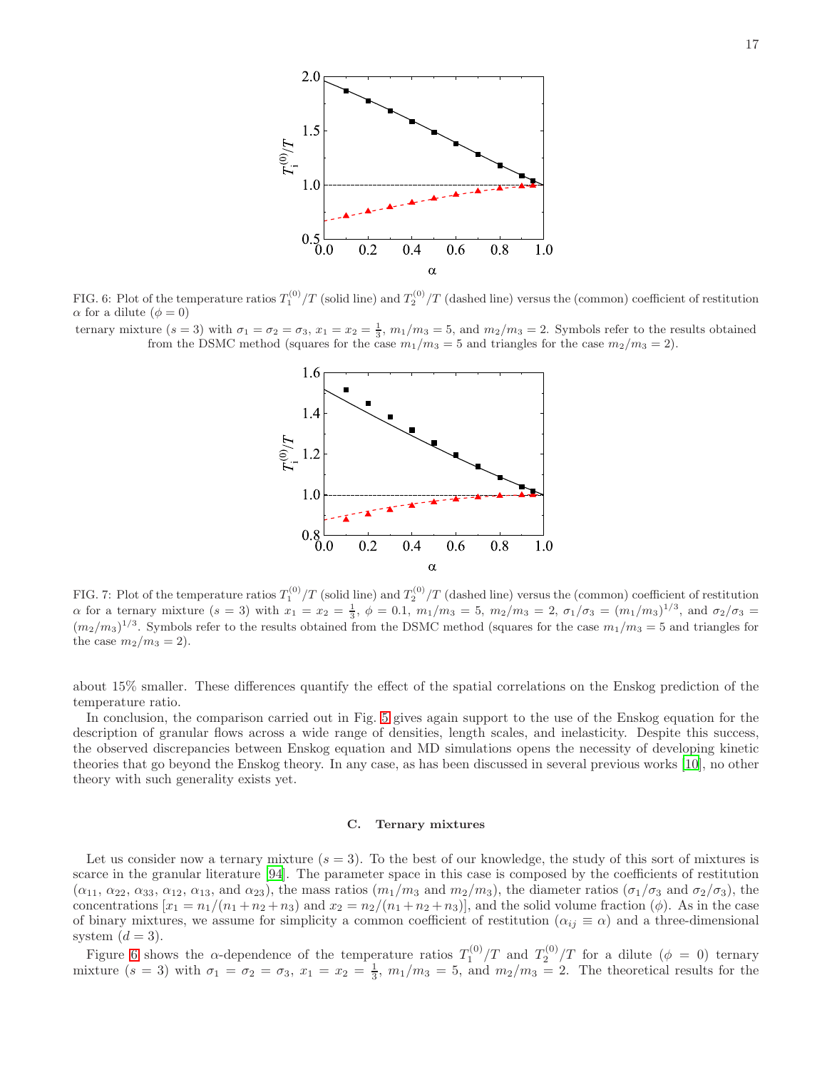FIG. 6: Plot of the temperature ratios $T_1^{(0)}/T$ (solid line) and $T_2^{(0)}/T$ (dashed line) versus the (common) coefficient of restitution $\alpha$ for a dilute ($\phi = 0$) ternary mixture ($s = 3$) with $\sigma_1 = \sigma_2 = \sigma_3$, $x_1 = x_2 = \frac{1}{3}$, $m_1/m_3 = 5$, and $m_2/m_3 = 2$. Symbols refer to the results obtained from the DSMC method (squares for the case $m_1/m_3 = 5$ and triangles for the case $m_2/m_3 = 2$).

FIG. 7: Plot of the temperature ratios $T_1^{(0)}/T$ (solid line) and $T_2^{(0)}/T$ (dashed line) versus the (common) coefficient of restitution $\alpha$ for a ternary mixture ($s = 3$) with $x_1 = x_2 = \frac{1}{3}$, $\phi = 0.1$, $m_1/m_3 = 5$, $m_2/m_3 = 2$, $\sigma_1/\sigma_3 = (m_1/m_3)^{1/3}$, and $\sigma_2/\sigma_3 = (m_2/m_3)^{1/3}$. Symbols refer to the results obtained from the DSMC method (squares for the case $m_1/m_3 = 5$ and triangles for the case $m_2/m_3 = 2$).

about 15% smaller. These differences quantify the effect of the spatial correlations on the Enskog prediction of the temperature ratio.

In conclusion, the comparison carried out in Fig. 5 gives again support to the use of the Enskog equation for the description of granular flows across a wide range of densities, length scales, and inelasticity. Despite this success, the observed discrepancies between Enskog equation and MD simulations opens the necessity of developing kinetic theories that go beyond the Enskog theory. In any case, as has been discussed in several previous works [10], no other theory with such generality exists yet.

### C. Ternary mixtures

Let us consider now a ternary mixture ($s = 3$). To the best of our knowledge, the study of this sort of mixtures is scarce in the granular literature [94]. The parameter space in this case is composed by the coefficients of restitution ($\alpha_{11}$, $\alpha_{22}$, $\alpha_{33}$, $\alpha_{12}$, $\alpha_{13}$, and $\alpha_{23}$), the mass ratios ($m_1/m_3$ and $m_2/m_3$), the diameter ratios ($\sigma_1/\sigma_3$ and $\sigma_2/\sigma_3$), the concentrations [$x_1 = n_1/(n_1+n_2+n_3)$ and $x_2 = n_2/(n_1+n_2+n_3)$], and the solid volume fraction ($\phi$). As in the case of binary mixtures, we assume for simplicity a common coefficient of restitution ($\alpha_{ij} \equiv \alpha$) and a three-dimensional system ($d = 3$).

Figure 6 shows the $\alpha$-dependence of the temperature ratios $T_1^{(0)}/T$ and $T_2^{(0)}/T$ for a dilute ($\phi = 0$) ternary mixture ($s = 3$) with $\sigma_1 = \sigma_2 = \sigma_3$, $x_1 = x_2 = \frac{1}{3}$, $m_1/m_3 = 5$, and $m_2/m_3 = 2$. The theoretical results for the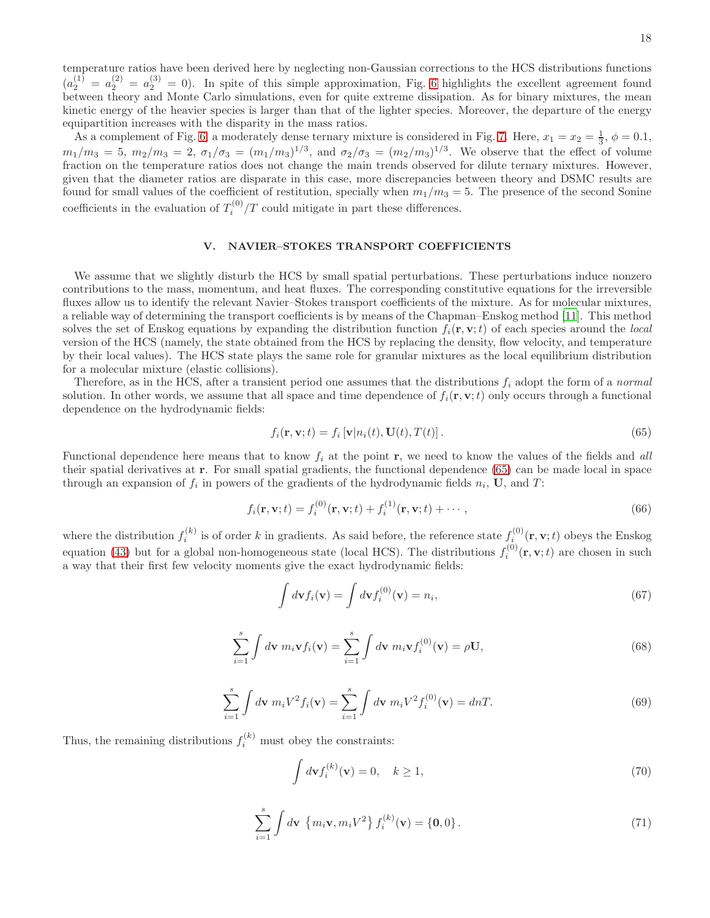temperature ratios have been derived here by neglecting non-Gaussian corrections to the HCS distributions functions ($a_2^{(1)} = a_2^{(2)} = a_2^{(3)} = 0$). In spite of this simple approximation, Fig. 6 highlights the excellent agreement found between theory and Monte Carlo simulations, even for quite extreme dissipation. As for binary mixtures, the mean kinetic energy of the heavier species is larger than that of the lighter species. Moreover, the departure of the energy equipartition increases with the disparity in the mass ratios.

As a complement of Fig. 6, a moderately dense ternary mixture is considered in Fig. 7. Here, $x_1 = x_2 = \frac{1}{3}$, $\phi = 0.1$, $m_1/m_3 = 5$, $m_2/m_3 = 2$, $\sigma_1/\sigma_3 = (m_1/m_3)^{1/3}$, and $\sigma_2/\sigma_3 = (m_2/m_3)^{1/3}$. We observe that the effect of volume fraction on the temperature ratios does not change the main trends observed for dilute ternary mixtures. However, given that the diameter ratios are disparate in this case, more discrepancies between theory and DSMC results are found for small values of the coefficient of restitution, specially when $m_1/m_3 = 5$. The presence of the second Sonine coefficients in the evaluation of $T_i^{(0)}/T$ could mitigate in part these differences.

## V. NAVIER–STOKES TRANSPORT COEFFICIENTS

We assume that we slightly disturb the HCS by small spatial perturbations. These perturbations induce nonzero contributions to the mass, momentum, and heat fluxes. The corresponding constitutive equations for the irreversible fluxes allow us to identify the relevant Navier–Stokes transport coefficients of the mixture. As for molecular mixtures, a reliable way of determining the transport coefficients is by means of the Chapman–Enskog method [11]. This method solves the set of Enskog equations by expanding the distribution function $f_i(\mathbf{r}, \mathbf{v}; t)$ of each species around the *local* version of the HCS (namely, the state obtained from the HCS by replacing the density, flow velocity, and temperature by their local values). The HCS state plays the same role for granular mixtures as the local equilibrium distribution for a molecular mixture (elastic collisions).

Therefore, as in the HCS, after a transient period one assumes that the distributions $f_i$ adopt the form of a *normal* solution. In other words, we assume that all space and time dependence of $f_i(\mathbf{r}, \mathbf{v}; t)$ only occurs through a functional dependence on the hydrodynamic fields:

$$f_i(\mathbf{r}, \mathbf{v}; t) = f_i\left[\mathbf{v}|n_i(t), \mathbf{U}(t), T(t)\right]. \tag{65}$$

Functional dependence here means that to know $f_i$ at the point $\mathbf{r}$, we need to know the values of the fields and *all* their spatial derivatives at $\mathbf{r}$. For small spatial gradients, the functional dependence (65) can be made local in space through an expansion of $f_i$ in powers of the gradients of the hydrodynamic fields $n_i$, $\mathbf{U}$, and $T$:

$$f_i(\mathbf{r}, \mathbf{v}; t) = f_i^{(0)}(\mathbf{r}, \mathbf{v}; t) + f_i^{(1)}(\mathbf{r}, \mathbf{v}; t) + \cdots, \tag{66}$$

where the distribution $f_i^{(k)}$ is of order $k$ in gradients. As said before, the reference state $f_i^{(0)}(\mathbf{r}, \mathbf{v}; t)$ obeys the Enskog equation (43) but for a global non-homogeneous state (local HCS). The distributions $f_i^{(0)}(\mathbf{r}, \mathbf{v}; t)$ are chosen in such a way that their first few velocity moments give the exact hydrodynamic fields:

$$\int d\mathbf{v} f_i(\mathbf{v}) = \int d\mathbf{v} f_i^{(0)}(\mathbf{v}) = n_i, \tag{67}$$

$$\sum_{i=1}^{s} \int d\mathbf{v}\; m_i \mathbf{v} f_i(\mathbf{v}) = \sum_{i=1}^{s} \int d\mathbf{v}\; m_i \mathbf{v} f_i^{(0)}(\mathbf{v}) = \rho \mathbf{U}, \tag{68}$$

$$\sum_{i=1}^{s} \int d\mathbf{v}\; m_i V^2 f_i(\mathbf{v}) = \sum_{i=1}^{s} \int d\mathbf{v}\; m_i V^2 f_i^{(0)}(\mathbf{v}) = dnT. \tag{69}$$

Thus, the remaining distributions $f_i^{(k)}$ must obey the constraints:

$$\int d\mathbf{v} f_i^{(k)}(\mathbf{v}) = 0, \quad k \geq 1, \tag{70}$$

$$\sum_{i=1}^{s} \int d\mathbf{v}\; \left\{m_i \mathbf{v}, m_i V^2\right\} f_i^{(k)}(\mathbf{v}) = \left\{\mathbf{0}, 0\right\}. \tag{71}$$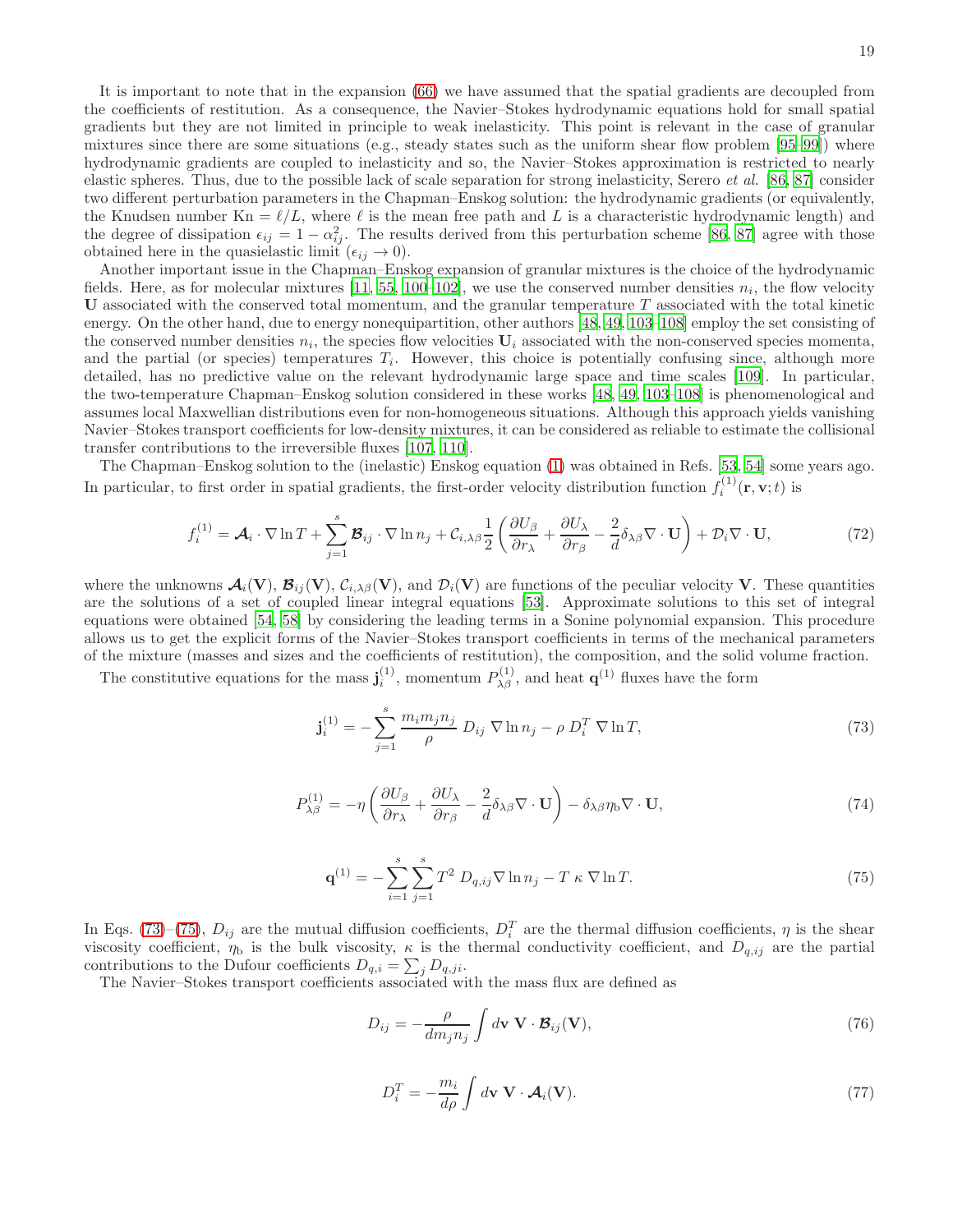It is important to note that in the expansion (66) we have assumed that the spatial gradients are decoupled from the coefficients of restitution. As a consequence, the Navier–Stokes hydrodynamic equations hold for small spatial gradients but they are not limited in principle to weak inelasticity. This point is relevant in the case of granular mixtures since there are some situations (e.g., steady states such as the uniform shear flow problem [95–99]) where hydrodynamic gradients are coupled to inelasticity and so, the Navier–Stokes approximation is restricted to nearly elastic spheres. Thus, due to the possible lack of scale separation for strong inelasticity, Serero *et al.* [86, 87] consider two different perturbation parameters in the Chapman–Enskog solution: the hydrodynamic gradients (or equivalently, the Knudsen number $\text{Kn} = \ell/L$, where $\ell$ is the mean free path and $L$ is a characteristic hydrodynamic length) and the degree of dissipation $\epsilon_{ij} = 1 - \alpha_{ij}^2$. The results derived from this perturbation scheme [86, 87] agree with those obtained here in the quasielastic limit ($\epsilon_{ij} \to 0$).

Another important issue in the Chapman–Enskog expansion of granular mixtures is the choice of the hydrodynamic fields. Here, as for molecular mixtures [11, 55, 100–102], we use the conserved number densities $n_i$, the flow velocity $\mathbf{U}$ associated with the conserved total momentum, and the granular temperature $T$ associated with the total kinetic energy. On the other hand, due to energy nonequipartition, other authors [48, 49, 103–108] employ the set consisting of the conserved number densities $n_i$, the species flow velocities $\mathbf{U}_i$ associated with the non-conserved species momenta, and the partial (or species) temperatures $T_i$. However, this choice is potentially confusing since, although more detailed, has no predictive value on the relevant hydrodynamic large space and time scales [109]. In particular, the two-temperature Chapman–Enskog solution considered in these works [48, 49, 103–108] is phenomenological and assumes local Maxwellian distributions even for non-homogeneous situations. Although this approach yields vanishing Navier–Stokes transport coefficients for low-density mixtures, it can be considered as reliable to estimate the collisional transfer contributions to the irreversible fluxes [107, 110].

The Chapman–Enskog solution to the (inelastic) Enskog equation (1) was obtained in Refs. [53, 54] some years ago. In particular, to first order in spatial gradients, the first-order velocity distribution function $f_i^{(1)}(\mathbf{r}, \mathbf{v}; t)$ is

$$
f_i^{(1)} = \boldsymbol{\mathcal{A}}_i \cdot \nabla \ln T + \sum_{j=1}^{s} \boldsymbol{\mathcal{B}}_{ij} \cdot \nabla \ln n_j + \mathcal{C}_{i,\lambda\beta} \frac{1}{2} \left( \frac{\partial U_\beta}{\partial r_\lambda} + \frac{\partial U_\lambda}{\partial r_\beta} - \frac{2}{d} \delta_{\lambda\beta} \nabla \cdot \mathbf{U} \right) + \mathcal{D}_i \nabla \cdot \mathbf{U}, \tag{72}
$$

where the unknowns $\boldsymbol{\mathcal{A}}_i(\mathbf{V})$, $\boldsymbol{\mathcal{B}}_{ij}(\mathbf{V})$, $\mathcal{C}_{i,\lambda\beta}(\mathbf{V})$, and $\mathcal{D}_i(\mathbf{V})$ are functions of the peculiar velocity $\mathbf{V}$. These quantities are the solutions of a set of coupled linear integral equations [53]. Approximate solutions to this set of integral equations were obtained [54, 58] by considering the leading terms in a Sonine polynomial expansion. This procedure allows us to get the explicit forms of the Navier–Stokes transport coefficients in terms of the mechanical parameters of the mixture (masses and sizes and the coefficients of restitution), the composition, and the solid volume fraction.

The constitutive equations for the mass $\mathbf{j}_i^{(1)}$, momentum $P_{\lambda\beta}^{(1)}$, and heat $\mathbf{q}^{(1)}$ fluxes have the form

$$
\mathbf{j}_i^{(1)} = -\sum_{j=1}^{s} \frac{m_i m_j n_j}{\rho} \, D_{ij} \, \nabla \ln n_j - \rho \, D_i^T \, \nabla \ln T, \tag{73}
$$

$$
P_{\lambda\beta}^{(1)} = -\eta \left( \frac{\partial U_\beta}{\partial r_\lambda} + \frac{\partial U_\lambda}{\partial r_\beta} - \frac{2}{d} \delta_{\lambda\beta} \nabla \cdot \mathbf{U} \right) - \delta_{\lambda\beta} \eta_{\text{b}} \nabla \cdot \mathbf{U}, \tag{74}
$$

$$
\mathbf{q}^{(1)} = -\sum_{i=1}^{s} \sum_{j=1}^{s} T^2 \, D_{q,ij} \nabla \ln n_j - T \, \kappa \, \nabla \ln T. \tag{75}
$$

In Eqs. (73)–(75), $D_{ij}$ are the mutual diffusion coefficients, $D_i^T$ are the thermal diffusion coefficients, $\eta$ is the shear viscosity coefficient, $\eta_{\text{b}}$ is the bulk viscosity, $\kappa$ is the thermal conductivity coefficient, and $D_{q,ij}$ are the partial contributions to the Dufour coefficients $D_{q,i} = \sum_j D_{q,ji}$.

The Navier–Stokes transport coefficients associated with the mass flux are defined as

$$
D_{ij} = -\frac{\rho}{d m_j n_j} \int d\mathbf{v} \; \mathbf{V} \cdot \boldsymbol{\mathcal{B}}_{ij}(\mathbf{V}), \tag{76}
$$

$$
D_i^T = -\frac{m_i}{d\rho} \int d\mathbf{v} \; \mathbf{V} \cdot \boldsymbol{\mathcal{A}}_i(\mathbf{V}). \tag{77}
$$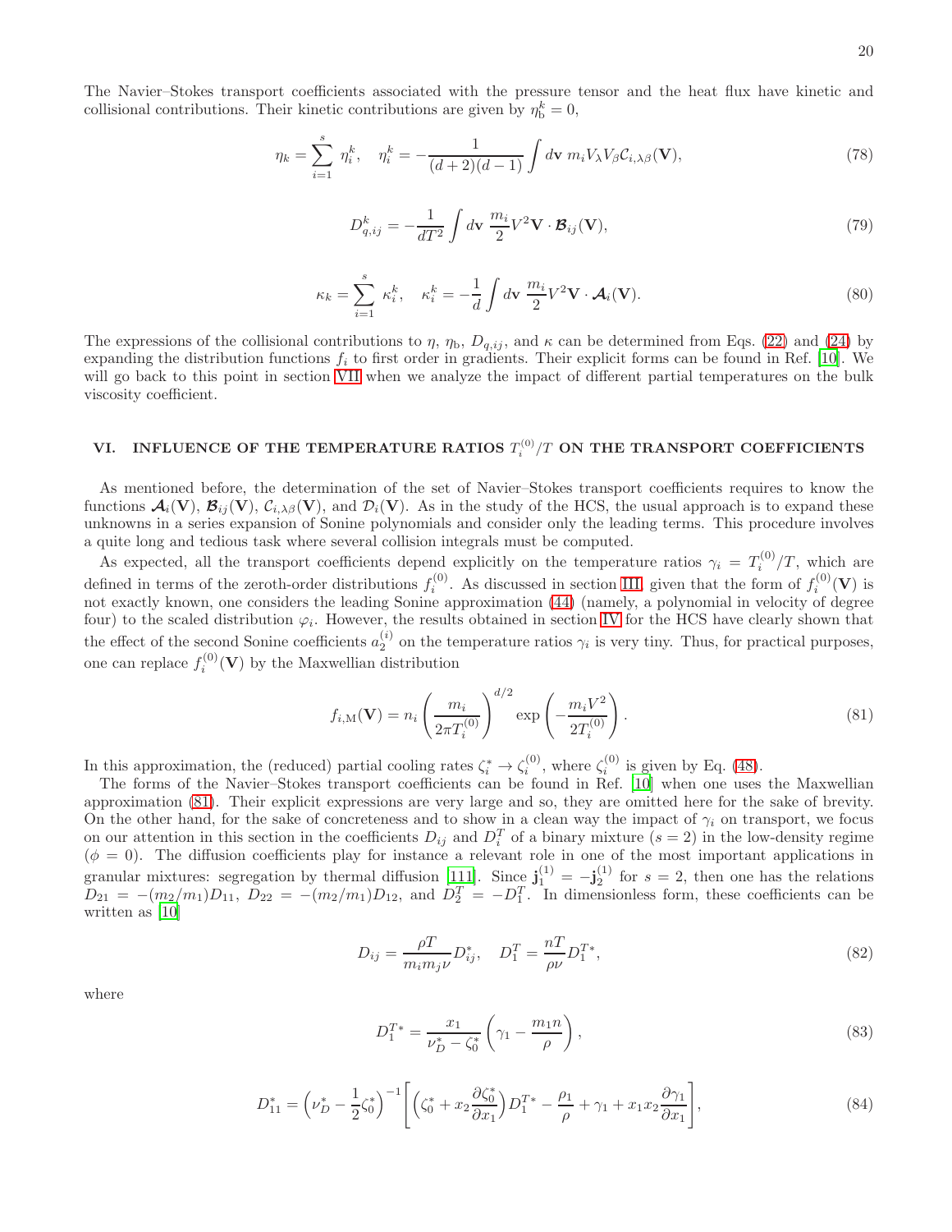The Navier–Stokes transport coefficients associated with the pressure tensor and the heat flux have kinetic and collisional contributions. Their kinetic contributions are given by $\eta_{\text{b}}^k = 0$,

$$
\eta_k = \sum_{i=1}^{s} \eta_i^k, \quad \eta_i^k = -\frac{1}{(d+2)(d-1)} \int d\mathbf{v}\; m_i V_\lambda V_\beta \mathcal{C}_{i,\lambda\beta}(\mathbf{V}), \tag{78}
$$

$$
D_{q,ij}^k = -\frac{1}{dT^2} \int d\mathbf{v}\; \frac{m_i}{2} V^2 \mathbf{V} \cdot \boldsymbol{\mathcal{B}}_{ij}(\mathbf{V}), \tag{79}
$$

$$
\kappa_k = \sum_{i=1}^{s} \kappa_i^k, \quad \kappa_i^k = -\frac{1}{d} \int d\mathbf{v}\; \frac{m_i}{2} V^2 \mathbf{V} \cdot \boldsymbol{\mathcal{A}}_i(\mathbf{V}). \tag{80}
$$

The expressions of the collisional contributions to $\eta$, $\eta_{\text{b}}$, $D_{q,ij}$, and $\kappa$ can be determined from Eqs. (22) and (24) by expanding the distribution functions $f_i$ to first order in gradients. Their explicit forms can be found in Ref. [10]. We will go back to this point in section VII when we analyze the impact of different partial temperatures on the bulk viscosity coefficient.

## VI. INFLUENCE OF THE TEMPERATURE RATIOS $T_i^{(0)}/T$ ON THE TRANSPORT COEFFICIENTS

As mentioned before, the determination of the set of Navier–Stokes transport coefficients requires to know the functions $\boldsymbol{\mathcal{A}}_i(\mathbf{V})$, $\boldsymbol{\mathcal{B}}_{ij}(\mathbf{V})$, $\mathcal{C}_{i,\lambda\beta}(\mathbf{V})$, and $\mathcal{D}_i(\mathbf{V})$. As in the study of the HCS, the usual approach is to expand these unknowns in a series expansion of Sonine polynomials and consider only the leading terms. This procedure involves a quite long and tedious task where several collision integrals must be computed.

As expected, all the transport coefficients depend explicitly on the temperature ratios $\gamma_i = T_i^{(0)}/T$, which are defined in terms of the zeroth-order distributions $f_i^{(0)}$. As discussed in section III, given that the form of $f_i^{(0)}(\mathbf{V})$ is not exactly known, one considers the leading Sonine approximation (44) (namely, a polynomial in velocity of degree four) to the scaled distribution $\varphi_i$. However, the results obtained in section IV for the HCS have clearly shown that the effect of the second Sonine coefficients $a_2^{(i)}$ on the temperature ratios $\gamma_i$ is very tiny. Thus, for practical purposes, one can replace $f_i^{(0)}(\mathbf{V})$ by the Maxwellian distribution

$$
f_{i,\text{M}}(\mathbf{V}) = n_i \left( \frac{m_i}{2\pi T_i^{(0)}} \right)^{d/2} \exp\left( -\frac{m_i V^2}{2T_i^{(0)}} \right). \tag{81}
$$

In this approximation, the (reduced) partial cooling rates $\zeta_i^* \to \zeta_i^{(0)}$, where $\zeta_i^{(0)}$ is given by Eq. (48).

The forms of the Navier–Stokes transport coefficients can be found in Ref. [10] when one uses the Maxwellian approximation (81). Their explicit expressions are very large and so, they are omitted here for the sake of brevity. On the other hand, for the sake of concreteness and to show in a clean way the impact of $\gamma_i$ on transport, we focus on our attention in this section in the coefficients $D_{ij}$ and $D_i^T$ of a binary mixture ($s = 2$) in the low-density regime ($\phi = 0$). The diffusion coefficients play for instance a relevant role in one of the most important applications in granular mixtures: segregation by thermal diffusion [111]. Since $\mathbf{j}_1^{(1)} = -\mathbf{j}_2^{(1)}$ for $s = 2$, then one has the relations $D_{21} = -(m_2/m_1)D_{11}$, $D_{22} = -(m_2/m_1)D_{12}$, and $D_2^T = -D_1^T$. In dimensionless form, these coefficients can be written as [10]

$$
D_{ij} = \frac{\rho T}{m_i m_j \nu} D_{ij}^*, \quad D_1^T = \frac{nT}{\rho \nu} D_1^{T*}, \tag{82}
$$

where

$$
D_1^{T*} = \frac{x_1}{\nu_D^* - \zeta_0^*} \left( \gamma_1 - \frac{m_1 n}{\rho} \right), \tag{83}
$$

$$
D_{11}^* = \left( \nu_D^* - \frac{1}{2}\zeta_0^* \right)^{-1} \left[ \left( \zeta_0^* + x_2 \frac{\partial \zeta_0^*}{\partial x_1} \right) D_1^{T*} - \frac{\rho_1}{\rho} + \gamma_1 + x_1 x_2 \frac{\partial \gamma_1}{\partial x_1} \right], \tag{84}
$$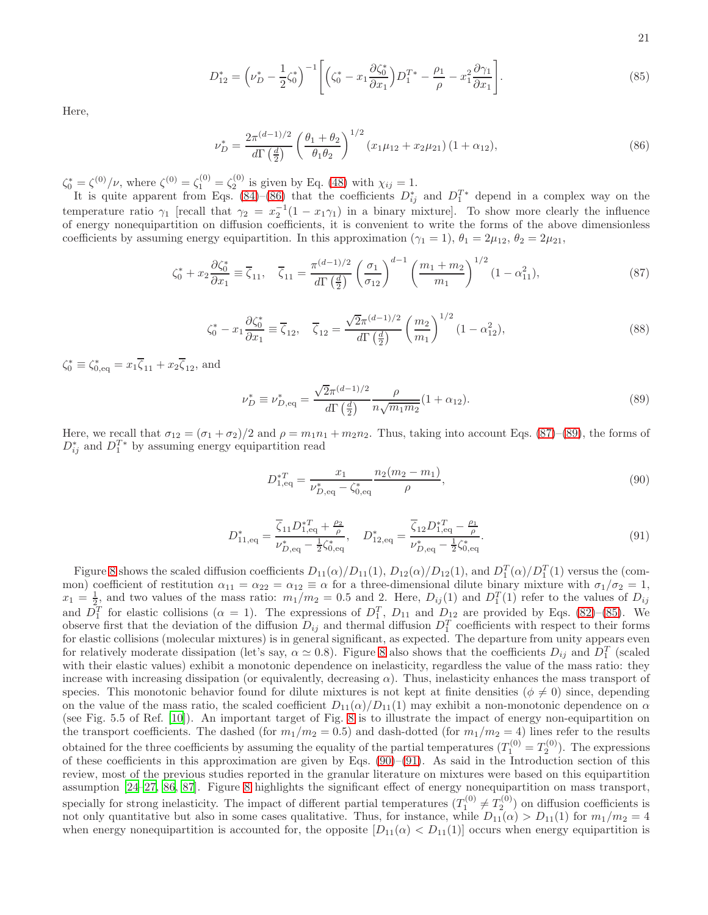$$
D_{12}^* = \left(\nu_D^* - \frac{1}{2}\zeta_0^*\right)^{-1} \left[\left(\zeta_0^* - x_1\frac{\partial \zeta_0^*}{\partial x_1}\right) D_1^{T*} - \frac{\rho_1}{\rho} - x_1^2 \frac{\partial \gamma_1}{\partial x_1}\right]. \tag{85}
$$

Here,

$$
\nu_D^* = \frac{2\pi^{(d-1)/2}}{d\Gamma\left(\frac{d}{2}\right)} \left(\frac{\theta_1+\theta_2}{\theta_1\theta_2}\right)^{1/2} (x_1\mu_{12} + x_2\mu_{21})\,(1+\alpha_{12}), \tag{86}
$$

$\zeta_0^* = \zeta^{(0)}/\nu$, where $\zeta^{(0)} = \zeta_1^{(0)} = \zeta_2^{(0)}$ is given by Eq. (48) with $\chi_{ij} = 1$.

It is quite apparent from Eqs. (84)–(86) that the coefficients $D_{ij}^*$ and $D_1^{T*}$ depend in a complex way on the temperature ratio $\gamma_1$ [recall that $\gamma_2 = x_2^{-1}(1 - x_1\gamma_1)$ in a binary mixture]. To show more clearly the influence of energy nonequipartition on diffusion coefficients, it is convenient to write the forms of the above dimensionless coefficients by assuming energy equipartition. In this approximation ($\gamma_1 = 1$), $\theta_1 = 2\mu_{12}$, $\theta_2 = 2\mu_{21}$,

$$
\zeta_0^* + x_2\frac{\partial \zeta_0^*}{\partial x_1} \equiv \overline{\zeta}_{11}, \quad \overline{\zeta}_{11} = \frac{\pi^{(d-1)/2}}{d\Gamma\left(\frac{d}{2}\right)} \left(\frac{\sigma_1}{\sigma_{12}}\right)^{d-1} \left(\frac{m_1+m_2}{m_1}\right)^{1/2} (1-\alpha_{11}^2), \tag{87}
$$

$$
\zeta_0^* - x_1\frac{\partial \zeta_0^*}{\partial x_1} \equiv \overline{\zeta}_{12}, \quad \overline{\zeta}_{12} = \frac{\sqrt{2}\pi^{(d-1)/2}}{d\Gamma\left(\frac{d}{2}\right)} \left(\frac{m_2}{m_1}\right)^{1/2} (1-\alpha_{12}^2), \tag{88}
$$

$\zeta_0^* \equiv \zeta_{0,\text{eq}}^* = x_1\overline{\zeta}_{11} + x_2\overline{\zeta}_{12}$, and

$$
\nu_D^* \equiv \nu_{D,\text{eq}}^* = \frac{\sqrt{2}\pi^{(d-1)/2}}{d\Gamma\left(\frac{d}{2}\right)} \frac{\rho}{n\sqrt{m_1 m_2}}(1+\alpha_{12}). \tag{89}
$$

Here, we recall that $\sigma_{12} = (\sigma_1+\sigma_2)/2$ and $\rho = m_1 n_1 + m_2 n_2$. Thus, taking into account Eqs. (87)–(89), the forms of $D_{ij}^*$ and $D_1^{T*}$ by assuming energy equipartition read

$$
D_{1,\text{eq}}^{*T} = \frac{x_1}{\nu_{D,\text{eq}}^* - \zeta_{0,\text{eq}}^*} \frac{n_2(m_2-m_1)}{\rho}, \tag{90}
$$

$$
D_{11,\text{eq}}^* = \frac{\overline{\zeta}_{11} D_{1,\text{eq}}^{*T} + \frac{\rho_2}{\rho}}{\nu_{D,\text{eq}}^* - \frac{1}{2}\zeta_{0,\text{eq}}^*}, \quad D_{12,\text{eq}}^* = \frac{\overline{\zeta}_{12} D_{1,\text{eq}}^{*T} - \frac{\rho_1}{\rho}}{\nu_{D,\text{eq}}^* - \frac{1}{2}\zeta_{0,\text{eq}}^*}. \tag{91}
$$

Figure 8 shows the scaled diffusion coefficients $D_{11}(\alpha)/D_{11}(1)$, $D_{12}(\alpha)/D_{12}(1)$, and $D_1^T(\alpha)/D_1^T(1)$ versus the (common) coefficient of restitution $\alpha_{11} = \alpha_{22} = \alpha_{12} \equiv \alpha$ for a three-dimensional dilute binary mixture with $\sigma_1/\sigma_2 = 1$, $x_1 = \frac{1}{2}$, and two values of the mass ratio: $m_1/m_2 = 0.5$ and 2. Here, $D_{ij}(1)$ and $D_1^T(1)$ refer to the values of $D_{ij}$ and $D_1^T$ for elastic collisions ($\alpha = 1$). The expressions of $D_1^T$, $D_{11}$ and $D_{12}$ are provided by Eqs. (82)–(85). We observe first that the deviation of the diffusion $D_{ij}$ and thermal diffusion $D_1^T$ coefficients with respect to their forms for elastic collisions (molecular mixtures) is in general significant, as expected. The departure from unity appears even for relatively moderate dissipation (let's say, $\alpha \simeq 0.8$). Figure 8 also shows that the coefficients $D_{ij}$ and $D_1^T$ (scaled with their elastic values) exhibit a monotonic dependence on inelasticity, regardless the value of the mass ratio: they increase with increasing dissipation (or equivalently, decreasing $\alpha$). Thus, inelasticity enhances the mass transport of species. This monotonic behavior found for dilute mixtures is not kept at finite densities ($\phi \neq 0$) since, depending on the value of the mass ratio, the scaled coefficient $D_{11}(\alpha)/D_{11}(1)$ may exhibit a non-monotonic dependence on $\alpha$ (see Fig. 5.5 of Ref. [10]). An important target of Fig. 8 is to illustrate the impact of energy non-equipartition on the transport coefficients. The dashed (for $m_1/m_2 = 0.5$) and dash-dotted (for $m_1/m_2 = 4$) lines refer to the results obtained for the three coefficients by assuming the equality of the partial temperatures ($T_1^{(0)} = T_2^{(0)}$). The expressions of these coefficients in this approximation are given by Eqs. (90)–(91). As said in the Introduction section of this review, most of the previous studies reported in the granular literature on mixtures were based on this equipartition assumption [24–27, 86, 87]. Figure 8 highlights the significant effect of energy nonequipartition on mass transport, specially for strong inelasticity. The impact of different partial temperatures ($T_1^{(0)} \neq T_2^{(0)}$) on diffusion coefficients is not only quantitative but also in some cases qualitative. Thus, for instance, while $D_{11}(\alpha) > D_{11}(1)$ for $m_1/m_2 = 4$ when energy nonequipartition is accounted for, the opposite [$D_{11}(\alpha) < D_{11}(1)$] occurs when energy equipartition is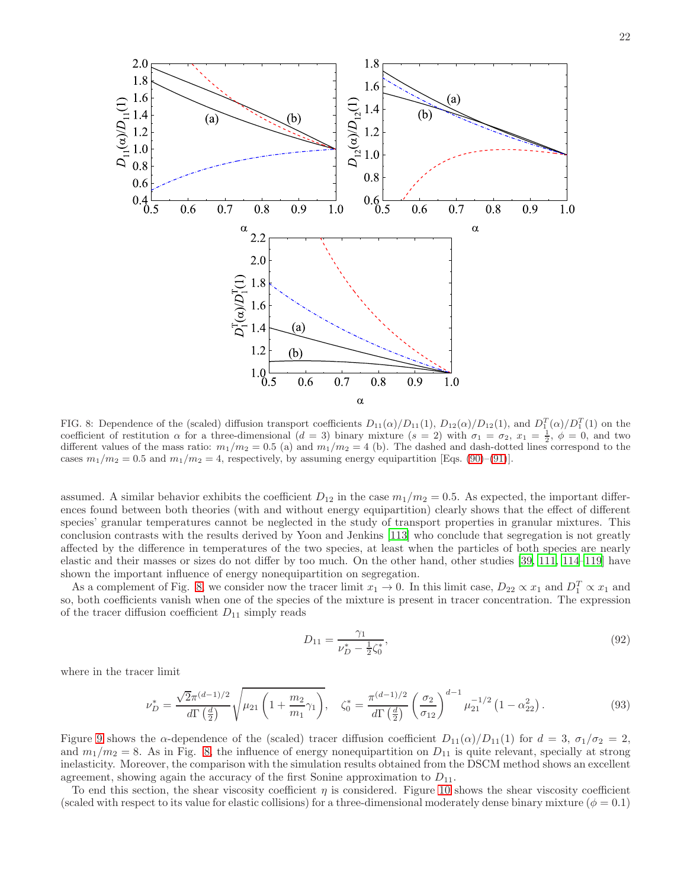FIG. 8: Dependence of the (scaled) diffusion transport coefficients $D_{11}(\alpha)/D_{11}(1)$, $D_{12}(\alpha)/D_{12}(1)$, and $D_1^T(\alpha)/D_1^T(1)$ on the coefficient of restitution $\alpha$ for a three-dimensional ($d=3$) binary mixture ($s=2$) with $\sigma_1=\sigma_2$, $x_1=\frac{1}{2}$, $\phi=0$, and two different values of the mass ratio: $m_1/m_2=0.5$ (a) and $m_1/m_2=4$ (b). The dashed and dash-dotted lines correspond to the cases $m_1/m_2=0.5$ and $m_1/m_2=4$, respectively, by assuming energy equipartition [Eqs. (90)–(91)].

assumed. A similar behavior exhibits the coefficient $D_{12}$ in the case $m_1/m_2=0.5$. As expected, the important differences found between both theories (with and without energy equipartition) clearly shows that the effect of different species' granular temperatures cannot be neglected in the study of transport properties in granular mixtures. This conclusion contrasts with the results derived by Yoon and Jenkins [113] who conclude that segregation is not greatly affected by the difference in temperatures of the two species, at least when the particles of both species are nearly elastic and their masses or sizes do not differ by too much. On the other hand, other studies [39, 111, 114–119] have shown the important influence of energy nonequipartition on segregation.

As a complement of Fig. 8, we consider now the tracer limit $x_1 \to 0$. In this limit case, $D_{22} \propto x_1$ and $D_1^T \propto x_1$ and so, both coefficients vanish when one of the species of the mixture is present in tracer concentration. The expression of the tracer diffusion coefficient $D_{11}$ simply reads

$$D_{11} = \frac{\gamma_1}{\nu_D^* - \frac{1}{2}\zeta_0^*}, \tag{92}$$

where in the tracer limit

$$\nu_D^* = \frac{\sqrt{2}\pi^{(d-1)/2}}{d\Gamma\left(\frac{d}{2}\right)}\sqrt{\mu_{21}\left(1+\frac{m_2}{m_1}\gamma_1\right)}, \quad \zeta_0^* = \frac{\pi^{(d-1)/2}}{d\Gamma\left(\frac{d}{2}\right)}\left(\frac{\sigma_2}{\sigma_{12}}\right)^{d-1}\mu_{21}^{-1/2}\left(1-\alpha_{22}^2\right). \tag{93}$$

Figure 9 shows the $\alpha$-dependence of the (scaled) tracer diffusion coefficient $D_{11}(\alpha)/D_{11}(1)$ for $d=3$, $\sigma_1/\sigma_2=2$, and $m_1/m_2=8$. As in Fig. 8, the influence of energy nonequipartition on $D_{11}$ is quite relevant, specially at strong inelasticity. Moreover, the comparison with the simulation results obtained from the DSCM method shows an excellent agreement, showing again the accuracy of the first Sonine approximation to $D_{11}$.

To end this section, the shear viscosity coefficient $\eta$ is considered. Figure 10 shows the shear viscosity coefficient (scaled with respect to its value for elastic collisions) for a three-dimensional moderately dense binary mixture ($\phi=0.1$)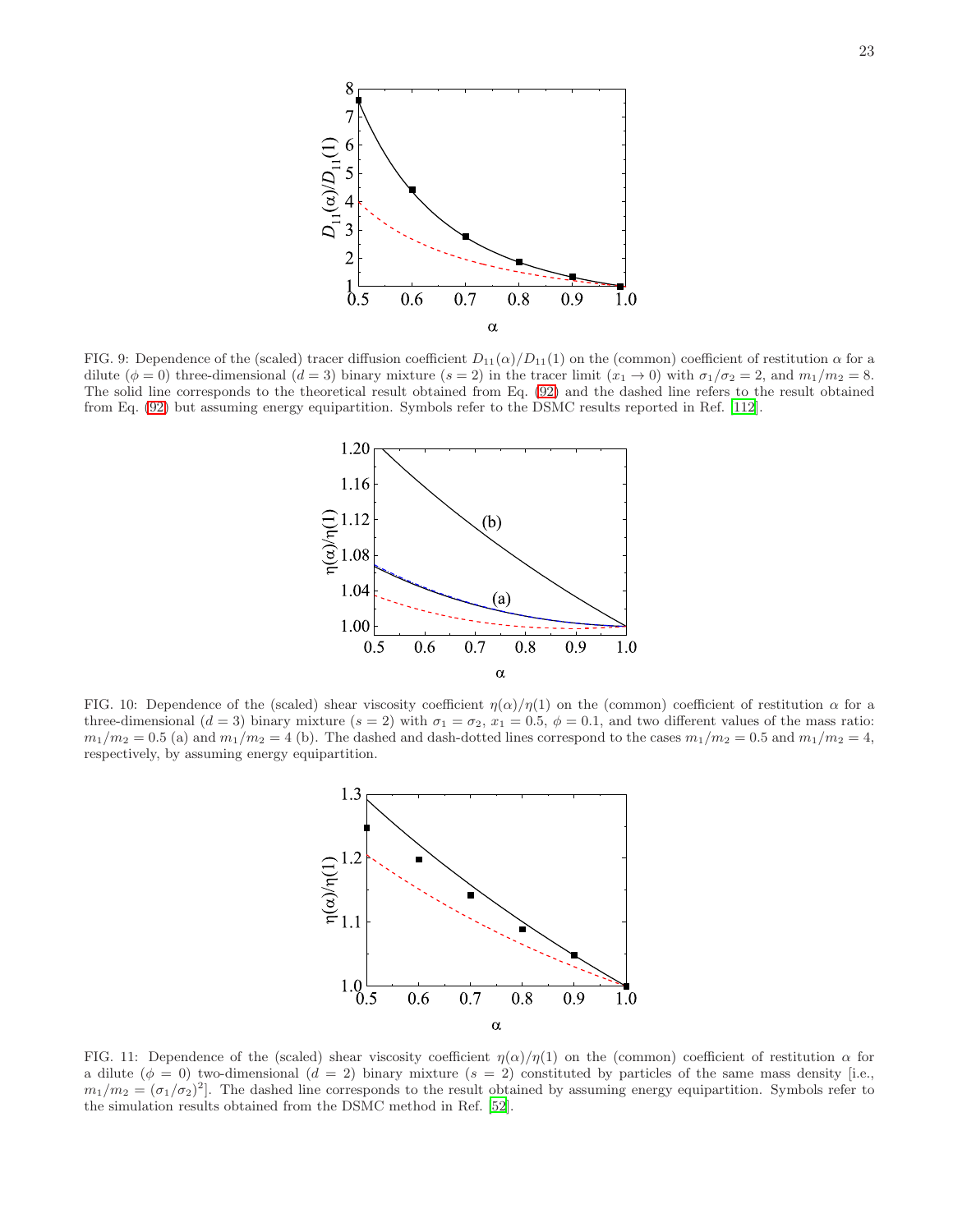FIG. 9: Dependence of the (scaled) tracer diffusion coefficient $D_{11}(\alpha)/D_{11}(1)$ on the (common) coefficient of restitution $\alpha$ for a dilute ($\phi = 0$) three-dimensional ($d = 3$) binary mixture ($s = 2$) in the tracer limit ($x_1 \to 0$) with $\sigma_1/\sigma_2 = 2$, and $m_1/m_2 = 8$. The solid line corresponds to the theoretical result obtained from Eq. (92) and the dashed line refers to the result obtained from Eq. (92) but assuming energy equipartition. Symbols refer to the DSMC results reported in Ref. [112].

FIG. 10: Dependence of the (scaled) shear viscosity coefficient $\eta(\alpha)/\eta(1)$ on the (common) coefficient of restitution $\alpha$ for a three-dimensional ($d = 3$) binary mixture ($s = 2$) with $\sigma_1 = \sigma_2$, $x_1 = 0.5$, $\phi = 0.1$, and two different values of the mass ratio: $m_1/m_2 = 0.5$ (a) and $m_1/m_2 = 4$ (b). The dashed and dash-dotted lines correspond to the cases $m_1/m_2 = 0.5$ and $m_1/m_2 = 4$, respectively, by assuming energy equipartition.

FIG. 11: Dependence of the (scaled) shear viscosity coefficient $\eta(\alpha)/\eta(1)$ on the (common) coefficient of restitution $\alpha$ for a dilute ($\phi = 0$) two-dimensional ($d = 2$) binary mixture ($s = 2$) constituted by particles of the same mass density [i.e., $m_1/m_2 = (\sigma_1/\sigma_2)^2$]. The dashed line corresponds to the result obtained by assuming energy equipartition. Symbols refer to the simulation results obtained from the DSMC method in Ref. [52].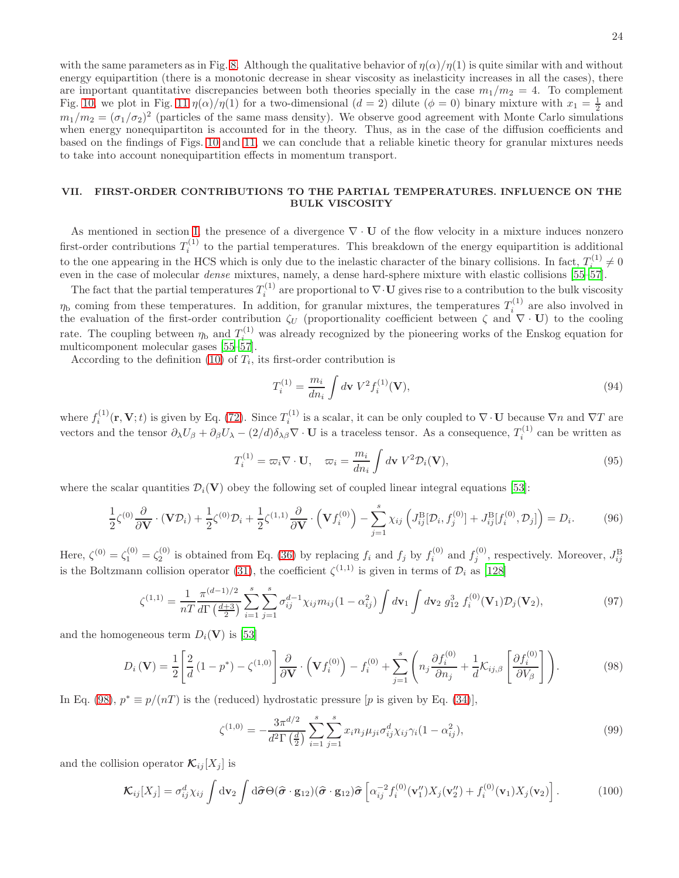with the same parameters as in Fig. 8. Although the qualitative behavior of $\eta(\alpha)/\eta(1)$ is quite similar with and without energy equipartition (there is a monotonic decrease in shear viscosity as inelasticity increases in all the cases), there are important quantitative discrepancies between both theories specially in the case $m_1/m_2 = 4$. To complement Fig. 10, we plot in Fig. 11 $\eta(\alpha)/\eta(1)$ for a two-dimensional ($d = 2$) dilute ($\phi = 0$) binary mixture with $x_1 = \frac{1}{2}$ and $m_1/m_2 = (\sigma_1/\sigma_2)^2$ (particles of the same mass density). We observe good agreement with Monte Carlo simulations when energy nonequipartiton is accounted for in the theory. Thus, as in the case of the diffusion coefficients and based on the findings of Figs. 10 and 11, we can conclude that a reliable kinetic theory for granular mixtures needs to take into account nonequipartition effects in momentum transport.

## VII. FIRST-ORDER CONTRIBUTIONS TO THE PARTIAL TEMPERATURES. INFLUENCE ON THE BULK VISCOSITY

As mentioned in section I, the presence of a divergence $\nabla\cdot\mathbf{U}$ of the flow velocity in a mixture induces nonzero first-order contributions $T_i^{(1)}$ to the partial temperatures. This breakdown of the energy equipartition is additional to the one appearing in the HCS which is only due to the inelastic character of the binary collisions. In fact, $T_i^{(1)} \neq 0$ even in the case of molecular *dense* mixtures, namely, a dense hard-sphere mixture with elastic collisions [55–57].

The fact that the partial temperatures $T_i^{(1)}$ are proportional to $\nabla\cdot\mathbf{U}$ gives rise to a contribution to the bulk viscosity $\eta_\text{b}$ coming from these temperatures. In addition, for granular mixtures, the temperatures $T_i^{(1)}$ are also involved in the evaluation of the first-order contribution $\zeta_U$ (proportionality coefficient between $\zeta$ and $\nabla\cdot\mathbf{U}$) to the cooling rate. The coupling between $\eta_\text{b}$ and $T_i^{(1)}$ was already recognized by the pioneering works of the Enskog equation for multicomponent molecular gases [55–57].

According to the definition (10) of $T_i$, its first-order contribution is

$$T_i^{(1)} = \frac{m_i}{dn_i}\int d\mathbf{v}\; V^2 f_i^{(1)}(\mathbf{V}), \tag{94}$$

where $f_i^{(1)}(\mathbf{r},\mathbf{V};t)$ is given by Eq. (72). Since $T_i^{(1)}$ is a scalar, it can be only coupled to $\nabla\cdot\mathbf{U}$ because $\nabla n$ and $\nabla T$ are vectors and the tensor $\partial_\lambda U_\beta + \partial_\beta U_\lambda - (2/d)\delta_{\lambda\beta}\nabla\cdot\mathbf{U}$ is a traceless tensor. As a consequence, $T_i^{(1)}$ can be written as

$$T_i^{(1)} = \varpi_i \nabla\cdot\mathbf{U}, \quad \varpi_i = \frac{m_i}{dn_i}\int d\mathbf{v}\; V^2 \mathcal{D}_i(\mathbf{V}), \tag{95}$$

where the scalar quantities $\mathcal{D}_i(\mathbf{V})$ obey the following set of coupled linear integral equations [53]:

$$\frac{1}{2}\zeta^{(0)}\frac{\partial}{\partial\mathbf{V}}\cdot(\mathbf{V}\mathcal{D}_i) + \frac{1}{2}\zeta^{(0)}\mathcal{D}_i + \frac{1}{2}\zeta^{(1,1)}\frac{\partial}{\partial\mathbf{V}}\cdot\left(\mathbf{V}f_i^{(0)}\right) - \sum_{j=1}^{s}\chi_{ij}\left(J_{ij}^{\text{B}}[\mathcal{D}_i, f_j^{(0)}] + J_{ij}^{\text{B}}[f_i^{(0)}, \mathcal{D}_j]\right) = D_i. \tag{96}$$

Here, $\zeta^{(0)} = \zeta_1^{(0)} = \zeta_2^{(0)}$ is obtained from Eq. (36) by replacing $f_i$ and $f_j$ by $f_i^{(0)}$ and $f_j^{(0)}$, respectively. Moreover, $J_{ij}^{\text{B}}$ is the Boltzmann collision operator (31), the coefficient $\zeta^{(1,1)}$ is given in terms of $\mathcal{D}_i$ as [128]

$$\zeta^{(1,1)} = \frac{1}{nT}\frac{\pi^{(d-1)/2}}{d\Gamma\left(\frac{d+3}{2}\right)}\sum_{i=1}^{s}\sum_{j=1}^{s}\sigma_{ij}^{d-1}\chi_{ij}m_{ij}(1-\alpha_{ij}^2)\int d\mathbf{v}_1\int d\mathbf{v}_2\; g_{12}^3\, f_i^{(0)}(\mathbf{V}_1)\mathcal{D}_j(\mathbf{V}_2), \tag{97}$$

and the homogeneous term $D_i(\mathbf{V})$ is [53]

$$D_i(\mathbf{V}) = \frac{1}{2}\left[\frac{2}{d}(1-p^*) - \zeta^{(1,0)}\right]\frac{\partial}{\partial\mathbf{V}}\cdot\left(\mathbf{V}f_i^{(0)}\right) - f_i^{(0)} + \sum_{j=1}^{s}\left(n_j\frac{\partial f_i^{(0)}}{\partial n_j} + \frac{1}{d}\mathcal{K}_{ij,\beta}\left[\frac{\partial f_i^{(0)}}{\partial V_\beta}\right]\right). \tag{98}$$

In Eq. (98), $p^* \equiv p/(nT)$ is the (reduced) hydrostatic pressure [$p$ is given by Eq. (34)],

$$\zeta^{(1,0)} = -\frac{3\pi^{d/2}}{d^2\Gamma\left(\frac{d}{2}\right)}\sum_{i=1}^{s}\sum_{j=1}^{s}x_i n_j \mu_{ji}\sigma_{ij}^d\chi_{ij}\gamma_i(1-\alpha_{ij}^2), \tag{99}$$

and the collision operator $\boldsymbol{\mathcal{K}}_{ij}[X_j]$ is

$$\boldsymbol{\mathcal{K}}_{ij}[X_j] = \sigma_{ij}^d\chi_{ij}\int \text{d}\mathbf{v}_2\int \text{d}\widehat{\boldsymbol{\sigma}}\,\Theta(\widehat{\boldsymbol{\sigma}}\cdot\mathbf{g}_{12})(\widehat{\boldsymbol{\sigma}}\cdot\mathbf{g}_{12})\widehat{\boldsymbol{\sigma}}\left[\alpha_{ij}^{-2}f_i^{(0)}(\mathbf{v}_1'')X_j(\mathbf{v}_2'') + f_i^{(0)}(\mathbf{v}_1)X_j(\mathbf{v}_2)\right]. \tag{100}$$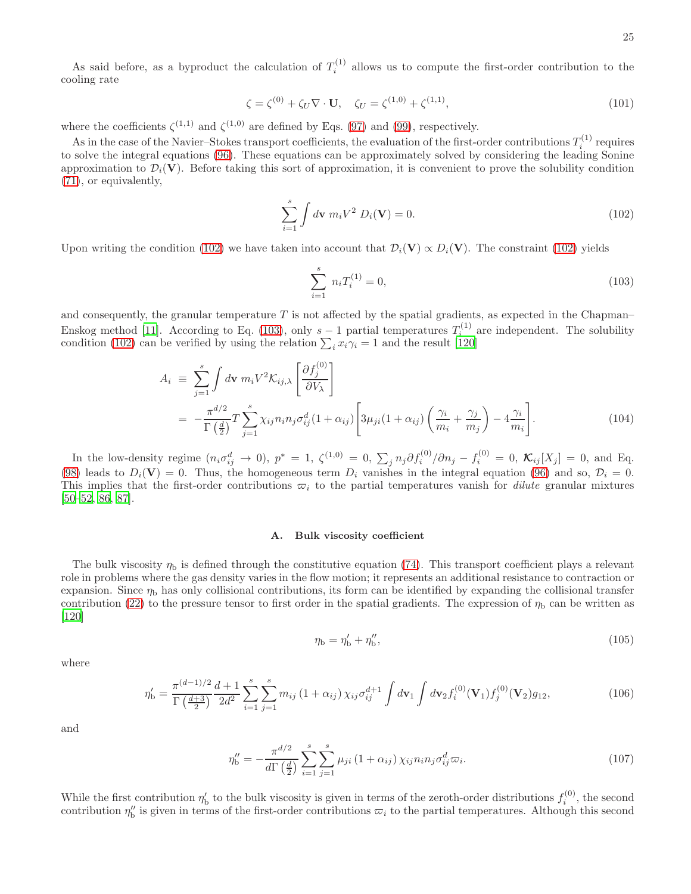As said before, as a byproduct the calculation of $T_i^{(1)}$ allows us to compute the first-order contribution to the cooling rate

$$\zeta = \zeta^{(0)} + \zeta_U \nabla \cdot \mathbf{U}, \quad \zeta_U = \zeta^{(1,0)} + \zeta^{(1,1)}, \tag{101}$$

where the coefficients $\zeta^{(1,1)}$ and $\zeta^{(1,0)}$ are defined by Eqs. (97) and (99), respectively.

As in the case of the Navier–Stokes transport coefficients, the evaluation of the first-order contributions $T_i^{(1)}$ requires to solve the integral equations (96). These equations can be approximately solved by considering the leading Sonine approximation to $\mathcal{D}_i(\mathbf{V})$. Before taking this sort of approximation, it is convenient to prove the solubility condition (71), or equivalently,

$$\sum_{i=1}^{s} \int d\mathbf{v}\, m_i V^2\, D_i(\mathbf{V}) = 0. \tag{102}$$

Upon writing the condition (102) we have taken into account that $\mathcal{D}_i(\mathbf{V}) \propto D_i(\mathbf{V})$. The constraint (102) yields

$$\sum_{i=1}^{s} n_i T_i^{(1)} = 0, \tag{103}$$

and consequently, the granular temperature $T$ is not affected by the spatial gradients, as expected in the Chapman–Enskog method [11]. According to Eq. (103), only $s-1$ partial temperatures $T_i^{(1)}$ are independent. The solubility condition (102) can be verified by using the relation $\sum_i x_i \gamma_i = 1$ and the result [120]

$$\begin{aligned} A_i &\equiv \sum_{j=1}^{s} \int d\mathbf{v}\, m_i V^2 \mathcal{K}_{ij,\lambda} \left[ \frac{\partial f_j^{(0)}}{\partial V_\lambda} \right] \\ &= -\frac{\pi^{d/2}}{\Gamma\left(\frac{d}{2}\right)} T \sum_{j=1}^{s} \chi_{ij} n_i n_j \sigma_{ij}^d (1+\alpha_{ij}) \left[ 3\mu_{ji}(1+\alpha_{ij}) \left( \frac{\gamma_i}{m_i} + \frac{\gamma_j}{m_j} \right) - 4\frac{\gamma_i}{m_i} \right]. \end{aligned} \tag{104}$$

In the low-density regime ($n_i \sigma_{ij}^d \to 0$), $p^* = 1$, $\zeta^{(1,0)} = 0$, $\sum_j n_j \partial f_i^{(0)}/\partial n_j - f_i^{(0)} = 0$, $\boldsymbol{\mathcal{K}}_{ij}[X_j] = 0$, and Eq. (98) leads to $D_i(\mathbf{V}) = 0$. Thus, the homogeneous term $D_i$ vanishes in the integral equation (96) and so, $\mathcal{D}_i = 0$. This implies that the first-order contributions $\varpi_i$ to the partial temperatures vanish for *dilute* granular mixtures [50–52, 86, 87].

### A. Bulk viscosity coefficient

The bulk viscosity $\eta_{\text{b}}$ is defined through the constitutive equation (74). This transport coefficient plays a relevant role in problems where the gas density varies in the flow motion; it represents an additional resistance to contraction or expansion. Since $\eta_{\text{b}}$ has only collisional contributions, its form can be identified by expanding the collisional transfer contribution (22) to the pressure tensor to first order in the spatial gradients. The expression of $\eta_{\text{b}}$ can be written as [120]

$$\eta_{\text{b}} = \eta_{\text{b}}' + \eta_{\text{b}}'', \tag{105}$$

where

$$\eta_{\text{b}}' = \frac{\pi^{(d-1)/2}}{\Gamma\left(\frac{d+3}{2}\right)} \frac{d+1}{2d^2} \sum_{i=1}^{s} \sum_{j=1}^{s} m_{ij} (1+\alpha_{ij}) \chi_{ij} \sigma_{ij}^{d+1} \int d\mathbf{v}_1 \int d\mathbf{v}_2 f_i^{(0)}(\mathbf{V}_1) f_j^{(0)}(\mathbf{V}_2) g_{12}, \tag{106}$$

and

$$\eta_{\text{b}}'' = -\frac{\pi^{d/2}}{d\Gamma\left(\frac{d}{2}\right)} \sum_{i=1}^{s} \sum_{j=1}^{s} \mu_{ji} (1+\alpha_{ij}) \chi_{ij} n_i n_j \sigma_{ij}^d \varpi_i. \tag{107}$$

While the first contribution $\eta_{\text{b}}'$ to the bulk viscosity is given in terms of the zeroth-order distributions $f_i^{(0)}$, the second contribution $\eta_{\text{b}}''$ is given in terms of the first-order contributions $\varpi_i$ to the partial temperatures. Although this second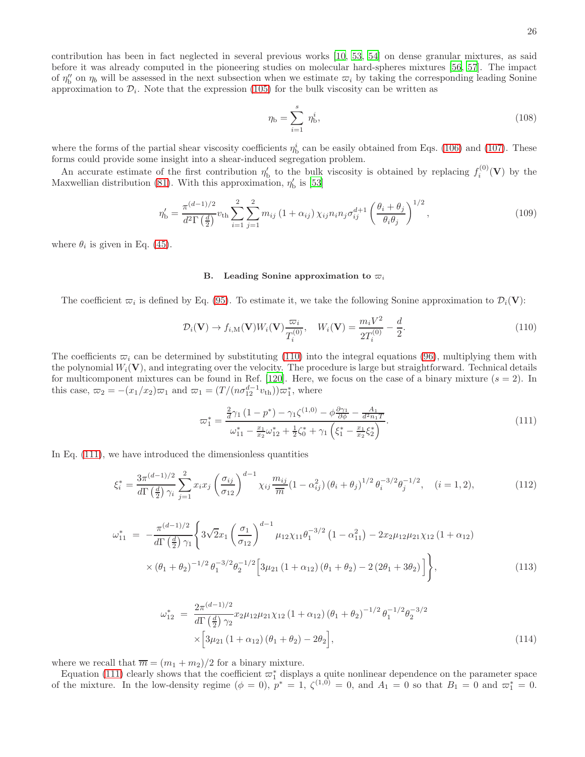contribution has been in fact neglected in several previous works [10, 53, 54] on dense granular mixtures, as said before it was already computed in the pioneering studies on molecular hard-spheres mixtures [56, 57]. The impact of $\eta_{\rm b}''$ on $\eta_{\rm b}$ will be assessed in the next subsection when we estimate $\varpi_i$ by taking the corresponding leading Sonine approximation to $\mathcal{D}_i$. Note that the expression (105) for the bulk viscosity can be written as

$$
\eta_{\rm b}=\sum_{i=1}^{s}\ \eta_{\rm b}^{i}, \tag{108}
$$

where the forms of the partial shear viscosity coefficients $\eta_{\rm b}^{i}$ can be easily obtained from Eqs. (106) and (107). These forms could provide some insight into a shear-induced segregation problem.

An accurate estimate of the first contribution $\eta_{\rm b}'$ to the bulk viscosity is obtained by replacing $f_i^{(0)}(\mathbf{V})$ by the Maxwellian distribution (81). With this approximation, $\eta_{\rm b}'$ is [53]

$$
\eta_{\rm b}'=\frac{\pi^{(d-1)/2}}{d^2\Gamma\left(\frac{d}{2}\right)}v_{\rm th}\sum_{i=1}^{2}\sum_{j=1}^{2}m_{ij}\left(1+\alpha_{ij}\right)\chi_{ij}n_in_j\sigma_{ij}^{d+1}\left(\frac{\theta_i+\theta_j}{\theta_i\theta_j}\right)^{1/2}, \tag{109}
$$

where $\theta_i$ is given in Eq. (45).

### B. Leading Sonine approximation to $\varpi_i$

The coefficient $\varpi_i$ is defined by Eq. (95). To estimate it, we take the following Sonine approximation to $\mathcal{D}_i(\mathbf{V})$:

$$
\mathcal{D}_i(\mathbf{V})\to f_{i,\rm M}(\mathbf{V})W_i(\mathbf{V})\frac{\varpi_i}{T_i^{(0)}},\quad W_i(\mathbf{V})=\frac{m_iV^2}{2T_i^{(0)}}-\frac{d}{2}. \tag{110}
$$

The coefficients $\varpi_i$ can be determined by substituting (110) into the integral equations (96), multiplying them with the polynomial $W_i(\mathbf{V})$, and integrating over the velocity. The procedure is large but straightforward. Technical details for multicomponent mixtures can be found in Ref. [120]. Here, we focus on the case of a binary mixture ($s=2$). In this case, $\varpi_2=-(x_1/x_2)\varpi_1$ and $\varpi_1=(T/(n\sigma_{12}^{d-1}v_{\rm th}))\varpi_1^*$, where

$$
\varpi_1^*=\frac{\frac{2}{d}\gamma_1\left(1-p^*\right)-\gamma_1\zeta^{(1,0)}-\phi\frac{\partial\gamma_1}{\partial\phi}-\frac{A_1}{d^2n_1T}}{\omega_{11}^*-\frac{x_1}{x_2}\omega_{12}^*+\frac{1}{2}\zeta_0^*+\gamma_1\left(\xi_1^*-\frac{x_1}{x_2}\xi_2^*\right)}. \tag{111}
$$

In Eq. (111), we have introduced the dimensionless quantities

$$
\xi_i^*=\frac{3\pi^{(d-1)/2}}{d\Gamma\left(\frac{d}{2}\right)\gamma_i}\sum_{j=1}^{2}x_ix_j\left(\frac{\sigma_{ij}}{\sigma_{12}}\right)^{d-1}\chi_{ij}\frac{m_{ij}}{\overline{m}}(1-\alpha_{ij}^2)\left(\theta_i+\theta_j\right)^{1/2}\theta_i^{-3/2}\theta_j^{-1/2},\quad (i=1,2), \tag{112}
$$

$$
\begin{aligned}
\omega_{11}^* \;=\; & -\frac{\pi^{(d-1)/2}}{d\Gamma\left(\frac{d}{2}\right)\gamma_1}\Bigg\{3\sqrt{2}x_1\left(\frac{\sigma_1}{\sigma_{12}}\right)^{d-1}\mu_{12}\chi_{11}\theta_1^{-3/2}\left(1-\alpha_{11}^2\right)-2x_2\mu_{12}\mu_{21}\chi_{12}\left(1+\alpha_{12}\right)\\
&\times\left(\theta_1+\theta_2\right)^{-1/2}\theta_1^{-3/2}\theta_2^{-1/2}\Big[3\mu_{21}\left(1+\alpha_{12}\right)\left(\theta_1+\theta_2\right)-2\left(2\theta_1+3\theta_2\right)\Big]\Bigg\},
\end{aligned} \tag{113}
$$

$$
\begin{aligned}
\omega_{12}^* \;=\; & \frac{2\pi^{(d-1)/2}}{d\Gamma\left(\frac{d}{2}\right)\gamma_2}x_2\mu_{12}\mu_{21}\chi_{12}\left(1+\alpha_{12}\right)\left(\theta_1+\theta_2\right)^{-1/2}\theta_1^{-1/2}\theta_2^{-3/2}\\
&\times\Big[3\mu_{21}\left(1+\alpha_{12}\right)\left(\theta_1+\theta_2\right)-2\theta_2\Big],
\end{aligned} \tag{114}
$$

where we recall that $\overline{m}=(m_1+m_2)/2$ for a binary mixture.

Equation (111) clearly shows that the coefficient $\varpi_1^*$ displays a quite nonlinear dependence on the parameter space of the mixture. In the low-density regime ($\phi=0$), $p^*=1$, $\zeta^{(1,0)}=0$, and $A_1=0$ so that $B_1=0$ and $\varpi_1^*=0$.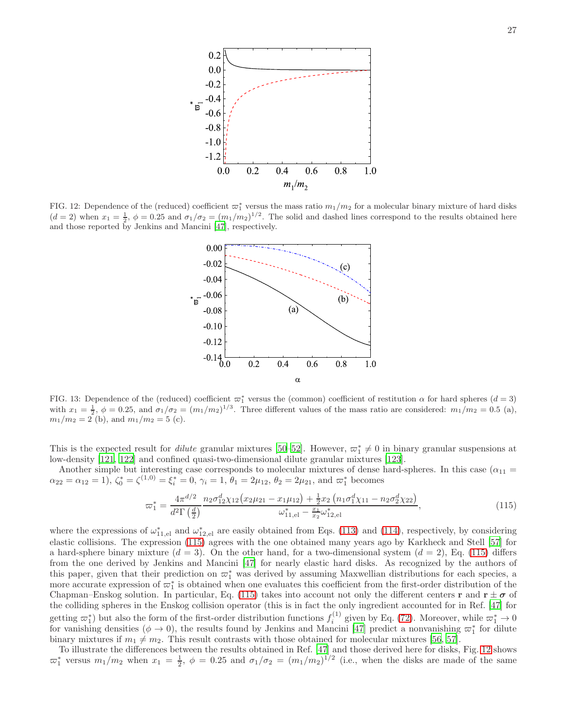FIG. 12: Dependence of the (reduced) coefficient $\varpi_1^*$ versus the mass ratio $m_1/m_2$ for a molecular binary mixture of hard disks ($d = 2$) when $x_1 = \frac{1}{2}$, $\phi = 0.25$ and $\sigma_1/\sigma_2 = (m_1/m_2)^{1/2}$. The solid and dashed lines correspond to the results obtained here and those reported by Jenkins and Mancini [47], respectively.

FIG. 13: Dependence of the (reduced) coefficient $\varpi_1^*$ versus the (common) coefficient of restitution $\alpha$ for hard spheres ($d = 3$) with $x_1 = \frac{1}{2}$, $\phi = 0.25$, and $\sigma_1/\sigma_2 = (m_1/m_2)^{1/3}$. Three different values of the mass ratio are considered: $m_1/m_2 = 0.5$ (a), $m_1/m_2 = 2$ (b), and $m_1/m_2 = 5$ (c).

This is the expected result for *dilute* granular mixtures [50–52]. However, $\varpi_1^* \neq 0$ in binary granular suspensions at low-density [121, 122] and confined quasi-two-dimensional dilute granular mixtures [123].

Another simple but interesting case corresponds to molecular mixtures of dense hard-spheres. In this case ($\alpha_{11} = \alpha_{22} = \alpha_{12} = 1$), $\zeta_0^* = \zeta^{(1,0)} = \xi_i^* = 0$, $\gamma_i = 1$, $\theta_1 = 2\mu_{12}$, $\theta_2 = 2\mu_{21}$, and $\varpi_1^*$ becomes

$$\varpi_1^* = \frac{4\pi^{d/2}}{d^2\Gamma\left(\frac{d}{2}\right)} \frac{n_2\sigma_{12}^d\chi_{12}\big(x_2\mu_{21} - x_1\mu_{12}\big) + \frac{1}{2}x_2\left(n_1\sigma_1^d\chi_{11} - n_2\sigma_2^d\chi_{22}\right)}{\omega_{11,\text{el}}^* - \frac{x_1}{x_2}\omega_{12,\text{el}}^*}, \tag{115}$$

where the expressions of $\omega_{11,\text{el}}^*$ and $\omega_{12,\text{el}}^*$ are easily obtained from Eqs. (113) and (114), respectively, by considering elastic collisions. The expression (115) agrees with the one obtained many years ago by Karkheck and Stell [57] for a hard-sphere binary mixture ($d = 3$). On the other hand, for a two-dimensional system ($d = 2$), Eq. (115) differs from the one derived by Jenkins and Mancini [47] for nearly elastic hard disks. As recognized by the authors of this paper, given that their prediction on $\varpi_1^*$ was derived by assuming Maxwellian distributions for each species, a more accurate expression of $\varpi_1^*$ is obtained when one evaluates this coefficient from the first-order distribution of the Chapman–Enskog solution. In particular, Eq. (115) takes into account not only the different centers $\mathbf{r}$ and $\mathbf{r} \pm \boldsymbol{\sigma}$ of the colliding spheres in the Enskog collision operator (this is in fact the only ingredient accounted for in Ref. [47] for getting $\varpi_1^*$) but also the form of the first-order distribution functions $f_i^{(1)}$ given by Eq. (72). Moreover, while $\varpi_1^* \to 0$ for vanishing densities ($\phi \to 0$), the results found by Jenkins and Mancini [47] predict a nonvanishing $\varpi_1^*$ for dilute binary mixtures if $m_1 \neq m_2$. This result contrasts with those obtained for molecular mixtures [56, 57].

To illustrate the differences between the results obtained in Ref. [47] and those derived here for disks, Fig. 12 shows $\varpi_1^*$ versus $m_1/m_2$ when $x_1 = \frac{1}{2}$, $\phi = 0.25$ and $\sigma_1/\sigma_2 = (m_1/m_2)^{1/2}$ (i.e., when the disks are made of the same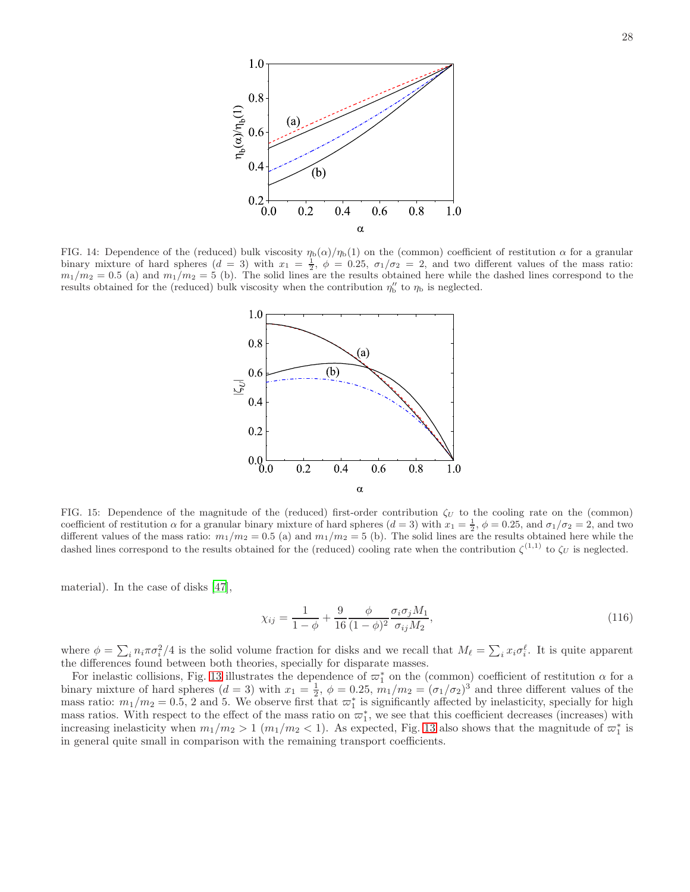FIG. 14: Dependence of the (reduced) bulk viscosity $\eta_{\text{b}}(\alpha)/\eta_{\text{b}}(1)$ on the (common) coefficient of restitution $\alpha$ for a granular binary mixture of hard spheres ($d=3$) with $x_1=\frac{1}{2}$, $\phi=0.25$, $\sigma_1/\sigma_2=2$, and two different values of the mass ratio: $m_1/m_2=0.5$ (a) and $m_1/m_2=5$ (b). The solid lines are the results obtained here while the dashed lines correspond to the results obtained for the (reduced) bulk viscosity when the contribution $\eta_{\text{b}}''$ to $\eta_{\text{b}}$ is neglected.

FIG. 15: Dependence of the magnitude of the (reduced) first-order contribution $\zeta_U$ to the cooling rate on the (common) coefficient of restitution $\alpha$ for a granular binary mixture of hard spheres ($d=3$) with $x_1=\frac{1}{2}$, $\phi=0.25$, and $\sigma_1/\sigma_2=2$, and two different values of the mass ratio: $m_1/m_2=0.5$ (a) and $m_1/m_2=5$ (b). The solid lines are the results obtained here while the dashed lines correspond to the results obtained for the (reduced) cooling rate when the contribution $\zeta^{(1,1)}$ to $\zeta_U$ is neglected.

material). In the case of disks [47],

$$\chi_{ij}=\frac{1}{1-\phi}+\frac{9}{16}\frac{\phi}{(1-\phi)^2}\frac{\sigma_i\sigma_j M_1}{\sigma_{ij}M_2}, \tag{116}$$

where $\phi=\sum_i n_i\pi\sigma_i^2/4$ is the solid volume fraction for disks and we recall that $M_\ell=\sum_i x_i\sigma_i^\ell$. It is quite apparent the differences found between both theories, specially for disparate masses.

For inelastic collisions, Fig. 13 illustrates the dependence of $\varpi_1^*$ on the (common) coefficient of restitution $\alpha$ for a binary mixture of hard spheres ($d=3$) with $x_1=\frac{1}{2}$, $\phi=0.25$, $m_1/m_2=(\sigma_1/\sigma_2)^3$ and three different values of the mass ratio: $m_1/m_2=0.5$, 2 and 5. We observe first that $\varpi_1^*$ is significantly affected by inelasticity, specially for high mass ratios. With respect to the effect of the mass ratio on $\varpi_1^*$, we see that this coefficient decreases (increases) with increasing inelasticity when $m_1/m_2>1$ ($m_1/m_2<1$). As expected, Fig. 13 also shows that the magnitude of $\varpi_1^*$ is in general quite small in comparison with the remaining transport coefficients.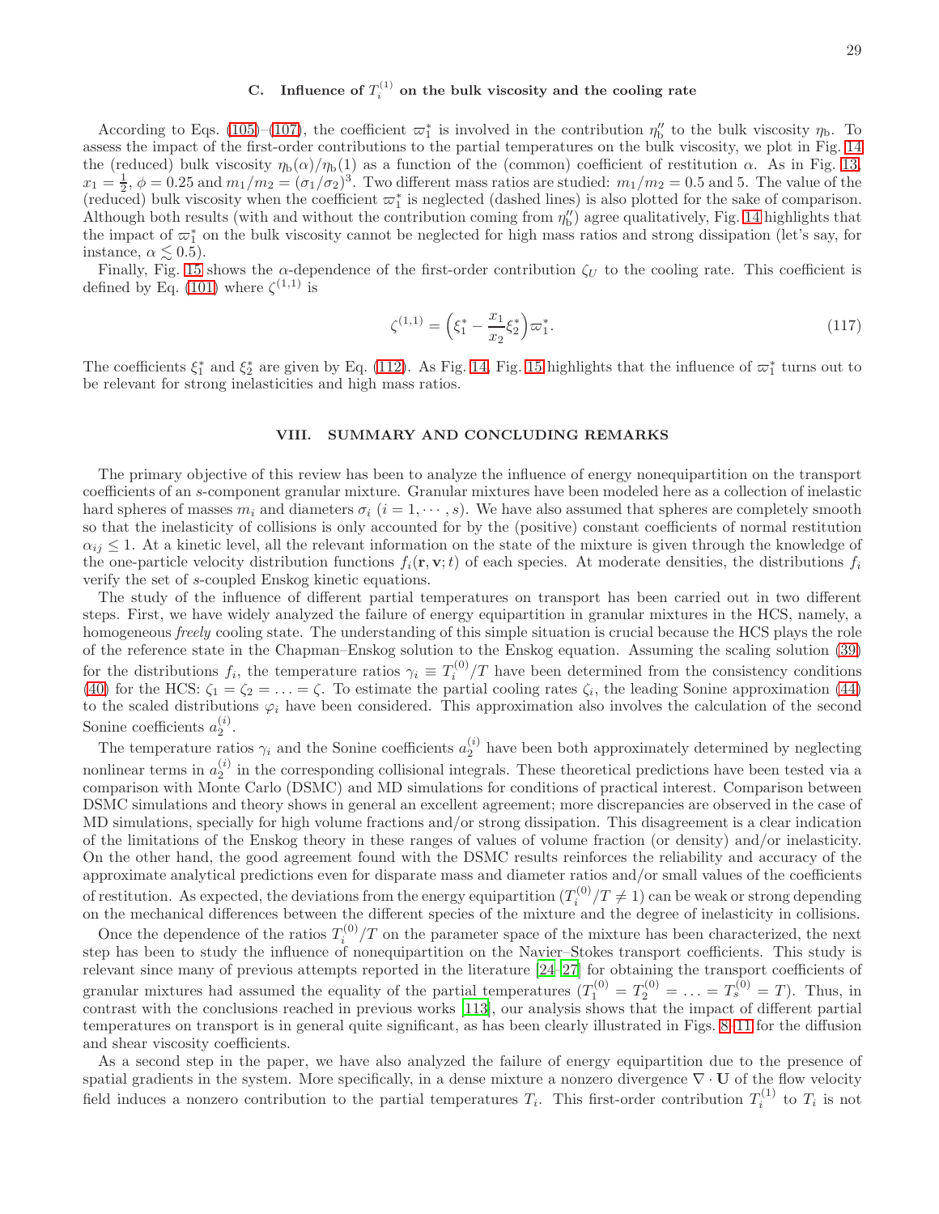### C. Influence of $T_i^{(1)}$ on the bulk viscosity and the cooling rate

According to Eqs. (105)–(107), the coefficient $\varpi_1^*$ is involved in the contribution $\eta_\text{b}''$ to the bulk viscosity $\eta_\text{b}$. To assess the impact of the first-order contributions to the partial temperatures on the bulk viscosity, we plot in Fig. 14 the (reduced) bulk viscosity $\eta_\text{b}(\alpha)/\eta_\text{b}(1)$ as a function of the (common) coefficient of restitution $\alpha$. As in Fig. 13, $x_1 = \frac{1}{2}$, $\phi = 0.25$ and $m_1/m_2 = (\sigma_1/\sigma_2)^3$. Two different mass ratios are studied: $m_1/m_2 = 0.5$ and 5. The value of the (reduced) bulk viscosity when the coefficient $\varpi_1^*$ is neglected (dashed lines) is also plotted for the sake of comparison. Although both results (with and without the contribution coming from $\eta_\text{b}''$) agree qualitatively, Fig. 14 highlights that the impact of $\varpi_1^*$ on the bulk viscosity cannot be neglected for high mass ratios and strong dissipation (let's say, for instance, $\alpha \lesssim 0.5$).

Finally, Fig. 15 shows the $\alpha$-dependence of the first-order contribution $\zeta_U$ to the cooling rate. This coefficient is defined by Eq. (101) where $\zeta^{(1,1)}$ is

$$\zeta^{(1,1)} = \Big(\xi_1^* - \frac{x_1}{x_2}\xi_2^*\Big)\varpi_1^*. \tag{117}$$

The coefficients $\xi_1^*$ and $\xi_2^*$ are given by Eq. (112). As Fig. 14, Fig. 15 highlights that the influence of $\varpi_1^*$ turns out to be relevant for strong inelasticities and high mass ratios.

## VIII. SUMMARY AND CONCLUDING REMARKS

The primary objective of this review has been to analyze the influence of energy nonequipartition on the transport coefficients of an $s$-component granular mixture. Granular mixtures have been modeled here as a collection of inelastic hard spheres of masses $m_i$ and diameters $\sigma_i$ ($i = 1, \cdots, s$). We have also assumed that spheres are completely smooth so that the inelasticity of collisions is only accounted for by the (positive) constant coefficients of normal restitution $\alpha_{ij} \leq 1$. At a kinetic level, all the relevant information on the state of the mixture is given through the knowledge of the one-particle velocity distribution functions $f_i(\mathbf{r}, \mathbf{v}; t)$ of each species. At moderate densities, the distributions $f_i$ verify the set of $s$-coupled Enskog kinetic equations.

The study of the influence of different partial temperatures on transport has been carried out in two different steps. First, we have widely analyzed the failure of energy equipartition in granular mixtures in the HCS, namely, a homogeneous *freely* cooling state. The understanding of this simple situation is crucial because the HCS plays the role of the reference state in the Chapman–Enskog solution to the Enskog equation. Assuming the scaling solution (39) for the distributions $f_i$, the temperature ratios $\gamma_i \equiv T_i^{(0)}/T$ have been determined from the consistency conditions (40) for the HCS: $\zeta_1 = \zeta_2 = \ldots = \zeta$. To estimate the partial cooling rates $\zeta_i$, the leading Sonine approximation (44) to the scaled distributions $\varphi_i$ have been considered. This approximation also involves the calculation of the second Sonine coefficients $a_2^{(i)}$.

The temperature ratios $\gamma_i$ and the Sonine coefficients $a_2^{(i)}$ have been both approximately determined by neglecting nonlinear terms in $a_2^{(i)}$ in the corresponding collisional integrals. These theoretical predictions have been tested via a comparison with Monte Carlo (DSMC) and MD simulations for conditions of practical interest. Comparison between DSMC simulations and theory shows in general an excellent agreement; more discrepancies are observed in the case of MD simulations, specially for high volume fractions and/or strong dissipation. This disagreement is a clear indication of the limitations of the Enskog theory in these ranges of values of volume fraction (or density) and/or inelasticity. On the other hand, the good agreement found with the DSMC results reinforces the reliability and accuracy of the approximate analytical predictions even for disparate mass and diameter ratios and/or small values of the coefficients of restitution. As expected, the deviations from the energy equipartition ($T_i^{(0)}/T \neq 1$) can be weak or strong depending on the mechanical differences between the different species of the mixture and the degree of inelasticity in collisions.

Once the dependence of the ratios $T_i^{(0)}/T$ on the parameter space of the mixture has been characterized, the next step has been to study the influence of nonequipartition on the Navier–Stokes transport coefficients. This study is relevant since many of previous attempts reported in the literature [24–27] for obtaining the transport coefficients of granular mixtures had assumed the equality of the partial temperatures ($T_1^{(0)} = T_2^{(0)} = \ldots = T_s^{(0)} = T$). Thus, in contrast with the conclusions reached in previous works [113], our analysis shows that the impact of different partial temperatures on transport is in general quite significant, as has been clearly illustrated in Figs. 8–11 for the diffusion and shear viscosity coefficients.

As a second step in the paper, we have also analyzed the failure of energy equipartition due to the presence of spatial gradients in the system. More specifically, in a dense mixture a nonzero divergence $\nabla \cdot \mathbf{U}$ of the flow velocity field induces a nonzero contribution to the partial temperatures $T_i$. This first-order contribution $T_i^{(1)}$ to $T_i$ is not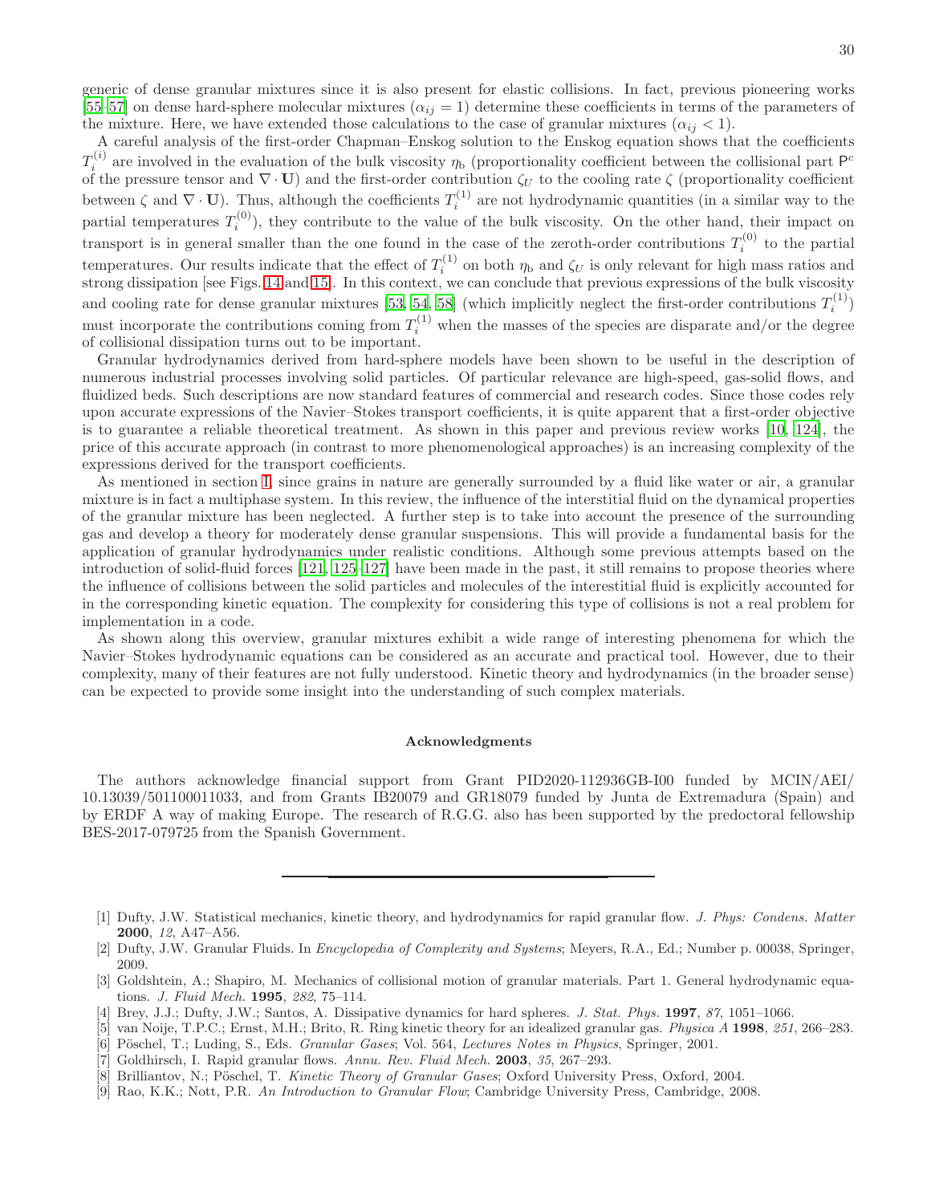generic of dense granular mixtures since it is also present for elastic collisions. In fact, previous pioneering works [55–57] on dense hard-sphere molecular mixtures ($\alpha_{ij} = 1$) determine these coefficients in terms of the parameters of the mixture. Here, we have extended those calculations to the case of granular mixtures ($\alpha_{ij} < 1$).

A careful analysis of the first-order Chapman–Enskog solution to the Enskog equation shows that the coefficients $T_i^{(i)}$ are involved in the evaluation of the bulk viscosity $\eta_{\mathrm{b}}$ (proportionality coefficient between the collisional part $\mathsf{P}^c$ of the pressure tensor and $\nabla \cdot \mathbf{U}$) and the first-order contribution $\zeta_U$ to the cooling rate $\zeta$ (proportionality coefficient between $\zeta$ and $\nabla \cdot \mathbf{U}$). Thus, although the coefficients $T_i^{(1)}$ are not hydrodynamic quantities (in a similar way to the partial temperatures $T_i^{(0)}$), they contribute to the value of the bulk viscosity. On the other hand, their impact on transport is in general smaller than the one found in the case of the zeroth-order contributions $T_i^{(0)}$ to the partial temperatures. Our results indicate that the effect of $T_i^{(1)}$ on both $\eta_{\mathrm{b}}$ and $\zeta_U$ is only relevant for high mass ratios and strong dissipation [see Figs. 14 and 15]. In this context, we can conclude that previous expressions of the bulk viscosity and cooling rate for dense granular mixtures [53, 54, 58] (which implicitly neglect the first-order contributions $T_i^{(1)}$) must incorporate the contributions coming from $T_i^{(1)}$ when the masses of the species are disparate and/or the degree of collisional dissipation turns out to be important.

Granular hydrodynamics derived from hard-sphere models have been shown to be useful in the description of numerous industrial processes involving solid particles. Of particular relevance are high-speed, gas-solid flows, and fluidized beds. Such descriptions are now standard features of commercial and research codes. Since those codes rely upon accurate expressions of the Navier–Stokes transport coefficients, it is quite apparent that a first-order objective is to guarantee a reliable theoretical treatment. As shown in this paper and previous review works [10, 124], the price of this accurate approach (in contrast to more phenomenological approaches) is an increasing complexity of the expressions derived for the transport coefficients.

As mentioned in section I, since grains in nature are generally surrounded by a fluid like water or air, a granular mixture is in fact a multiphase system. In this review, the influence of the interstitial fluid on the dynamical properties of the granular mixture has been neglected. A further step is to take into account the presence of the surrounding gas and develop a theory for moderately dense granular suspensions. This will provide a fundamental basis for the application of granular hydrodynamics under realistic conditions. Although some previous attempts based on the introduction of solid-fluid forces [121, 125–127] have been made in the past, it still remains to propose theories where the influence of collisions between the solid particles and molecules of the interestitial fluid is explicitly accounted for in the corresponding kinetic equation. The complexity for considering this type of collisions is not a real problem for implementation in a code.

As shown along this overview, granular mixtures exhibit a wide range of interesting phenomena for which the Navier–Stokes hydrodynamic equations can be considered as an accurate and practical tool. However, due to their complexity, many of their features are not fully understood. Kinetic theory and hydrodynamics (in the broader sense) can be expected to provide some insight into the understanding of such complex materials.

### Acknowledgments

The authors acknowledge financial support from Grant PID2020-112936GB-I00 funded by MCIN/AEI/ 10.13039/501100011033, and from Grants IB20079 and GR18079 funded by Junta de Extremadura (Spain) and by ERDF A way of making Europe. The research of R.G.G. also has been supported by the predoctoral fellowship BES-2017-079725 from the Spanish Government.

---

[1] Dufty, J.W. Statistical mechanics, kinetic theory, and hydrodynamics for rapid granular flow. *J. Phys: Condens. Matter* **2000**, *12*, A47–A56.

[2] Dufty, J.W. Granular Fluids. In *Encyclopedia of Complexity and Systems*; Meyers, R.A., Ed.; Number p. 00038, Springer, 2009.

[3] Goldshtein, A.; Shapiro, M. Mechanics of collisional motion of granular materials. Part 1. General hydrodynamic equations. *J. Fluid Mech.* **1995**, *282*, 75–114.

[4] Brey, J.J.; Dufty, J.W.; Santos, A. Dissipative dynamics for hard spheres. *J. Stat. Phys.* **1997**, *87*, 1051–1066.

[5] van Noije, T.P.C.; Ernst, M.H.; Brito, R. Ring kinetic theory for an idealized granular gas. *Physica A* **1998**, *251*, 266–283.

[6] Pöschel, T.; Luding, S., Eds. *Granular Gases*; Vol. 564, *Lectures Notes in Physics*, Springer, 2001.

[7] Goldhirsch, I. Rapid granular flows. *Annu. Rev. Fluid Mech.* **2003**, *35*, 267–293.

[8] Brilliantov, N.; Pöschel, T. *Kinetic Theory of Granular Gases*; Oxford University Press, Oxford, 2004.

[9] Rao, K.K.; Nott, P.R. *An Introduction to Granular Flow*; Cambridge University Press, Cambridge, 2008.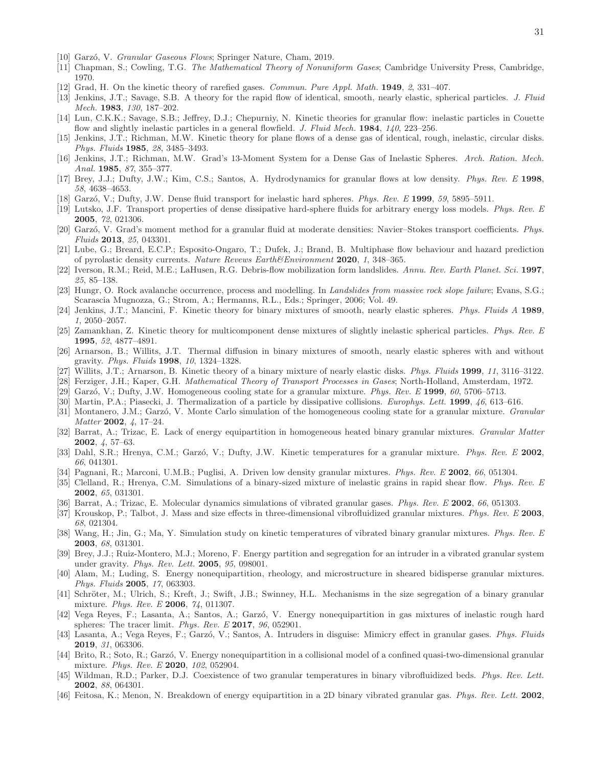[10] Garzó, V. *Granular Gaseous Flows*; Springer Nature, Cham, 2019.

[11] Chapman, S.; Cowling, T.G. *The Mathematical Theory of Nonuniform Gases*; Cambridge University Press, Cambridge, 1970.

[12] Grad, H. On the kinetic theory of rarefied gases. *Commun. Pure Appl. Math.* **1949**, *2*, 331–407.

[13] Jenkins, J.T.; Savage, S.B. A theory for the rapid flow of identical, smooth, nearly elastic, spherical particles. *J. Fluid Mech.* **1983**, *130*, 187–202.

[14] Lun, C.K.K.; Savage, S.B.; Jeffrey, D.J.; Chepurniy, N. Kinetic theories for granular flow: inelastic particles in Couette flow and slightly inelastic particles in a general flowfield. *J. Fluid Mech.* **1984**, *140*, 223–256.

[15] Jenkins, J.T.; Richman, M.W. Kinetic theory for plane flows of a dense gas of identical, rough, inelastic, circular disks. *Phys. Fluids* **1985**, *28*, 3485–3493.

[16] Jenkins, J.T.; Richman, M.W. Grad's 13-Moment System for a Dense Gas of Inelastic Spheres. *Arch. Ration. Mech. Anal.* **1985**, *87*, 355–377.

[17] Brey, J.J.; Dufty, J.W.; Kim, C.S.; Santos, A. Hydrodynamics for granular flows at low density. *Phys. Rev. E* **1998**, *58*, 4638–4653.

[18] Garzó, V.; Dufty, J.W. Dense fluid transport for inelastic hard spheres. *Phys. Rev. E* **1999**, *59*, 5895–5911.

[19] Lutsko, J.F. Transport properties of dense dissipative hard-sphere fluids for arbitrary energy loss models. *Phys. Rev. E* **2005**, *72*, 021306.

[20] Garzó, V. Grad's moment method for a granular fluid at moderate densities: Navier–Stokes transport coefficients. *Phys. Fluids* **2013**, *25*, 043301.

[21] Lube, G.; Breard, E.C.P.; Esposito-Ongaro, T.; Dufek, J.; Brand, B. Multiphase flow behaviour and hazard prediction of pyrolastic density currents. *Nature Revews Earth&Environment* **2020**, *1*, 348–365.

[22] Iverson, R.M.; Reid, M.E.; LaHusen, R.G. Debris-flow mobilization form landslides. *Annu. Rev. Earth Planet. Sci.* **1997**, *25*, 85–138.

[23] Hungr, O. Rock avalanche occurrence, process and modelling. In *Landslides from massive rock slope failure*; Evans, S.G.; Scarascia Mugnozza, G.; Strom, A.; Hermanns, R.L., Eds.; Springer, 2006; Vol. 49.

[24] Jenkins, J.T.; Mancini, F. Kinetic theory for binary mixtures of smooth, nearly elastic spheres. *Phys. Fluids A* **1989**, *1*, 2050–2057.

[25] Zamankhan, Z. Kinetic theory for multicomponent dense mixtures of slightly inelastic spherical particles. *Phys. Rev. E* **1995**, *52*, 4877–4891.

[26] Arnarson, B.; Willits, J.T. Thermal diffusion in binary mixtures of smooth, nearly elastic spheres with and without gravity. *Phys. Fluids* **1998**, *10*, 1324–1328.

[27] Willits, J.T.; Arnarson, B. Kinetic theory of a binary mixture of nearly elastic disks. *Phys. Fluids* **1999**, *11*, 3116–3122.

[28] Ferziger, J.H.; Kaper, G.H. *Mathematical Theory of Transport Processes in Gases*; North-Holland, Amsterdam, 1972.

[29] Garzó, V.; Dufty, J.W. Homogeneous cooling state for a granular mixture. *Phys. Rev. E* **1999**, *60*, 5706–5713.

[30] Martin, P.A.; Piasecki, J. Thermalization of a particle by dissipative collisions. *Europhys. Lett.* **1999**, *46*, 613–616.

[31] Montanero, J.M.; Garzó, V. Monte Carlo simulation of the homogeneous cooling state for a granular mixture. *Granular Matter* **2002**, *4*, 17–24.

[32] Barrat, A.; Trizac, E. Lack of energy equipartition in homogeneous heated binary granular mixtures. *Granular Matter* **2002**, *4*, 57–63.

[33] Dahl, S.R.; Hrenya, C.M.; Garzó, V.; Dufty, J.W. Kinetic temperatures for a granular mixture. *Phys. Rev. E* **2002**, *66*, 041301.

[34] Pagnani, R.; Marconi, U.M.B.; Puglisi, A. Driven low density granular mixtures. *Phys. Rev. E* **2002**, *66*, 051304.

[35] Clelland, R.; Hrenya, C.M. Simulations of a binary-sized mixture of inelastic grains in rapid shear flow. *Phys. Rev. E* **2002**, *65*, 031301.

[36] Barrat, A.; Trizac, E. Molecular dynamics simulations of vibrated granular gases. *Phys. Rev. E* **2002**, *66*, 051303.

[37] Krouskop, P.; Talbot, J. Mass and size effects in three-dimensional vibrofluidized granular mixtures. *Phys. Rev. E* **2003**, *68*, 021304.

[38] Wang, H.; Jin, G.; Ma, Y. Simulation study on kinetic temperatures of vibrated binary granular mixtures. *Phys. Rev. E* **2003**, *68*, 031301.

[39] Brey, J.J.; Ruiz-Montero, M.J.; Moreno, F. Energy partition and segregation for an intruder in a vibrated granular system under gravity. *Phys. Rev. Lett.* **2005**, *95*, 098001.

[40] Alam, M.; Luding, S. Energy nonequipartition, rheology, and microstructure in sheared bidisperse granular mixtures. *Phys. Fluids* **2005**, *17*, 063303.

[41] Schröter, M.; Ulrich, S.; Kreft, J.; Swift, J.B.; Swinney, H.L. Mechanisms in the size segregation of a binary granular mixture. *Phys. Rev. E* **2006**, *74*, 011307.

[42] Vega Reyes, F.; Lasanta, A.; Santos, A.; Garzó, V. Energy nonequipartition in gas mixtures of inelastic rough hard spheres: The tracer limit. *Phys. Rev. E* **2017**, *96*, 052901.

[43] Lasanta, A.; Vega Reyes, F.; Garzó, V.; Santos, A. Intruders in disguise: Mimicry effect in granular gases. *Phys. Fluids* **2019**, *31*, 063306.

[44] Brito, R.; Soto, R.; Garzó, V. Energy nonequipartition in a collisional model of a confined quasi-two-dimensional granular mixture. *Phys. Rev. E* **2020**, *102*, 052904.

[45] Wildman, R.D.; Parker, D.J. Coexistence of two granular temperatures in binary vibrofluidized beds. *Phys. Rev. Lett.* **2002**, *88*, 064301.

[46] Feitosa, K.; Menon, N. Breakdown of energy equipartition in a 2D binary vibrated granular gas. *Phys. Rev. Lett.* **2002**,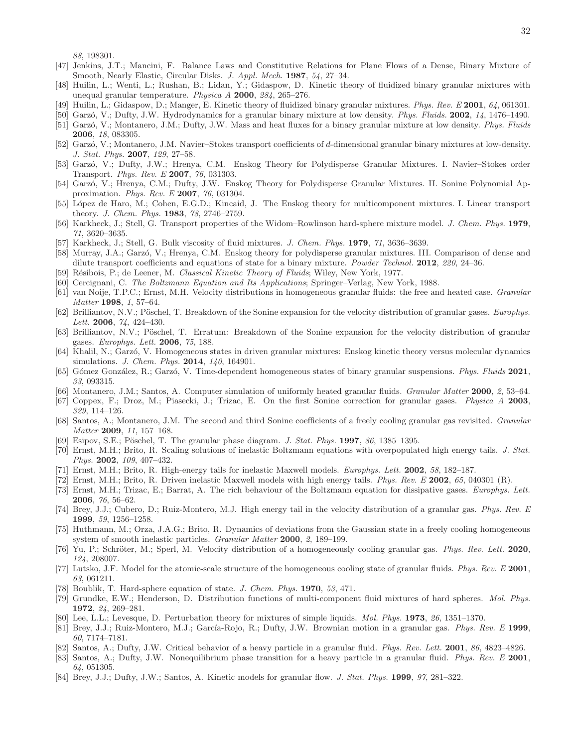*88*, 198301.

[47] Jenkins, J.T.; Mancini, F. Balance Laws and Constitutive Relations for Plane Flows of a Dense, Binary Mixture of Smooth, Nearly Elastic, Circular Disks. *J. Appl. Mech.* **1987**, *54*, 27–34.

[48] Huilin, L.; Wenti, L.; Rushan, B.; Lidan, Y.; Gidaspow, D. Kinetic theory of fluidized binary granular mixtures with unequal granular temperature. *Physica A* **2000**, *284*, 265–276.

[49] Huilin, L.; Gidaspow, D.; Manger, E. Kinetic theory of fluidized binary granular mixtures. *Phys. Rev. E* **2001**, *64*, 061301.

[50] Garzó, V.; Dufty, J.W. Hydrodynamics for a granular binary mixture at low density. *Phys. Fluids.* **2002**, *14*, 1476–1490.

[51] Garzó, V.; Montanero, J.M.; Dufty, J.W. Mass and heat fluxes for a binary granular mixture at low density. *Phys. Fluids* **2006**, *18*, 083305.

[52] Garzó, V.; Montanero, J.M. Navier–Stokes transport coefficients of $d$-dimensional granular binary mixtures at low-density. *J. Stat. Phys.* **2007**, *129*, 27–58.

[53] Garzó, V.; Dufty, J.W.; Hrenya, C.M. Enskog Theory for Polydisperse Granular Mixtures. I. Navier–Stokes order Transport. *Phys. Rev. E* **2007**, *76*, 031303.

[54] Garzó, V.; Hrenya, C.M.; Dufty, J.W. Enskog Theory for Polydisperse Granular Mixtures. II. Sonine Polynomial Approximation. *Phys. Rev. E* **2007**, *76*, 031304.

[55] López de Haro, M.; Cohen, E.G.D.; Kincaid, J. The Enskog theory for multicomponent mixtures. I. Linear transport theory. *J. Chem. Phys.* **1983**, *78*, 2746–2759.

[56] Karkheck, J.; Stell, G. Transport properties of the Widom–Rowlinson hard-sphere mixture model. *J. Chem. Phys.* **1979**, *71*, 3620–3635.

[57] Karkheck, J.; Stell, G. Bulk viscosity of fluid mixtures. *J. Chem. Phys.* **1979**, *71*, 3636–3639.

[58] Murray, J.A.; Garzó, V.; Hrenya, C.M. Enskog theory for polydisperse granular mixtures. III. Comparison of dense and dilute transport coefficients and equations of state for a binary mixture. *Powder Technol.* **2012**, *220*, 24–36.

[59] Résibois, P.; de Leener, M. *Classical Kinetic Theory of Fluids*; Wiley, New York, 1977.

[60] Cercignani, C. *The Boltzmann Equation and Its Applications*; Springer–Verlag, New York, 1988.

[61] van Noije, T.P.C.; Ernst, M.H. Velocity distributions in homogeneous granular fluids: the free and heated case. *Granular Matter* **1998**, *1*, 57–64.

[62] Brilliantov, N.V.; Pöschel, T. Breakdown of the Sonine expansion for the velocity distribution of granular gases. *Europhys. Lett.* **2006**, *74*, 424–430.

[63] Brilliantov, N.V.; Pöschel, T. Erratum: Breakdown of the Sonine expansion for the velocity distribution of granular gases. *Europhys. Lett.* **2006**, *75*, 188.

[64] Khalil, N.; Garzó, V. Homogeneous states in driven granular mixtures: Enskog kinetic theory versus molecular dynamics simulations. *J. Chem. Phys.* **2014**, *140*, 164901.

[65] Gómez González, R.; Garzó, V. Time-dependent homogeneous states of binary granular suspensions. *Phys. Fluids* **2021**, *33*, 093315.

[66] Montanero, J.M.; Santos, A. Computer simulation of uniformly heated granular fluids. *Granular Matter* **2000**, *2*, 53–64.

[67] Coppex, F.; Droz, M.; Piasecki, J.; Trizac, E. On the first Sonine correction for granular gases. *Physica A* **2003**, *329*, 114–126.

[68] Santos, A.; Montanero, J.M. The second and third Sonine coefficients of a freely cooling granular gas revisited. *Granular Matter* **2009**, *11*, 157–168.

[69] Esipov, S.E.; Pöschel, T. The granular phase diagram. *J. Stat. Phys.* **1997**, *86*, 1385–1395.

[70] Ernst, M.H.; Brito, R. Scaling solutions of inelastic Boltzmann equations with overpopulated high energy tails. *J. Stat. Phys.* **2002**, *109*, 407–432.

[71] Ernst, M.H.; Brito, R. High-energy tails for inelastic Maxwell models. *Europhys. Lett.* **2002**, *58*, 182–187.

[72] Ernst, M.H.; Brito, R. Driven inelastic Maxwell models with high energy tails. *Phys. Rev. E* **2002**, *65*, 040301 (R).

[73] Ernst, M.H.; Trizac, E.; Barrat, A. The rich behaviour of the Boltzmann equation for dissipative gases. *Europhys. Lett.* **2006**, *76*, 56–62.

[74] Brey, J.J.; Cubero, D.; Ruiz-Montero, M.J. High energy tail in the velocity distribution of a granular gas. *Phys. Rev. E* **1999**, *59*, 1256–1258.

[75] Huthmann, M.; Orza, J.A.G.; Brito, R. Dynamics of deviations from the Gaussian state in a freely cooling homogeneous system of smooth inelastic particles. *Granular Matter* **2000**, *2*, 189–199.

[76] Yu, P.; Schröter, M.; Sperl, M. Velocity distribution of a homogeneously cooling granular gas. *Phys. Rev. Lett.* **2020**, *124*, 208007.

[77] Lutsko, J.F. Model for the atomic-scale structure of the homogeneous cooling state of granular fluids. *Phys. Rev. E* **2001**, *63*, 061211.

[78] Boublik, T. Hard-sphere equation of state. *J. Chem. Phys.* **1970**, *53*, 471.

[79] Grundke, E.W.; Henderson, D. Distribution functions of multi-component fluid mixtures of hard spheres. *Mol. Phys.* **1972**, *24*, 269–281.

[80] Lee, L.L.; Levesque, D. Perturbation theory for mixtures of simple liquids. *Mol. Phys.* **1973**, *26*, 1351–1370.

[81] Brey, J.J.; Ruiz-Montero, M.J.; García-Rojo, R.; Dufty, J.W. Brownian motion in a granular gas. *Phys. Rev. E* **1999**, *60*, 7174–7181.

[82] Santos, A.; Dufty, J.W. Critical behavior of a heavy particle in a granular fluid. *Phys. Rev. Lett.* **2001**, *86*, 4823–4826.

[83] Santos, A.; Dufty, J.W. Nonequilibrium phase transition for a heavy particle in a granular fluid. *Phys. Rev. E* **2001**, *64*, 051305.

[84] Brey, J.J.; Dufty, J.W.; Santos, A. Kinetic models for granular flow. *J. Stat. Phys.* **1999**, *97*, 281–322.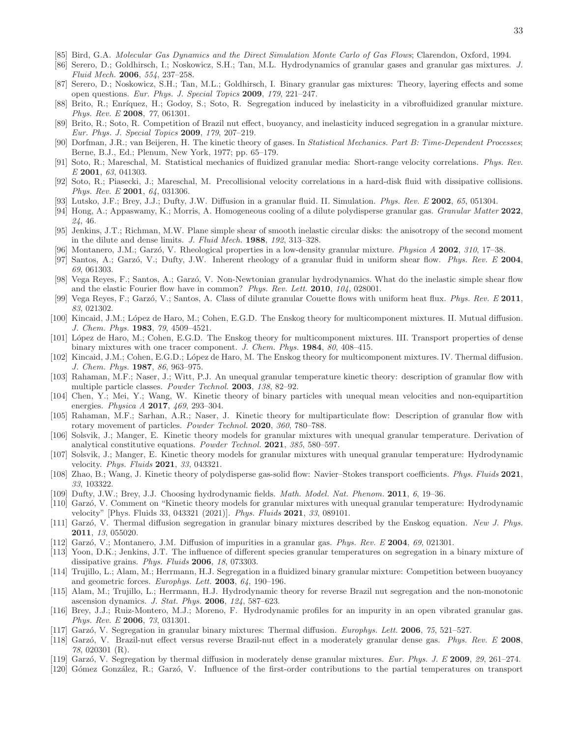[85] Bird, G.A. *Molecular Gas Dynamics and the Direct Simulation Monte Carlo of Gas Flows*; Clarendon, Oxford, 1994.

[86] Serero, D.; Goldhirsch, I.; Noskowicz, S.H.; Tan, M.L. Hydrodynamics of granular gases and granular gas mixtures. *J. Fluid Mech.* **2006**, *554*, 237–258.

[87] Serero, D.; Noskowicz, S.H.; Tan, M.L.; Goldhirsch, I. Binary granular gas mixtures: Theory, layering effects and some open questions. *Eur. Phys. J. Special Topics* **2009**, *179*, 221–247.

[88] Brito, R.; Enríquez, H.; Godoy, S.; Soto, R. Segregation induced by inelasticity in a vibrofluidized granular mixture. *Phys. Rev. E* **2008**, *77*, 061301.

[89] Brito, R.; Soto, R. Competition of Brazil nut effect, buoyancy, and inelasticity induced segregation in a granular mixture. *Eur. Phys. J. Special Topics* **2009**, *179*, 207–219.

[90] Dorfman, J.R.; van Beijeren, H. The kinetic theory of gases. In *Statistical Mechanics. Part B: Time-Dependent Processes*; Berne, B.J., Ed.; Plenum, New York, 1977; pp. 65–179.

[91] Soto, R.; Mareschal, M. Statistical mechanics of fluidized granular media: Short-range velocity correlations. *Phys. Rev. E* **2001**, *63*, 041303.

[92] Soto, R.; Piasecki, J.; Mareschal, M. Precollisional velocity correlations in a hard-disk fluid with dissipative collisions. *Phys. Rev. E* **2001**, *64*, 031306.

[93] Lutsko, J.F.; Brey, J.J.; Dufty, J.W. Diffusion in a granular fluid. II. Simulation. *Phys. Rev. E* **2002**, *65*, 051304.

[94] Hong, A.; Appaswamy, K.; Morris, A. Homogeneous cooling of a dilute polydisperse granular gas. *Granular Matter* **2022**, *24*, 46.

[95] Jenkins, J.T.; Richman, M.W. Plane simple shear of smooth inelastic circular disks: the anisotropy of the second moment in the dilute and dense limits. *J. Fluid Mech.* **1988**, *192*, 313–328.

[96] Montanero, J.M.; Garzó, V. Rheological properties in a low-density granular mixture. *Physica A* **2002**, *310*, 17–38.

[97] Santos, A.; Garzó, V.; Dufty, J.W. Inherent rheology of a granular fluid in uniform shear flow. *Phys. Rev. E* **2004**, *69*, 061303.

[98] Vega Reyes, F.; Santos, A.; Garzó, V. Non-Newtonian granular hydrodynamics. What do the inelastic simple shear flow and the elastic Fourier flow have in common? *Phys. Rev. Lett.* **2010**, *104*, 028001.

[99] Vega Reyes, F.; Garzó, V.; Santos, A. Class of dilute granular Couette flows with uniform heat flux. *Phys. Rev. E* **2011**, *83*, 021302.

[100] Kincaid, J.M.; López de Haro, M.; Cohen, E.G.D. The Enskog theory for multicomponent mixtures. II. Mutual diffusion. *J. Chem. Phys.* **1983**, *79*, 4509–4521.

[101] López de Haro, M.; Cohen, E.G.D. The Enskog theory for multicomponent mixtures. III. Transport properties of dense binary mixtures with one tracer component. *J. Chem. Phys.* **1984**, *80*, 408–415.

[102] Kincaid, J.M.; Cohen, E.G.D.; López de Haro, M. The Enskog theory for multicomponent mixtures. IV. Thermal diffusion. *J. Chem. Phys.* **1987**, *86*, 963–975.

[103] Rahaman, M.F.; Naser, J.; Witt, P.J. An unequal granular temperature kinetic theory: description of granular flow with multiple particle classes. *Powder Technol.* **2003**, *138*, 82–92.

[104] Chen, Y.; Mei, Y.; Wang, W. Kinetic theory of binary particles with unequal mean velocities and non-equipartition energies. *Physica A* **2017**, *469*, 293–304.

[105] Rahaman, M.F.; Sarhan, A.R.; Naser, J. Kinetic theory for multiparticulate flow: Description of granular flow with rotary movement of particles. *Powder Technol.* **2020**, *360*, 780–788.

[106] Solsvik, J.; Manger, E. Kinetic theory models for granular mixtures with unequal granular temperature. Derivation of analytical constitutive equations. *Powder Technol.* **2021**, *385*, 580–597.

[107] Solsvik, J.; Manger, E. Kinetic theory models for granular mixtures with unequal granular temperature: Hydrodynamic velocity. *Phys. Fluids* **2021**, *33*, 043321.

[108] Zhao, B.; Wang, J. Kinetic theory of polydisperse gas-solid flow: Navier–Stokes transport coefficients. *Phys. Fluids* **2021**, *33*, 103322.

[109] Dufty, J.W.; Brey, J.J. Choosing hydrodynamic fields. *Math. Model. Nat. Phenom.* **2011**, *6*, 19–36.

[110] Garzó, V. Comment on "Kinetic theory models for granular mixtures with unequal granular temperature: Hydrodynamic velocity" [Phys. Fluids 33, 043321 (2021)]. *Phys. Fluids* **2021**, *33*, 089101.

[111] Garzó, V. Thermal diffusion segregation in granular binary mixtures described by the Enskog equation. *New J. Phys.* **2011**, *13*, 055020.

[112] Garzó, V.; Montanero, J.M. Diffusion of impurities in a granular gas. *Phys. Rev. E* **2004**, *69*, 021301.

[113] Yoon, D.K.; Jenkins, J.T. The influence of different species granular temperatures on segregation in a binary mixture of dissipative grains. *Phys. Fluids* **2006**, *18*, 073303.

[114] Trujillo, L.; Alam, M.; Herrmann, H.J. Segregation in a fluidized binary granular mixture: Competition between buoyancy and geometric forces. *Europhys. Lett.* **2003**, *64*, 190–196.

[115] Alam, M.; Trujillo, L.; Herrmann, H.J. Hydrodynamic theory for reverse Brazil nut segregation and the non-monotonic ascension dynamics. *J. Stat. Phys.* **2006**, *124*, 587–623.

[116] Brey, J.J.; Ruiz-Montero, M.J.; Moreno, F. Hydrodynamic profiles for an impurity in an open vibrated granular gas. *Phys. Rev. E* **2006**, *73*, 031301.

[117] Garzó, V. Segregation in granular binary mixtures: Thermal diffusion. *Europhys. Lett.* **2006**, *75*, 521–527.

[118] Garzó, V. Brazil-nut effect versus reverse Brazil-nut effect in a moderately granular dense gas. *Phys. Rev. E* **2008**, *78*, 020301 (R).

[119] Garzó, V. Segregation by thermal diffusion in moderately dense granular mixtures. *Eur. Phys. J. E* **2009**, *29*, 261–274.

[120] Gómez González, R.; Garzó, V. Influence of the first-order contributions to the partial temperatures on transport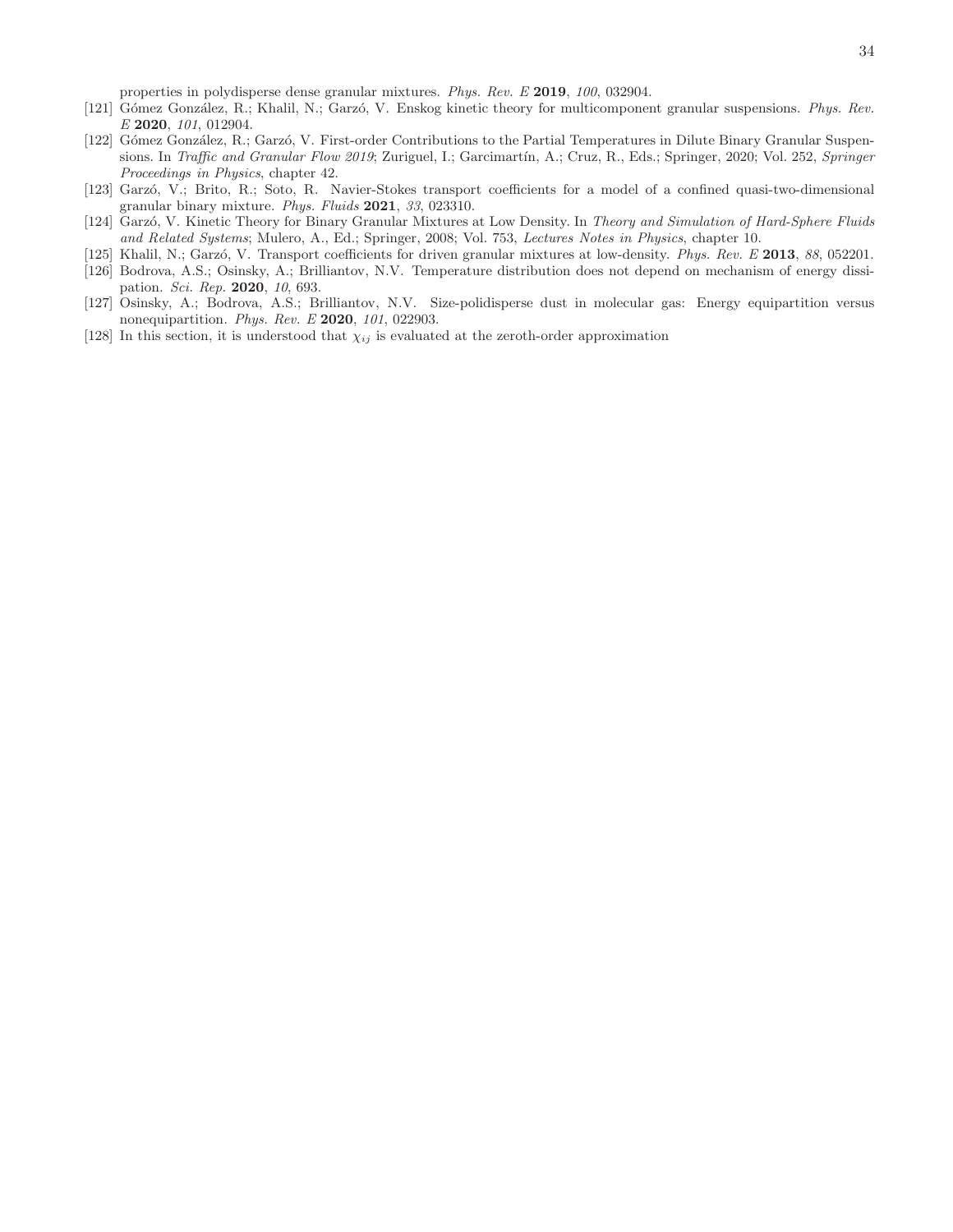properties in polydisperse dense granular mixtures. *Phys. Rev. E* **2019**, *100*, 032904.

[121] Gómez González, R.; Khalil, N.; Garzó, V. Enskog kinetic theory for multicomponent granular suspensions. *Phys. Rev. E* **2020**, *101*, 012904.

[122] Gómez González, R.; Garzó, V. First-order Contributions to the Partial Temperatures in Dilute Binary Granular Suspensions. In *Traffic and Granular Flow 2019*; Zuriguel, I.; Garcimartín, A.; Cruz, R., Eds.; Springer, 2020; Vol. 252, *Springer Proceedings in Physics*, chapter 42.

[123] Garzó, V.; Brito, R.; Soto, R. Navier-Stokes transport coefficients for a model of a confined quasi-two-dimensional granular binary mixture. *Phys. Fluids* **2021**, *33*, 023310.

[124] Garzó, V. Kinetic Theory for Binary Granular Mixtures at Low Density. In *Theory and Simulation of Hard-Sphere Fluids and Related Systems*; Mulero, A., Ed.; Springer, 2008; Vol. 753, *Lectures Notes in Physics*, chapter 10.

[125] Khalil, N.; Garzó, V. Transport coefficients for driven granular mixtures at low-density. *Phys. Rev. E* **2013**, *88*, 052201.

[126] Bodrova, A.S.; Osinsky, A.; Brilliantov, N.V. Temperature distribution does not depend on mechanism of energy dissipation. *Sci. Rep.* **2020**, *10*, 693.

[127] Osinsky, A.; Bodrova, A.S.; Brilliantov, N.V. Size-polidisperse dust in molecular gas: Energy equipartition versus nonequipartition. *Phys. Rev. E* **2020**, *101*, 022903.

[128] In this section, it is understood that $\chi_{ij}$ is evaluated at the zeroth-order approximation